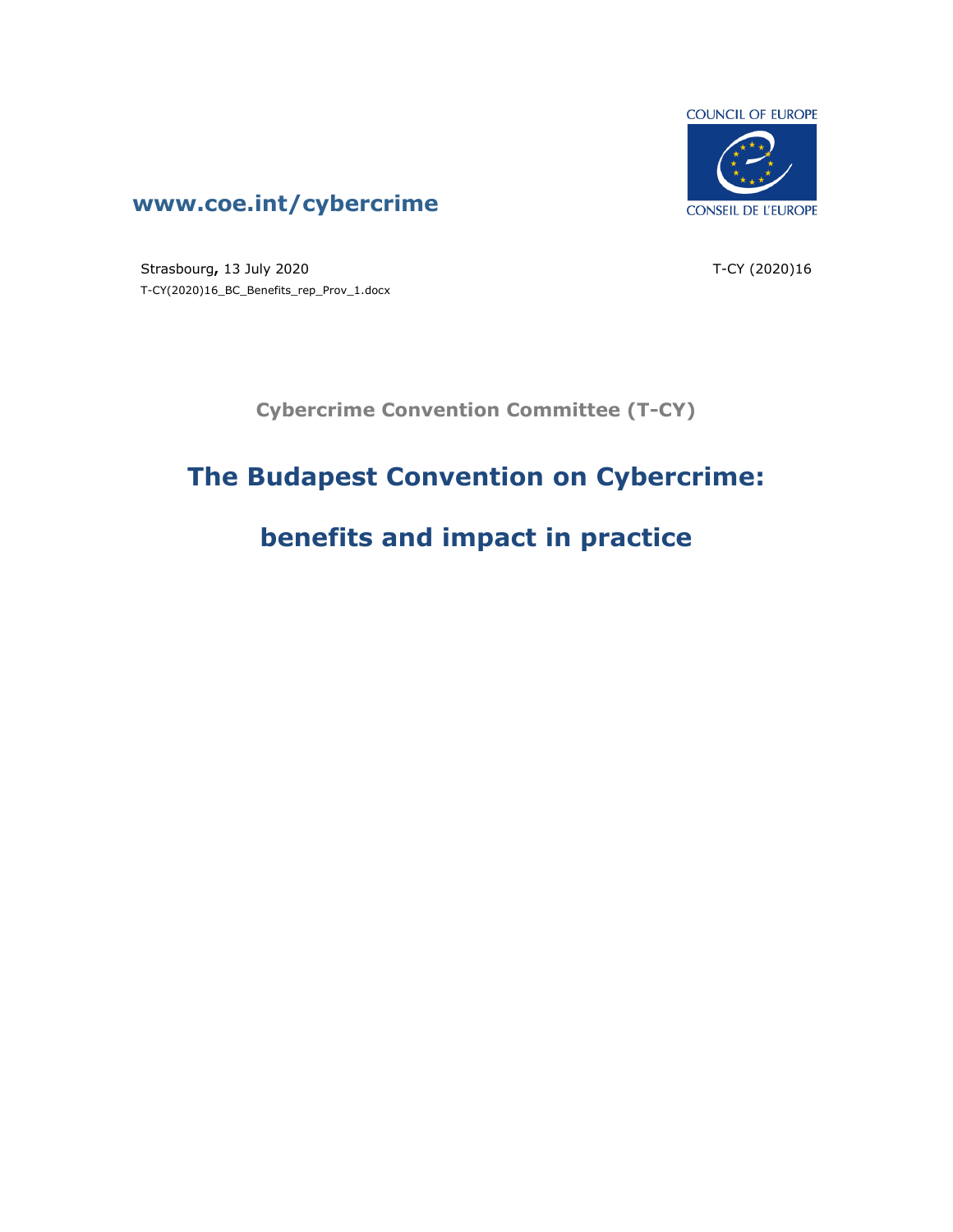www.coe.int/cybercrime

COUNCIL OF EUROPE

CONSEIL DE L'EUROPE

Strasbourg, 13 July 2020

T-CY (2020)16

T-CY(2020)16_BC_Benefits_rep_Prov_1.docx

**Cybercrime Convention Committee (T-CY)**

# The Budapest Convention on Cybercrime:

# benefits and impact in practice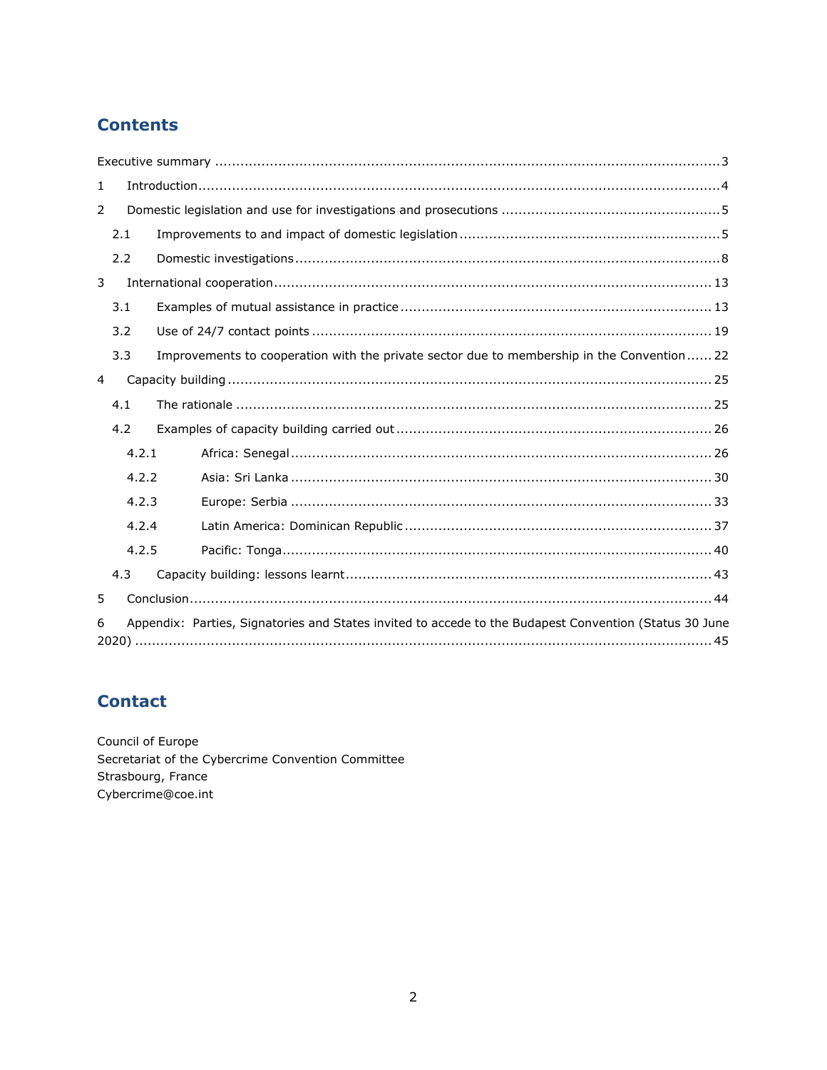## Contents

Executive summary ..................................................................................................................... 3

1 Introduction ........................................................................................................................... 4

2 Domestic legislation and use for investigations and prosecutions ................................................. 5

2.1 Improvements to and impact of domestic legislation ............................................................ 5

2.2 Domestic investigations ................................................................................................... 8

3 International cooperation ....................................................................................................... 13

3.1 Examples of mutual assistance in practice ......................................................................... 13

3.2 Use of 24/7 contact points ............................................................................................. 19

3.3 Improvements to cooperation with the private sector due to membership in the Convention ...... 22

4 Capacity building ................................................................................................................. 25

4.1 The rationale ................................................................................................................ 25

4.2 Examples of capacity building carried out .......................................................................... 26

4.2.1 Africa: Senegal ................................................................................................... 26

4.2.2 Asia: Sri Lanka ................................................................................................... 30

4.2.3 Europe: Serbia ................................................................................................... 33

4.2.4 Latin America: Dominican Republic ........................................................................ 37

4.2.5 Pacific: Tonga .................................................................................................... 40

4.3 Capacity building: lessons learnt ...................................................................................... 43

5 Conclusion .......................................................................................................................... 44

6 Appendix: Parties, Signatories and States invited to accede to the Budapest Convention (Status 30 June 2020) ....................................................................................................................... 45

## Contact

Council of Europe
Secretariat of the Cybercrime Convention Committee
Strasbourg, France
Cybercrime@coe.int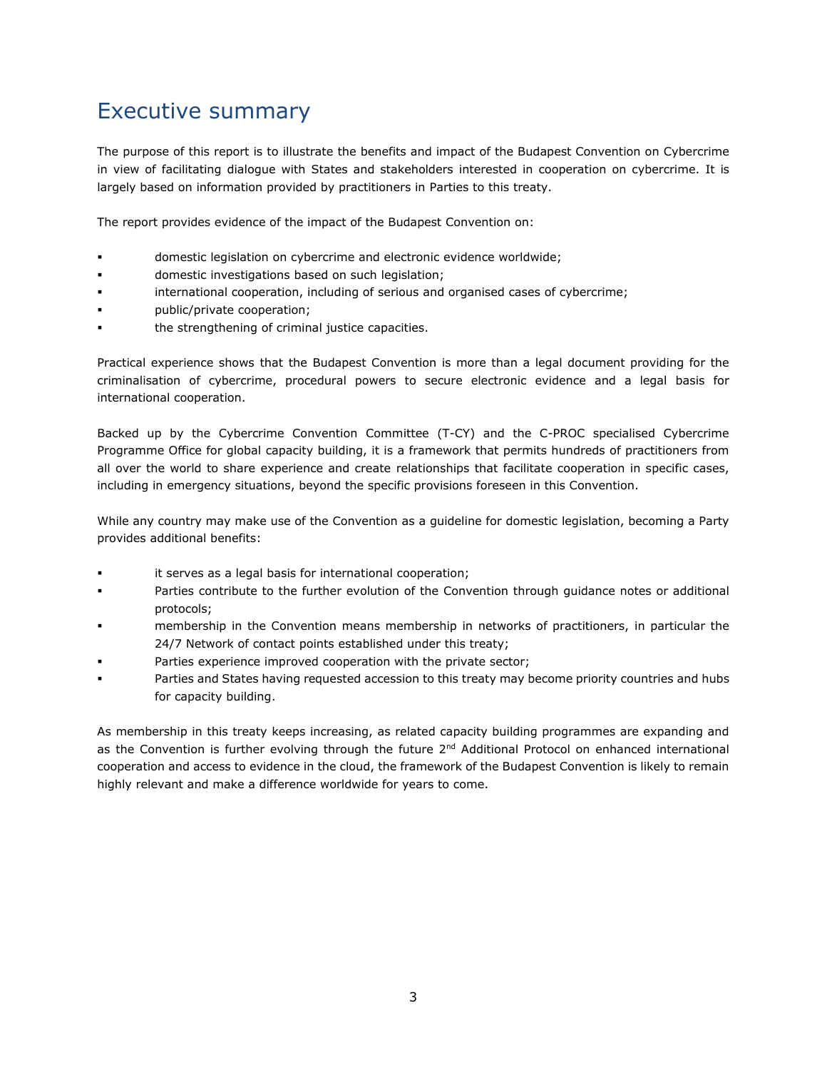# Executive summary

The purpose of this report is to illustrate the benefits and impact of the Budapest Convention on Cybercrime in view of facilitating dialogue with States and stakeholders interested in cooperation on cybercrime. It is largely based on information provided by practitioners in Parties to this treaty.

The report provides evidence of the impact of the Budapest Convention on:

- domestic legislation on cybercrime and electronic evidence worldwide;
- domestic investigations based on such legislation;
- international cooperation, including of serious and organised cases of cybercrime;
- public/private cooperation;
- the strengthening of criminal justice capacities.

Practical experience shows that the Budapest Convention is more than a legal document providing for the criminalisation of cybercrime, procedural powers to secure electronic evidence and a legal basis for international cooperation.

Backed up by the Cybercrime Convention Committee (T-CY) and the C-PROC specialised Cybercrime Programme Office for global capacity building, it is a framework that permits hundreds of practitioners from all over the world to share experience and create relationships that facilitate cooperation in specific cases, including in emergency situations, beyond the specific provisions foreseen in this Convention.

While any country may make use of the Convention as a guideline for domestic legislation, becoming a Party provides additional benefits:

- it serves as a legal basis for international cooperation;
- Parties contribute to the further evolution of the Convention through guidance notes or additional protocols;
- membership in the Convention means membership in networks of practitioners, in particular the 24/7 Network of contact points established under this treaty;
- Parties experience improved cooperation with the private sector;
- Parties and States having requested accession to this treaty may become priority countries and hubs for capacity building.

As membership in this treaty keeps increasing, as related capacity building programmes are expanding and as the Convention is further evolving through the future 2nd Additional Protocol on enhanced international cooperation and access to evidence in the cloud, the framework of the Budapest Convention is likely to remain highly relevant and make a difference worldwide for years to come.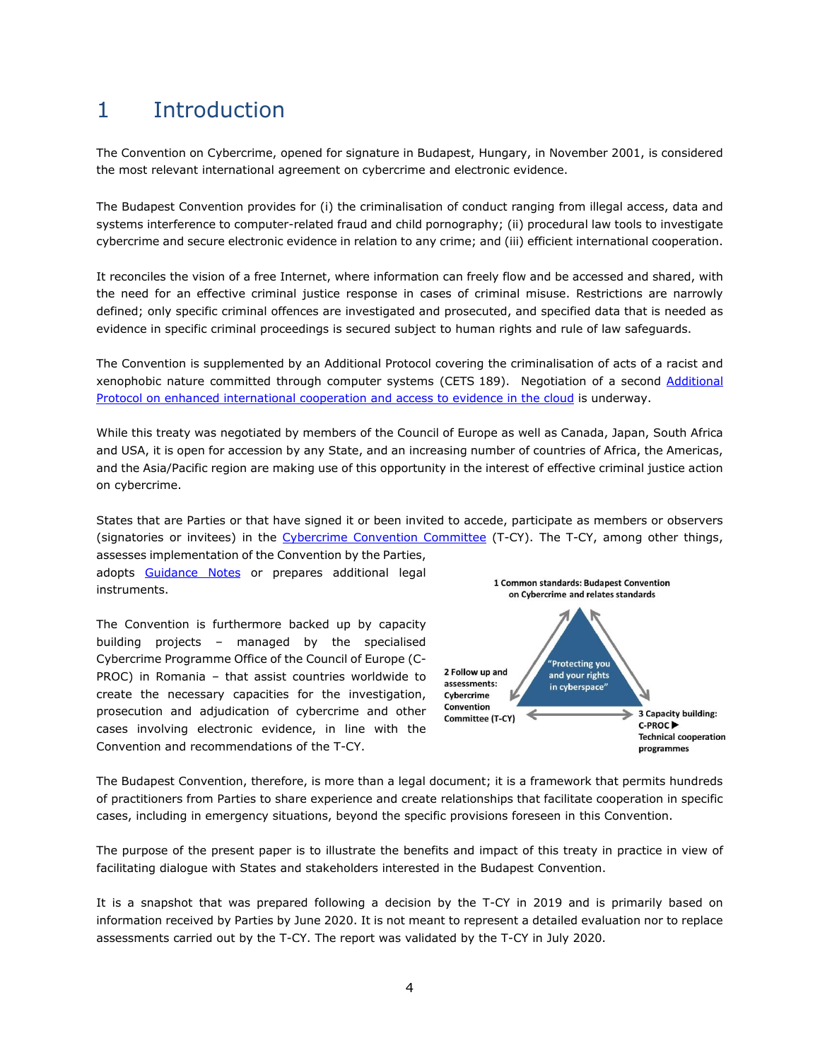# 1 Introduction

The Convention on Cybercrime, opened for signature in Budapest, Hungary, in November 2001, is considered the most relevant international agreement on cybercrime and electronic evidence.

The Budapest Convention provides for (i) the criminalisation of conduct ranging from illegal access, data and systems interference to computer-related fraud and child pornography; (ii) procedural law tools to investigate cybercrime and secure electronic evidence in relation to any crime; and (iii) efficient international cooperation.

It reconciles the vision of a free Internet, where information can freely flow and be accessed and shared, with the need for an effective criminal justice response in cases of criminal misuse. Restrictions are narrowly defined; only specific criminal offences are investigated and prosecuted, and specified data that is needed as evidence in specific criminal proceedings is secured subject to human rights and rule of law safeguards.

The Convention is supplemented by an Additional Protocol covering the criminalisation of acts of a racist and xenophobic nature committed through computer systems (CETS 189). Negotiation of a second Additional Protocol on enhanced international cooperation and access to evidence in the cloud is underway.

While this treaty was negotiated by members of the Council of Europe as well as Canada, Japan, South Africa and USA, it is open for accession by any State, and an increasing number of countries of Africa, the Americas, and the Asia/Pacific region are making use of this opportunity in the interest of effective criminal justice action on cybercrime.

States that are Parties or that have signed it or been invited to accede, participate as members or observers (signatories or invitees) in the Cybercrime Convention Committee (T-CY). The T-CY, among other things, assesses implementation of the Convention by the Parties, adopts Guidance Notes or prepares additional legal instruments.

The Convention is furthermore backed up by capacity building projects – managed by the specialised Cybercrime Programme Office of the Council of Europe (C-PROC) in Romania – that assist countries worldwide to create the necessary capacities for the investigation, prosecution and adjudication of cybercrime and other cases involving electronic evidence, in line with the Convention and recommendations of the T-CY.

1 Common standards: Budapest Convention on Cybercrime and relates standards

2 Follow up and assessments: Cybercrime Convention Committee (T-CY)

3 Capacity building: C-PROC ▶ Technical cooperation programmes

"Protecting you and your rights in cyberspace"

The Budapest Convention, therefore, is more than a legal document; it is a framework that permits hundreds of practitioners from Parties to share experience and create relationships that facilitate cooperation in specific cases, including in emergency situations, beyond the specific provisions foreseen in this Convention.

The purpose of the present paper is to illustrate the benefits and impact of this treaty in practice in view of facilitating dialogue with States and stakeholders interested in the Budapest Convention.

It is a snapshot that was prepared following a decision by the T-CY in 2019 and is primarily based on information received by Parties by June 2020. It is not meant to represent a detailed evaluation nor to replace assessments carried out by the T-CY. The report was validated by the T-CY in July 2020.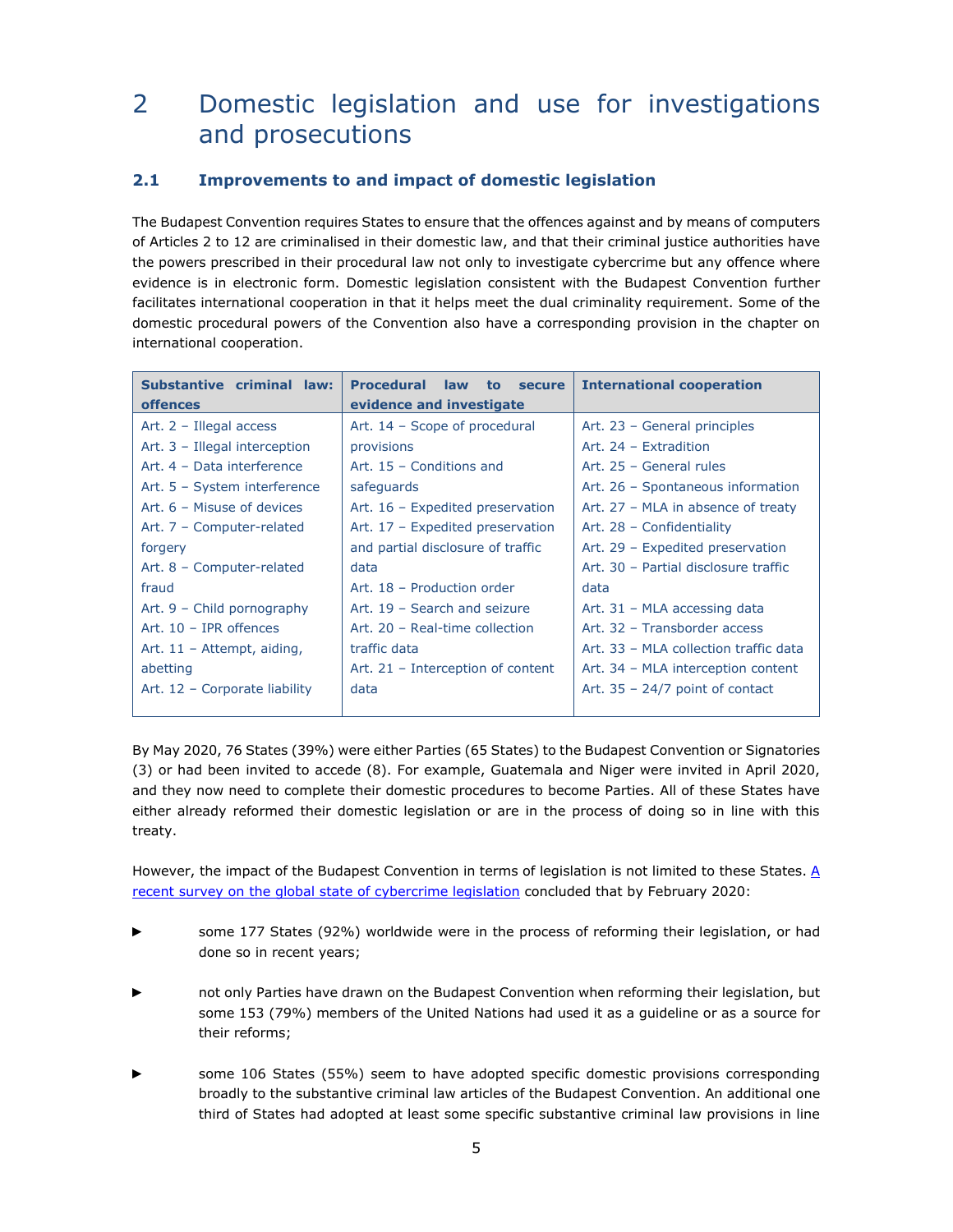# 2 Domestic legislation and use for investigations and prosecutions

## 2.1 Improvements to and impact of domestic legislation

The Budapest Convention requires States to ensure that the offences against and by means of computers of Articles 2 to 12 are criminalised in their domestic law, and that their criminal justice authorities have the powers prescribed in their procedural law not only to investigate cybercrime but any offence where evidence is in electronic form. Domestic legislation consistent with the Budapest Convention further facilitates international cooperation in that it helps meet the dual criminality requirement. Some of the domestic procedural powers of the Convention also have a corresponding provision in the chapter on international cooperation.

| Substantive criminal law: offences | Procedural law to secure evidence and investigate | International cooperation |
|---|---|---|
| Art. 2 – Illegal access<br>Art. 3 – Illegal interception<br>Art. 4 – Data interference<br>Art. 5 – System interference<br>Art. 6 – Misuse of devices<br>Art. 7 – Computer-related forgery<br>Art. 8 – Computer-related fraud<br>Art. 9 – Child pornography<br>Art. 10 – IPR offences<br>Art. 11 – Attempt, aiding, abetting<br>Art. 12 – Corporate liability | Art. 14 – Scope of procedural provisions<br>Art. 15 – Conditions and safeguards<br>Art. 16 – Expedited preservation<br>Art. 17 – Expedited preservation and partial disclosure of traffic data<br>Art. 18 – Production order<br>Art. 19 – Search and seizure<br>Art. 20 – Real-time collection traffic data<br>Art. 21 – Interception of content data | Art. 23 – General principles<br>Art. 24 – Extradition<br>Art. 25 – General rules<br>Art. 26 – Spontaneous information<br>Art. 27 – MLA in absence of treaty<br>Art. 28 – Confidentiality<br>Art. 29 – Expedited preservation<br>Art. 30 – Partial disclosure traffic data<br>Art. 31 – MLA accessing data<br>Art. 32 – Transborder access<br>Art. 33 – MLA collection traffic data<br>Art. 34 – MLA interception content<br>Art. 35 – 24/7 point of contact |

By May 2020, 76 States (39%) were either Parties (65 States) to the Budapest Convention or Signatories (3) or had been invited to accede (8). For example, Guatemala and Niger were invited in April 2020, and they now need to complete their domestic procedures to become Parties. All of these States have either already reformed their domestic legislation or are in the process of doing so in line with this treaty.

However, the impact of the Budapest Convention in terms of legislation is not limited to these States. A recent survey on the global state of cybercrime legislation concluded that by February 2020:

- some 177 States (92%) worldwide were in the process of reforming their legislation, or had done so in recent years;
- not only Parties have drawn on the Budapest Convention when reforming their legislation, but some 153 (79%) members of the United Nations had used it as a guideline or as a source for their reforms;
- some 106 States (55%) seem to have adopted specific domestic provisions corresponding broadly to the substantive criminal law articles of the Budapest Convention. An additional one third of States had adopted at least some specific substantive criminal law provisions in line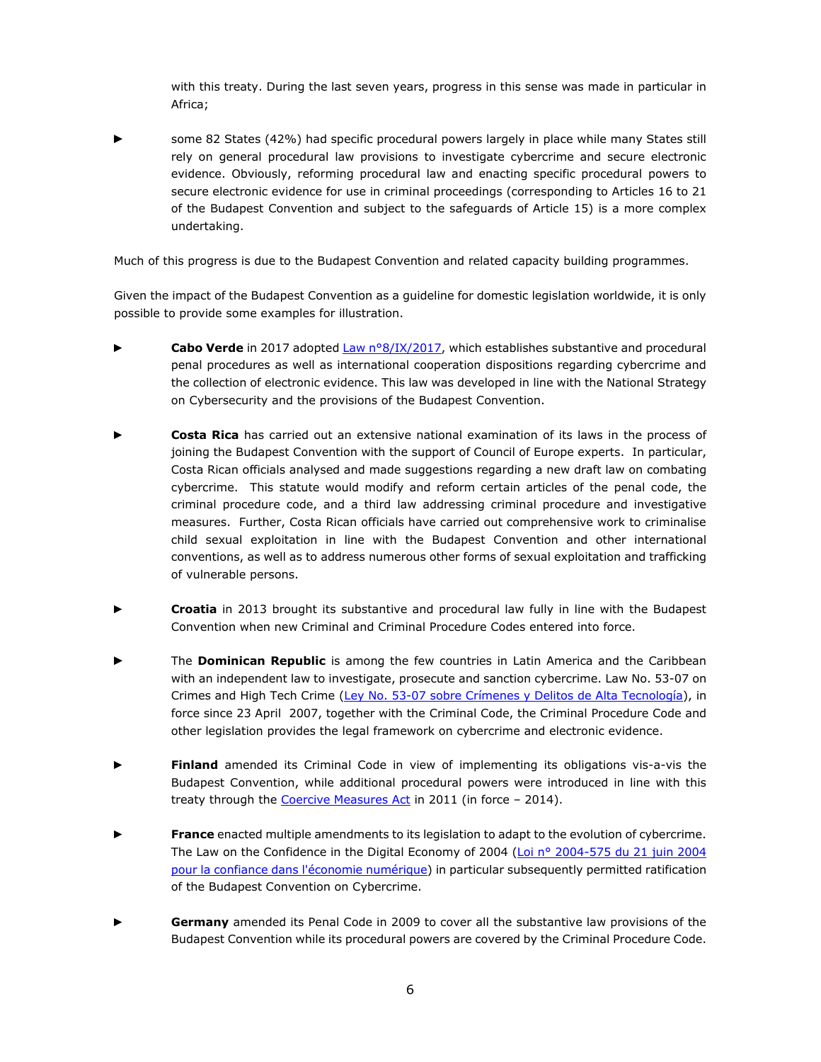with this treaty. During the last seven years, progress in this sense was made in particular in Africa;

- some 82 States (42%) had specific procedural powers largely in place while many States still rely on general procedural law provisions to investigate cybercrime and secure electronic evidence. Obviously, reforming procedural law and enacting specific procedural powers to secure electronic evidence for use in criminal proceedings (corresponding to Articles 16 to 21 of the Budapest Convention and subject to the safeguards of Article 15) is a more complex undertaking.

Much of this progress is due to the Budapest Convention and related capacity building programmes.

Given the impact of the Budapest Convention as a guideline for domestic legislation worldwide, it is only possible to provide some examples for illustration.

- **Cabo Verde** in 2017 adopted Law n°8/IX/2017, which establishes substantive and procedural penal procedures as well as international cooperation dispositions regarding cybercrime and the collection of electronic evidence. This law was developed in line with the National Strategy on Cybersecurity and the provisions of the Budapest Convention.

- **Costa Rica** has carried out an extensive national examination of its laws in the process of joining the Budapest Convention with the support of Council of Europe experts. In particular, Costa Rican officials analysed and made suggestions regarding a new draft law on combating cybercrime. This statute would modify and reform certain articles of the penal code, the criminal procedure code, and a third law addressing criminal procedure and investigative measures. Further, Costa Rican officials have carried out comprehensive work to criminalise child sexual exploitation in line with the Budapest Convention and other international conventions, as well as to address numerous other forms of sexual exploitation and trafficking of vulnerable persons.

- **Croatia** in 2013 brought its substantive and procedural law fully in line with the Budapest Convention when new Criminal and Criminal Procedure Codes entered into force.

- The **Dominican Republic** is among the few countries in Latin America and the Caribbean with an independent law to investigate, prosecute and sanction cybercrime. Law No. 53-07 on Crimes and High Tech Crime (Ley No. 53-07 sobre Crímenes y Delitos de Alta Tecnología), in force since 23 April 2007, together with the Criminal Code, the Criminal Procedure Code and other legislation provides the legal framework on cybercrime and electronic evidence.

- **Finland** amended its Criminal Code in view of implementing its obligations vis-a-vis the Budapest Convention, while additional procedural powers were introduced in line with this treaty through the Coercive Measures Act in 2011 (in force – 2014).

- **France** enacted multiple amendments to its legislation to adapt to the evolution of cybercrime. The Law on the Confidence in the Digital Economy of 2004 (Loi n° 2004-575 du 21 juin 2004 pour la confiance dans l'économie numérique) in particular subsequently permitted ratification of the Budapest Convention on Cybercrime.

- **Germany** amended its Penal Code in 2009 to cover all the substantive law provisions of the Budapest Convention while its procedural powers are covered by the Criminal Procedure Code.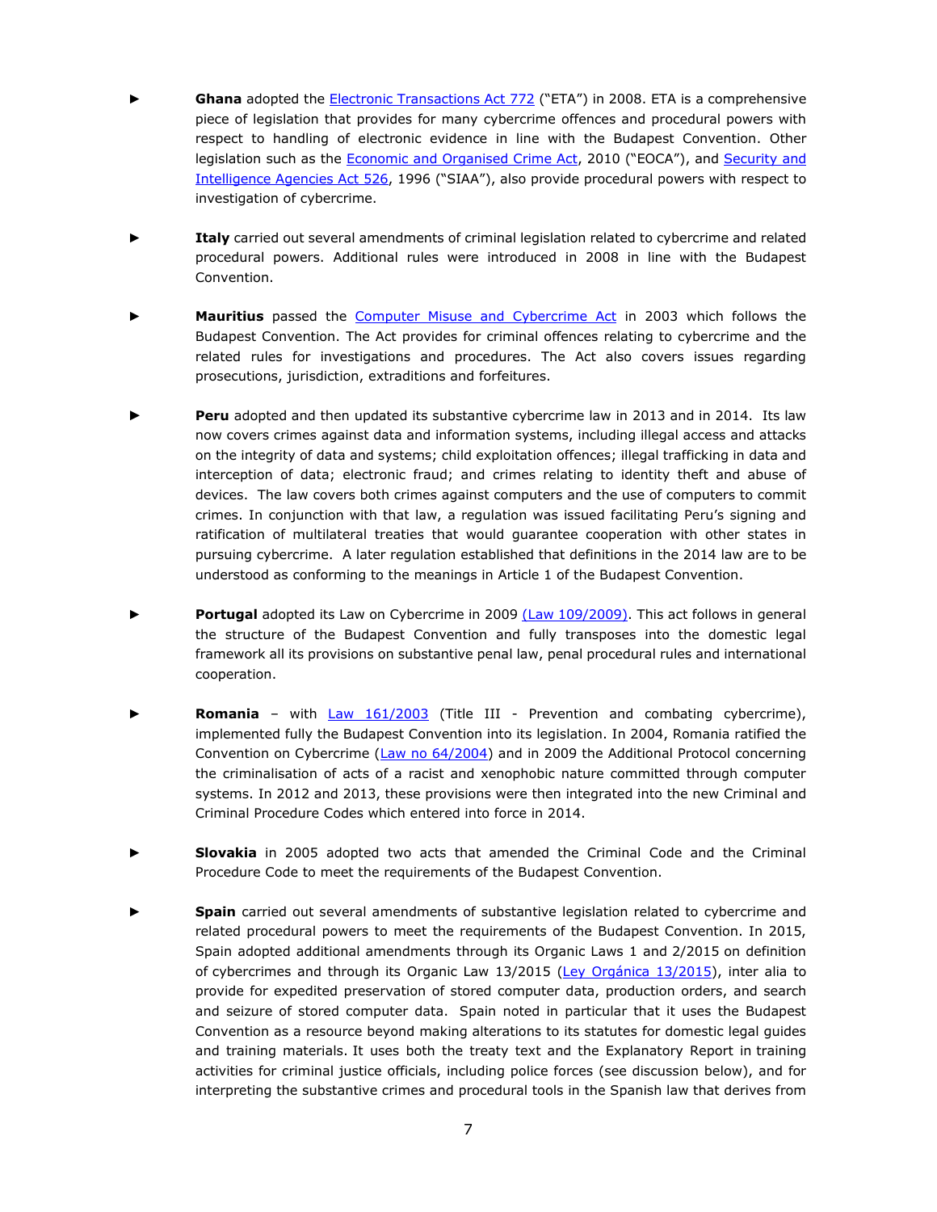- **Ghana** adopted the Electronic Transactions Act 772 ("ETA") in 2008. ETA is a comprehensive piece of legislation that provides for many cybercrime offences and procedural powers with respect to handling of electronic evidence in line with the Budapest Convention. Other legislation such as the Economic and Organised Crime Act, 2010 ("EOCA"), and Security and Intelligence Agencies Act 526, 1996 ("SIAA"), also provide procedural powers with respect to investigation of cybercrime.

- **Italy** carried out several amendments of criminal legislation related to cybercrime and related procedural powers. Additional rules were introduced in 2008 in line with the Budapest Convention.

- **Mauritius** passed the Computer Misuse and Cybercrime Act in 2003 which follows the Budapest Convention. The Act provides for criminal offences relating to cybercrime and the related rules for investigations and procedures. The Act also covers issues regarding prosecutions, jurisdiction, extraditions and forfeitures.

- **Peru** adopted and then updated its substantive cybercrime law in 2013 and in 2014. Its law now covers crimes against data and information systems, including illegal access and attacks on the integrity of data and systems; child exploitation offences; illegal trafficking in data and interception of data; electronic fraud; and crimes relating to identity theft and abuse of devices. The law covers both crimes against computers and the use of computers to commit crimes. In conjunction with that law, a regulation was issued facilitating Peru's signing and ratification of multilateral treaties that would guarantee cooperation with other states in pursuing cybercrime. A later regulation established that definitions in the 2014 law are to be understood as conforming to the meanings in Article 1 of the Budapest Convention.

- **Portugal** adopted its Law on Cybercrime in 2009 (Law 109/2009). This act follows in general the structure of the Budapest Convention and fully transposes into the domestic legal framework all its provisions on substantive penal law, penal procedural rules and international cooperation.

- **Romania** – with Law 161/2003 (Title III - Prevention and combating cybercrime), implemented fully the Budapest Convention into its legislation. In 2004, Romania ratified the Convention on Cybercrime (Law no 64/2004) and in 2009 the Additional Protocol concerning the criminalisation of acts of a racist and xenophobic nature committed through computer systems. In 2012 and 2013, these provisions were then integrated into the new Criminal and Criminal Procedure Codes which entered into force in 2014.

- **Slovakia** in 2005 adopted two acts that amended the Criminal Code and the Criminal Procedure Code to meet the requirements of the Budapest Convention.

- **Spain** carried out several amendments of substantive legislation related to cybercrime and related procedural powers to meet the requirements of the Budapest Convention. In 2015, Spain adopted additional amendments through its Organic Laws 1 and 2/2015 on definition of cybercrimes and through its Organic Law 13/2015 (Ley Orgánica 13/2015), inter alia to provide for expedited preservation of stored computer data, production orders, and search and seizure of stored computer data. Spain noted in particular that it uses the Budapest Convention as a resource beyond making alterations to its statutes for domestic legal guides and training materials. It uses both the treaty text and the Explanatory Report in training activities for criminal justice officials, including police forces (see discussion below), and for interpreting the substantive crimes and procedural tools in the Spanish law that derives from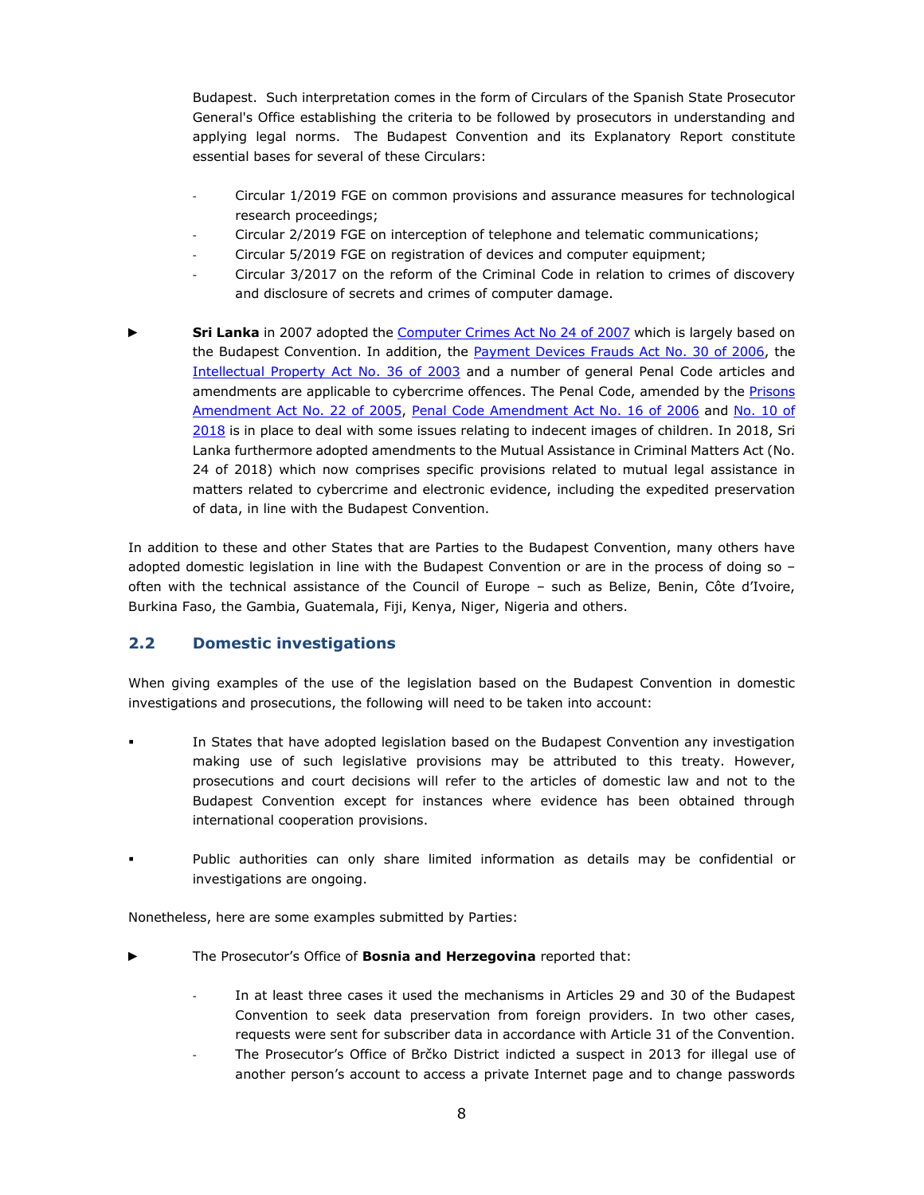Budapest. Such interpretation comes in the form of Circulars of the Spanish State Prosecutor General's Office establishing the criteria to be followed by prosecutors in understanding and applying legal norms. The Budapest Convention and its Explanatory Report constitute essential bases for several of these Circulars:

- Circular 1/2019 FGE on common provisions and assurance measures for technological research proceedings;
- Circular 2/2019 FGE on interception of telephone and telematic communications;
- Circular 5/2019 FGE on registration of devices and computer equipment;
- Circular 3/2017 on the reform of the Criminal Code in relation to crimes of discovery and disclosure of secrets and crimes of computer damage.

► **Sri Lanka** in 2007 adopted the Computer Crimes Act No 24 of 2007 which is largely based on the Budapest Convention. In addition, the Payment Devices Frauds Act No. 30 of 2006, the Intellectual Property Act No. 36 of 2003 and a number of general Penal Code articles and amendments are applicable to cybercrime offences. The Penal Code, amended by the Prisons Amendment Act No. 22 of 2005, Penal Code Amendment Act No. 16 of 2006 and No. 10 of 2018 is in place to deal with some issues relating to indecent images of children. In 2018, Sri Lanka furthermore adopted amendments to the Mutual Assistance in Criminal Matters Act (No. 24 of 2018) which now comprises specific provisions related to mutual legal assistance in matters related to cybercrime and electronic evidence, including the expedited preservation of data, in line with the Budapest Convention.

In addition to these and other States that are Parties to the Budapest Convention, many others have adopted domestic legislation in line with the Budapest Convention or are in the process of doing so – often with the technical assistance of the Council of Europe – such as Belize, Benin, Côte d'Ivoire, Burkina Faso, the Gambia, Guatemala, Fiji, Kenya, Niger, Nigeria and others.

## 2.2 Domestic investigations

When giving examples of the use of the legislation based on the Budapest Convention in domestic investigations and prosecutions, the following will need to be taken into account:

- In States that have adopted legislation based on the Budapest Convention any investigation making use of such legislative provisions may be attributed to this treaty. However, prosecutions and court decisions will refer to the articles of domestic law and not to the Budapest Convention except for instances where evidence has been obtained through international cooperation provisions.

- Public authorities can only share limited information as details may be confidential or investigations are ongoing.

Nonetheless, here are some examples submitted by Parties:

► The Prosecutor's Office of **Bosnia and Herzegovina** reported that:

- In at least three cases it used the mechanisms in Articles 29 and 30 of the Budapest Convention to seek data preservation from foreign providers. In two other cases, requests were sent for subscriber data in accordance with Article 31 of the Convention.
- The Prosecutor's Office of Brčko District indicted a suspect in 2013 for illegal use of another person's account to access a private Internet page and to change passwords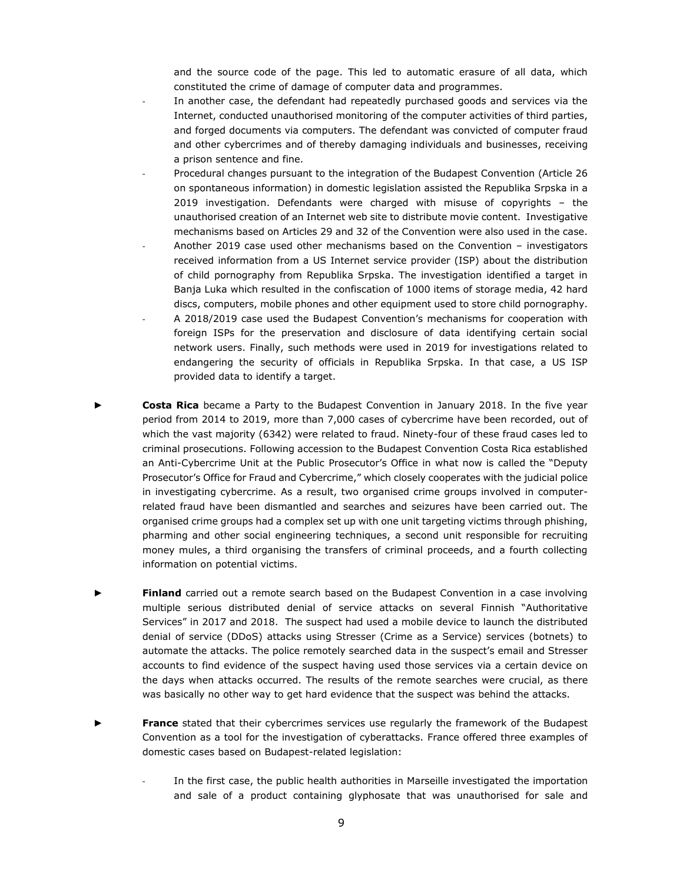and the source code of the page. This led to automatic erasure of all data, which constituted the crime of damage of computer data and programmes.

- In another case, the defendant had repeatedly purchased goods and services via the Internet, conducted unauthorised monitoring of the computer activities of third parties, and forged documents via computers. The defendant was convicted of computer fraud and other cybercrimes and of thereby damaging individuals and businesses, receiving a prison sentence and fine.
- Procedural changes pursuant to the integration of the Budapest Convention (Article 26 on spontaneous information) in domestic legislation assisted the Republika Srpska in a 2019 investigation. Defendants were charged with misuse of copyrights – the unauthorised creation of an Internet web site to distribute movie content. Investigative mechanisms based on Articles 29 and 32 of the Convention were also used in the case.
- Another 2019 case used other mechanisms based on the Convention – investigators received information from a US Internet service provider (ISP) about the distribution of child pornography from Republika Srpska. The investigation identified a target in Banja Luka which resulted in the confiscation of 1000 items of storage media, 42 hard discs, computers, mobile phones and other equipment used to store child pornography.
- A 2018/2019 case used the Budapest Convention's mechanisms for cooperation with foreign ISPs for the preservation and disclosure of data identifying certain social network users. Finally, such methods were used in 2019 for investigations related to endangering the security of officials in Republika Srpska. In that case, a US ISP provided data to identify a target.

► **Costa Rica** became a Party to the Budapest Convention in January 2018. In the five year period from 2014 to 2019, more than 7,000 cases of cybercrime have been recorded, out of which the vast majority (6342) were related to fraud. Ninety-four of these fraud cases led to criminal prosecutions. Following accession to the Budapest Convention Costa Rica established an Anti-Cybercrime Unit at the Public Prosecutor's Office in what now is called the "Deputy Prosecutor's Office for Fraud and Cybercrime," which closely cooperates with the judicial police in investigating cybercrime. As a result, two organised crime groups involved in computer-related fraud have been dismantled and searches and seizures have been carried out. The organised crime groups had a complex set up with one unit targeting victims through phishing, pharming and other social engineering techniques, a second unit responsible for recruiting money mules, a third organising the transfers of criminal proceeds, and a fourth collecting information on potential victims.

► **Finland** carried out a remote search based on the Budapest Convention in a case involving multiple serious distributed denial of service attacks on several Finnish "Authoritative Services" in 2017 and 2018. The suspect had used a mobile device to launch the distributed denial of service (DDoS) attacks using Stresser (Crime as a Service) services (botnets) to automate the attacks. The police remotely searched data in the suspect's email and Stresser accounts to find evidence of the suspect having used those services via a certain device on the days when attacks occurred. The results of the remote searches were crucial, as there was basically no other way to get hard evidence that the suspect was behind the attacks.

► **France** stated that their cybercrimes services use regularly the framework of the Budapest Convention as a tool for the investigation of cyberattacks. France offered three examples of domestic cases based on Budapest-related legislation:

- In the first case, the public health authorities in Marseille investigated the importation and sale of a product containing glyphosate that was unauthorised for sale and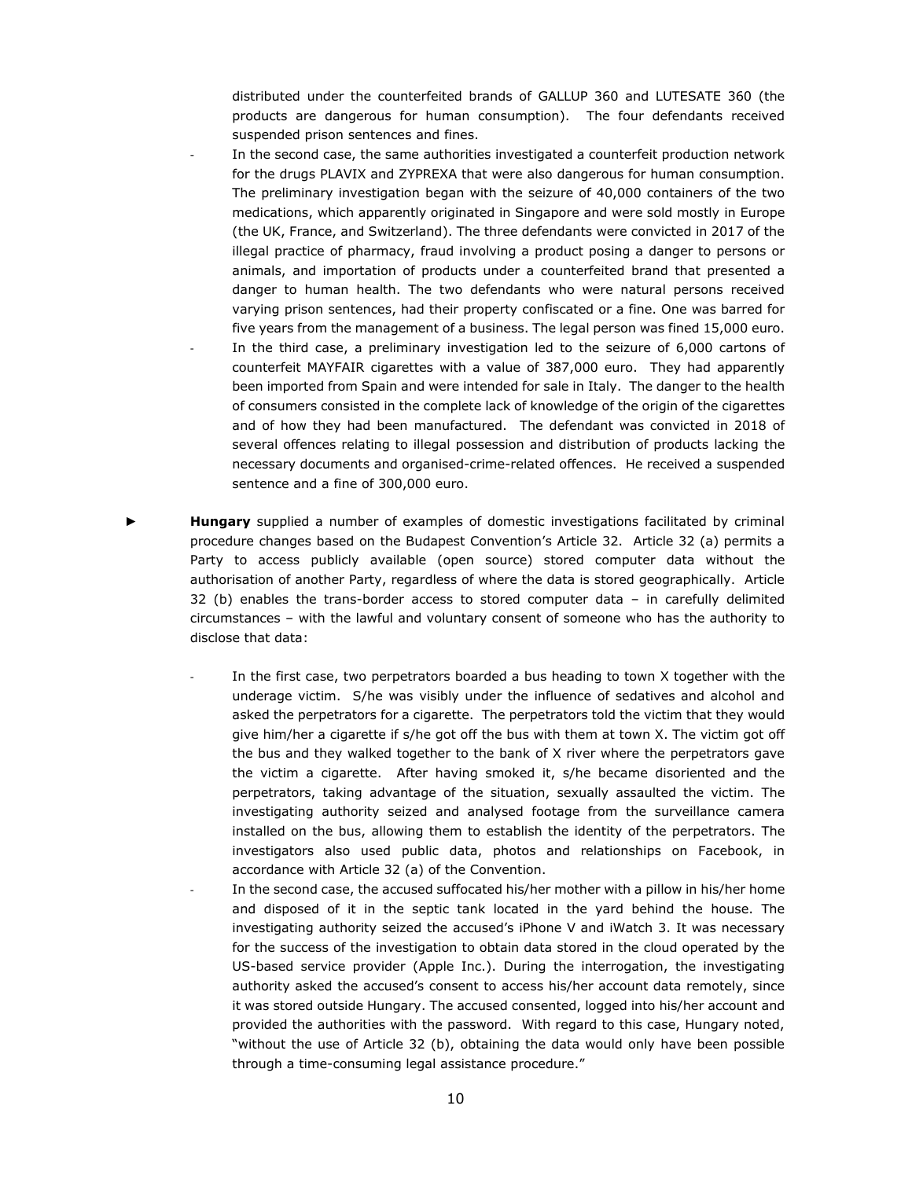distributed under the counterfeited brands of GALLUP 360 and LUTESATE 360 (the products are dangerous for human consumption). The four defendants received suspended prison sentences and fines.

- In the second case, the same authorities investigated a counterfeit production network for the drugs PLAVIX and ZYPREXA that were also dangerous for human consumption. The preliminary investigation began with the seizure of 40,000 containers of the two medications, which apparently originated in Singapore and were sold mostly in Europe (the UK, France, and Switzerland). The three defendants were convicted in 2017 of the illegal practice of pharmacy, fraud involving a product posing a danger to persons or animals, and importation of products under a counterfeited brand that presented a danger to human health. The two defendants who were natural persons received varying prison sentences, had their property confiscated or a fine. One was barred for five years from the management of a business. The legal person was fined 15,000 euro.
- In the third case, a preliminary investigation led to the seizure of 6,000 cartons of counterfeit MAYFAIR cigarettes with a value of 387,000 euro. They had apparently been imported from Spain and were intended for sale in Italy. The danger to the health of consumers consisted in the complete lack of knowledge of the origin of the cigarettes and of how they had been manufactured. The defendant was convicted in 2018 of several offences relating to illegal possession and distribution of products lacking the necessary documents and organised-crime-related offences. He received a suspended sentence and a fine of 300,000 euro.

► **Hungary** supplied a number of examples of domestic investigations facilitated by criminal procedure changes based on the Budapest Convention's Article 32. Article 32 (a) permits a Party to access publicly available (open source) stored computer data without the authorisation of another Party, regardless of where the data is stored geographically. Article 32 (b) enables the trans-border access to stored computer data – in carefully delimited circumstances – with the lawful and voluntary consent of someone who has the authority to disclose that data:

- In the first case, two perpetrators boarded a bus heading to town X together with the underage victim. S/he was visibly under the influence of sedatives and alcohol and asked the perpetrators for a cigarette. The perpetrators told the victim that they would give him/her a cigarette if s/he got off the bus with them at town X. The victim got off the bus and they walked together to the bank of X river where the perpetrators gave the victim a cigarette. After having smoked it, s/he became disoriented and the perpetrators, taking advantage of the situation, sexually assaulted the victim. The investigating authority seized and analysed footage from the surveillance camera installed on the bus, allowing them to establish the identity of the perpetrators. The investigators also used public data, photos and relationships on Facebook, in accordance with Article 32 (a) of the Convention.
- In the second case, the accused suffocated his/her mother with a pillow in his/her home and disposed of it in the septic tank located in the yard behind the house. The investigating authority seized the accused's iPhone V and iWatch 3. It was necessary for the success of the investigation to obtain data stored in the cloud operated by the US-based service provider (Apple Inc.). During the interrogation, the investigating authority asked the accused's consent to access his/her account data remotely, since it was stored outside Hungary. The accused consented, logged into his/her account and provided the authorities with the password. With regard to this case, Hungary noted, "without the use of Article 32 (b), obtaining the data would only have been possible through a time-consuming legal assistance procedure."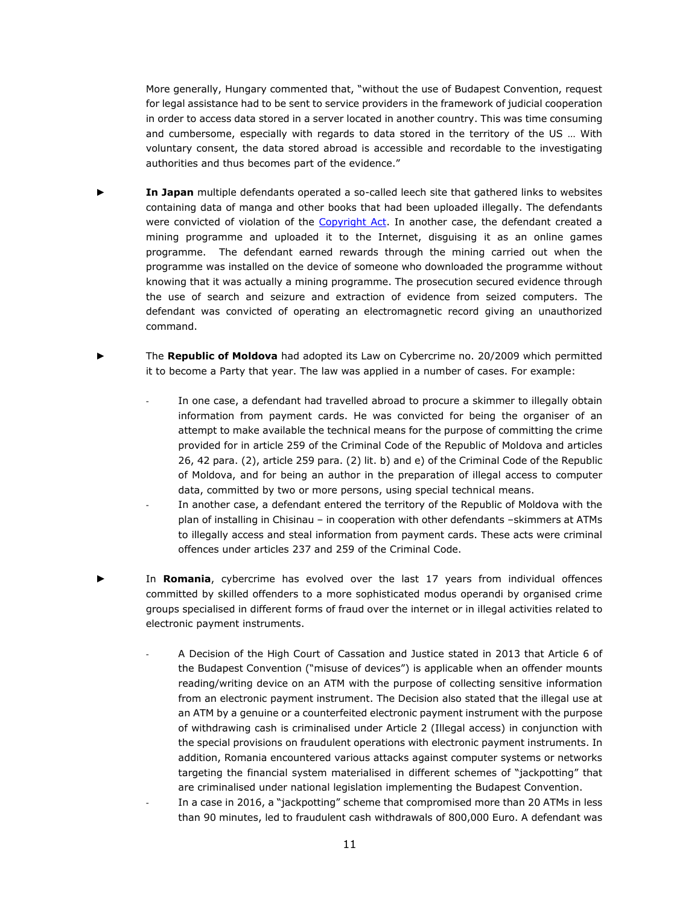More generally, Hungary commented that, "without the use of Budapest Convention, request for legal assistance had to be sent to service providers in the framework of judicial cooperation in order to access data stored in a server located in another country. This was time consuming and cumbersome, especially with regards to data stored in the territory of the US … With voluntary consent, the data stored abroad is accessible and recordable to the investigating authorities and thus becomes part of the evidence."

► **In Japan** multiple defendants operated a so-called leech site that gathered links to websites containing data of manga and other books that had been uploaded illegally. The defendants were convicted of violation of the Copyright Act. In another case, the defendant created a mining programme and uploaded it to the Internet, disguising it as an online games programme. The defendant earned rewards through the mining carried out when the programme was installed on the device of someone who downloaded the programme without knowing that it was actually a mining programme. The prosecution secured evidence through the use of search and seizure and extraction of evidence from seized computers. The defendant was convicted of operating an electromagnetic record giving an unauthorized command.

► The **Republic of Moldova** had adopted its Law on Cybercrime no. 20/2009 which permitted it to become a Party that year. The law was applied in a number of cases. For example:

- In one case, a defendant had travelled abroad to procure a skimmer to illegally obtain information from payment cards. He was convicted for being the organiser of an attempt to make available the technical means for the purpose of committing the crime provided for in article 259 of the Criminal Code of the Republic of Moldova and articles 26, 42 para. (2), article 259 para. (2) lit. b) and e) of the Criminal Code of the Republic of Moldova, and for being an author in the preparation of illegal access to computer data, committed by two or more persons, using special technical means.
- In another case, a defendant entered the territory of the Republic of Moldova with the plan of installing in Chisinau – in cooperation with other defendants –skimmers at ATMs to illegally access and steal information from payment cards. These acts were criminal offences under articles 237 and 259 of the Criminal Code.

► In **Romania**, cybercrime has evolved over the last 17 years from individual offences committed by skilled offenders to a more sophisticated modus operandi by organised crime groups specialised in different forms of fraud over the internet or in illegal activities related to electronic payment instruments.

- A Decision of the High Court of Cassation and Justice stated in 2013 that Article 6 of the Budapest Convention ("misuse of devices") is applicable when an offender mounts reading/writing device on an ATM with the purpose of collecting sensitive information from an electronic payment instrument. The Decision also stated that the illegal use at an ATM by a genuine or a counterfeited electronic payment instrument with the purpose of withdrawing cash is criminalised under Article 2 (Illegal access) in conjunction with the special provisions on fraudulent operations with electronic payment instruments. In addition, Romania encountered various attacks against computer systems or networks targeting the financial system materialised in different schemes of "jackpotting" that are criminalised under national legislation implementing the Budapest Convention.
- In a case in 2016, a "jackpotting" scheme that compromised more than 20 ATMs in less than 90 minutes, led to fraudulent cash withdrawals of 800,000 Euro. A defendant was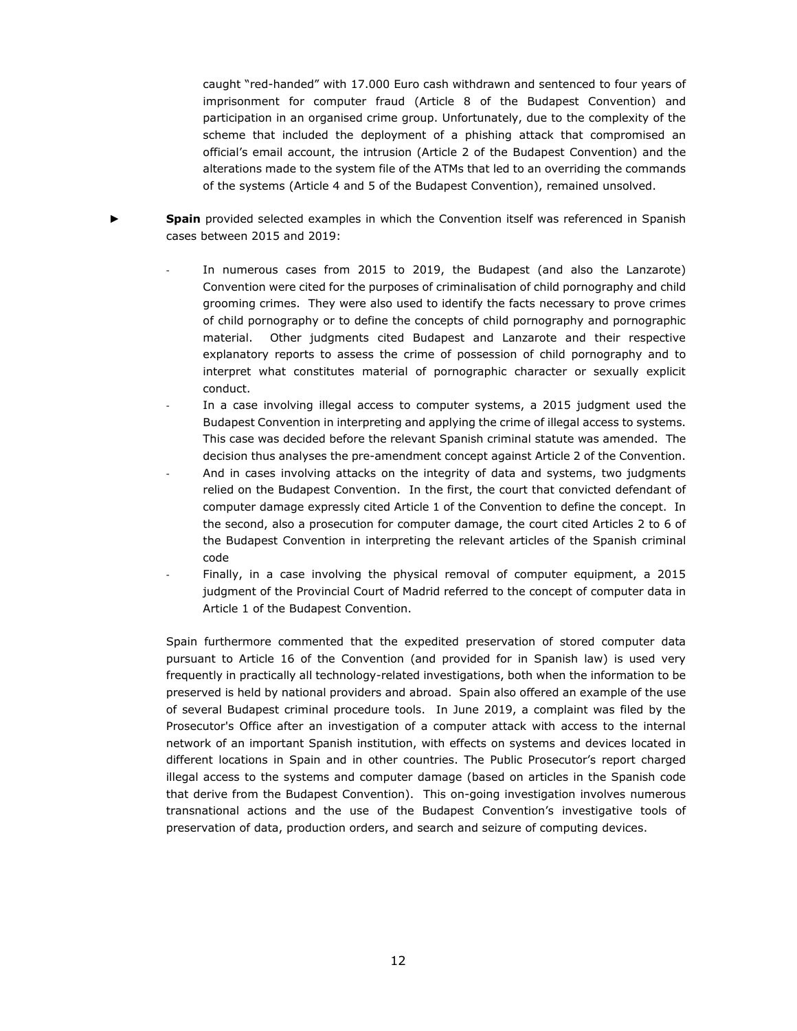caught "red-handed" with 17.000 Euro cash withdrawn and sentenced to four years of imprisonment for computer fraud (Article 8 of the Budapest Convention) and participation in an organised crime group. Unfortunately, due to the complexity of the scheme that included the deployment of a phishing attack that compromised an official's email account, the intrusion (Article 2 of the Budapest Convention) and the alterations made to the system file of the ATMs that led to an overriding the commands of the systems (Article 4 and 5 of the Budapest Convention), remained unsolved.

► **Spain** provided selected examples in which the Convention itself was referenced in Spanish cases between 2015 and 2019:

- In numerous cases from 2015 to 2019, the Budapest (and also the Lanzarote) Convention were cited for the purposes of criminalisation of child pornography and child grooming crimes. They were also used to identify the facts necessary to prove crimes of child pornography or to define the concepts of child pornography and pornographic material. Other judgments cited Budapest and Lanzarote and their respective explanatory reports to assess the crime of possession of child pornography and to interpret what constitutes material of pornographic character or sexually explicit conduct.
- In a case involving illegal access to computer systems, a 2015 judgment used the Budapest Convention in interpreting and applying the crime of illegal access to systems. This case was decided before the relevant Spanish criminal statute was amended. The decision thus analyses the pre-amendment concept against Article 2 of the Convention.
- And in cases involving attacks on the integrity of data and systems, two judgments relied on the Budapest Convention. In the first, the court that convicted defendant of computer damage expressly cited Article 1 of the Convention to define the concept. In the second, also a prosecution for computer damage, the court cited Articles 2 to 6 of the Budapest Convention in interpreting the relevant articles of the Spanish criminal code
- Finally, in a case involving the physical removal of computer equipment, a 2015 judgment of the Provincial Court of Madrid referred to the concept of computer data in Article 1 of the Budapest Convention.

Spain furthermore commented that the expedited preservation of stored computer data pursuant to Article 16 of the Convention (and provided for in Spanish law) is used very frequently in practically all technology-related investigations, both when the information to be preserved is held by national providers and abroad. Spain also offered an example of the use of several Budapest criminal procedure tools. In June 2019, a complaint was filed by the Prosecutor's Office after an investigation of a computer attack with access to the internal network of an important Spanish institution, with effects on systems and devices located in different locations in Spain and in other countries. The Public Prosecutor's report charged illegal access to the systems and computer damage (based on articles in the Spanish code that derive from the Budapest Convention). This on-going investigation involves numerous transnational actions and the use of the Budapest Convention's investigative tools of preservation of data, production orders, and search and seizure of computing devices.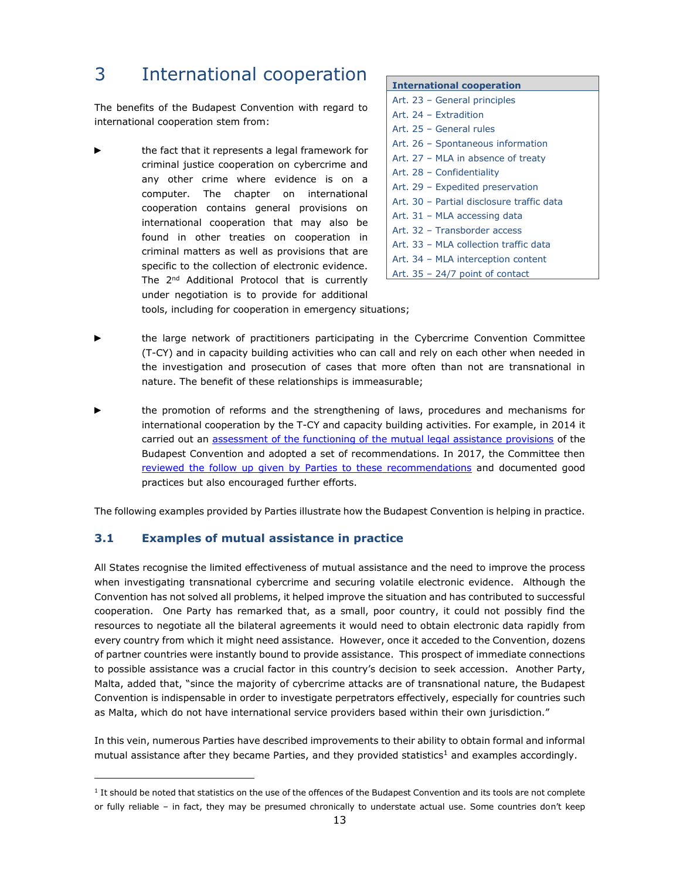# 3 International cooperation

| International cooperation |
|---|
| Art. 23 – General principles |
| Art. 24 – Extradition |
| Art. 25 – General rules |
| Art. 26 – Spontaneous information |
| Art. 27 – MLA in absence of treaty |
| Art. 28 – Confidentiality |
| Art. 29 – Expedited preservation |
| Art. 30 – Partial disclosure traffic data |
| Art. 31 – MLA accessing data |
| Art. 32 – Transborder access |
| Art. 33 – MLA collection traffic data |
| Art. 34 – MLA interception content |
| Art. 35 – 24/7 point of contact |

The benefits of the Budapest Convention with regard to international cooperation stem from:

- the fact that it represents a legal framework for criminal justice cooperation on cybercrime and any other crime where evidence is on a computer. The chapter on international cooperation contains general provisions on international cooperation that may also be found in other treaties on cooperation in criminal matters as well as provisions that are specific to the collection of electronic evidence. The 2nd Additional Protocol that is currently under negotiation is to provide for additional tools, including for cooperation in emergency situations;

- the large network of practitioners participating in the Cybercrime Convention Committee (T-CY) and in capacity building activities who can call and rely on each other when needed in the investigation and prosecution of cases that more often than not are transnational in nature. The benefit of these relationships is immeasurable;

- the promotion of reforms and the strengthening of laws, procedures and mechanisms for international cooperation by the T-CY and capacity building activities. For example, in 2014 it carried out an assessment of the functioning of the mutual legal assistance provisions of the Budapest Convention and adopted a set of recommendations. In 2017, the Committee then reviewed the follow up given by Parties to these recommendations and documented good practices but also encouraged further efforts.

The following examples provided by Parties illustrate how the Budapest Convention is helping in practice.

## 3.1 Examples of mutual assistance in practice

All States recognise the limited effectiveness of mutual assistance and the need to improve the process when investigating transnational cybercrime and securing volatile electronic evidence. Although the Convention has not solved all problems, it helped improve the situation and has contributed to successful cooperation. One Party has remarked that, as a small, poor country, it could not possibly find the resources to negotiate all the bilateral agreements it would need to obtain electronic data rapidly from every country from which it might need assistance. However, once it acceded to the Convention, dozens of partner countries were instantly bound to provide assistance. This prospect of immediate connections to possible assistance was a crucial factor in this country's decision to seek accession. Another Party, Malta, added that, "since the majority of cybercrime attacks are of transnational nature, the Budapest Convention is indispensable in order to investigate perpetrators effectively, especially for countries such as Malta, which do not have international service providers based within their own jurisdiction."

In this vein, numerous Parties have described improvements to their ability to obtain formal and informal mutual assistance after they became Parties, and they provided statistics[1] and examples accordingly.

---

[1] It should be noted that statistics on the use of the offences of the Budapest Convention and its tools are not complete or fully reliable – in fact, they may be presumed chronically to understate actual use. Some countries don't keep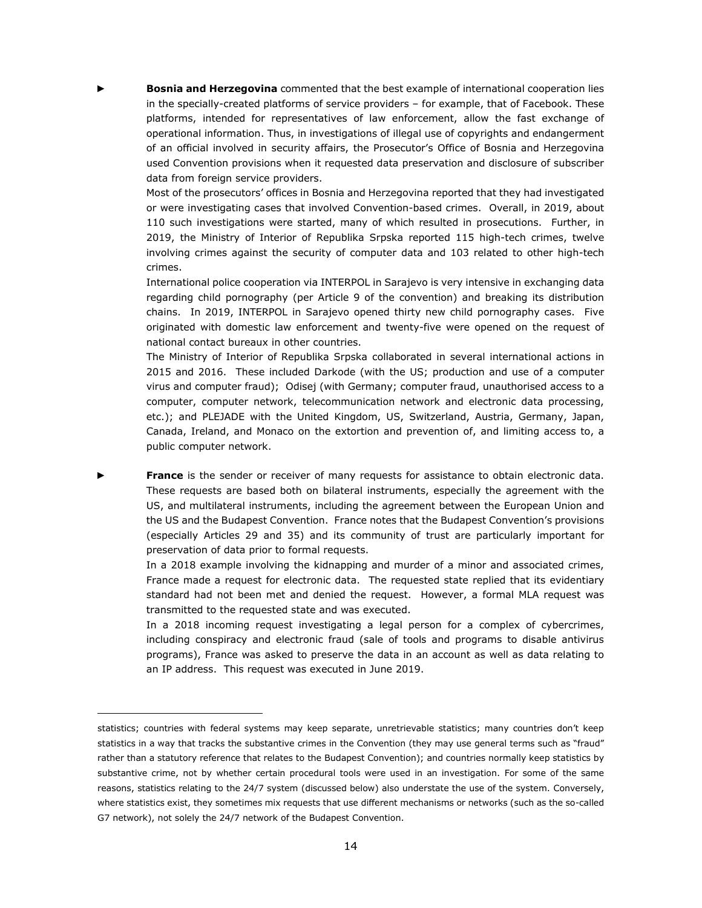- **Bosnia and Herzegovina** commented that the best example of international cooperation lies in the specially-created platforms of service providers – for example, that of Facebook. These platforms, intended for representatives of law enforcement, allow the fast exchange of operational information. Thus, in investigations of illegal use of copyrights and endangerment of an official involved in security affairs, the Prosecutor's Office of Bosnia and Herzegovina used Convention provisions when it requested data preservation and disclosure of subscriber data from foreign service providers.

  Most of the prosecutors' offices in Bosnia and Herzegovina reported that they had investigated or were investigating cases that involved Convention-based crimes. Overall, in 2019, about 110 such investigations were started, many of which resulted in prosecutions. Further, in 2019, the Ministry of Interior of Republika Srpska reported 115 high-tech crimes, twelve involving crimes against the security of computer data and 103 related to other high-tech crimes.

  International police cooperation via INTERPOL in Sarajevo is very intensive in exchanging data regarding child pornography (per Article 9 of the convention) and breaking its distribution chains. In 2019, INTERPOL in Sarajevo opened thirty new child pornography cases. Five originated with domestic law enforcement and twenty-five were opened on the request of national contact bureaux in other countries.

  The Ministry of Interior of Republika Srpska collaborated in several international actions in 2015 and 2016. These included Darkode (with the US; production and use of a computer virus and computer fraud); Odisej (with Germany; computer fraud, unauthorised access to a computer, computer network, telecommunication network and electronic data processing, etc.); and PLEJADE with the United Kingdom, US, Switzerland, Austria, Germany, Japan, Canada, Ireland, and Monaco on the extortion and prevention of, and limiting access to, a public computer network.

- **France** is the sender or receiver of many requests for assistance to obtain electronic data. These requests are based both on bilateral instruments, especially the agreement with the US, and multilateral instruments, including the agreement between the European Union and the US and the Budapest Convention. France notes that the Budapest Convention's provisions (especially Articles 29 and 35) and its community of trust are particularly important for preservation of data prior to formal requests.

  In a 2018 example involving the kidnapping and murder of a minor and associated crimes, France made a request for electronic data. The requested state replied that its evidentiary standard had not been met and denied the request. However, a formal MLA request was transmitted to the requested state and was executed.

  In a 2018 incoming request investigating a legal person for a complex of cybercrimes, including conspiracy and electronic fraud (sale of tools and programs to disable antivirus programs), France was asked to preserve the data in an account as well as data relating to an IP address. This request was executed in June 2019.

---

statistics; countries with federal systems may keep separate, unretrievable statistics; many countries don't keep statistics in a way that tracks the substantive crimes in the Convention (they may use general terms such as "fraud" rather than a statutory reference that relates to the Budapest Convention); and countries normally keep statistics by substantive crime, not by whether certain procedural tools were used in an investigation. For some of the same reasons, statistics relating to the 24/7 system (discussed below) also understate the use of the system. Conversely, where statistics exist, they sometimes mix requests that use different mechanisms or networks (such as the so-called G7 network), not solely the 24/7 network of the Budapest Convention.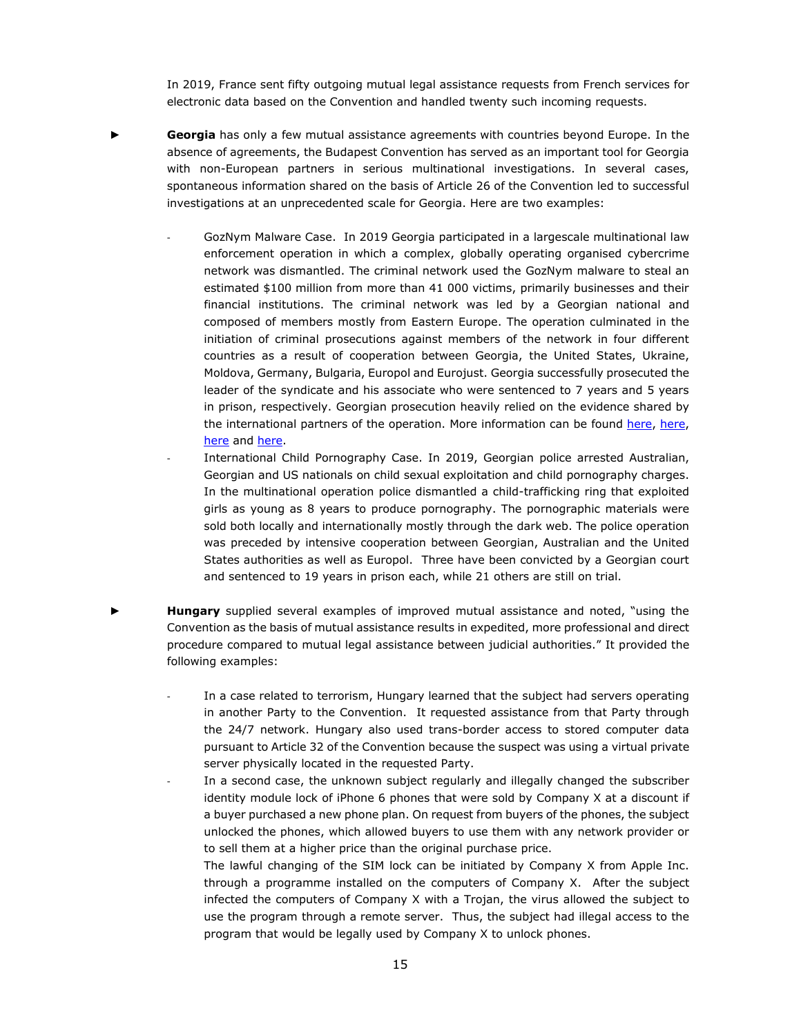In 2019, France sent fifty outgoing mutual legal assistance requests from French services for electronic data based on the Convention and handled twenty such incoming requests.

► **Georgia** has only a few mutual assistance agreements with countries beyond Europe. In the absence of agreements, the Budapest Convention has served as an important tool for Georgia with non-European partners in serious multinational investigations. In several cases, spontaneous information shared on the basis of Article 26 of the Convention led to successful investigations at an unprecedented scale for Georgia. Here are two examples:

- GozNym Malware Case. In 2019 Georgia participated in a largescale multinational law enforcement operation in which a complex, globally operating organised cybercrime network was dismantled. The criminal network used the GozNym malware to steal an estimated $100 million from more than 41 000 victims, primarily businesses and their financial institutions. The criminal network was led by a Georgian national and composed of members mostly from Eastern Europe. The operation culminated in the initiation of criminal prosecutions against members of the network in four different countries as a result of cooperation between Georgia, the United States, Ukraine, Moldova, Germany, Bulgaria, Europol and Eurojust. Georgia successfully prosecuted the leader of the syndicate and his associate who were sentenced to 7 years and 5 years in prison, respectively. Georgian prosecution heavily relied on the evidence shared by the international partners of the operation. More information can be found here, here, here and here.
- International Child Pornography Case. In 2019, Georgian police arrested Australian, Georgian and US nationals on child sexual exploitation and child pornography charges. In the multinational operation police dismantled a child-trafficking ring that exploited girls as young as 8 years to produce pornography. The pornographic materials were sold both locally and internationally mostly through the dark web. The police operation was preceded by intensive cooperation between Georgian, Australian and the United States authorities as well as Europol. Three have been convicted by a Georgian court and sentenced to 19 years in prison each, while 21 others are still on trial.

► **Hungary** supplied several examples of improved mutual assistance and noted, "using the Convention as the basis of mutual assistance results in expedited, more professional and direct procedure compared to mutual legal assistance between judicial authorities." It provided the following examples:

- In a case related to terrorism, Hungary learned that the subject had servers operating in another Party to the Convention. It requested assistance from that Party through the 24/7 network. Hungary also used trans-border access to stored computer data pursuant to Article 32 of the Convention because the suspect was using a virtual private server physically located in the requested Party.
- In a second case, the unknown subject regularly and illegally changed the subscriber identity module lock of iPhone 6 phones that were sold by Company X at a discount if a buyer purchased a new phone plan. On request from buyers of the phones, the subject unlocked the phones, which allowed buyers to use them with any network provider or to sell them at a higher price than the original purchase price.

  The lawful changing of the SIM lock can be initiated by Company X from Apple Inc. through a programme installed on the computers of Company X. After the subject infected the computers of Company X with a Trojan, the virus allowed the subject to use the program through a remote server. Thus, the subject had illegal access to the program that would be legally used by Company X to unlock phones.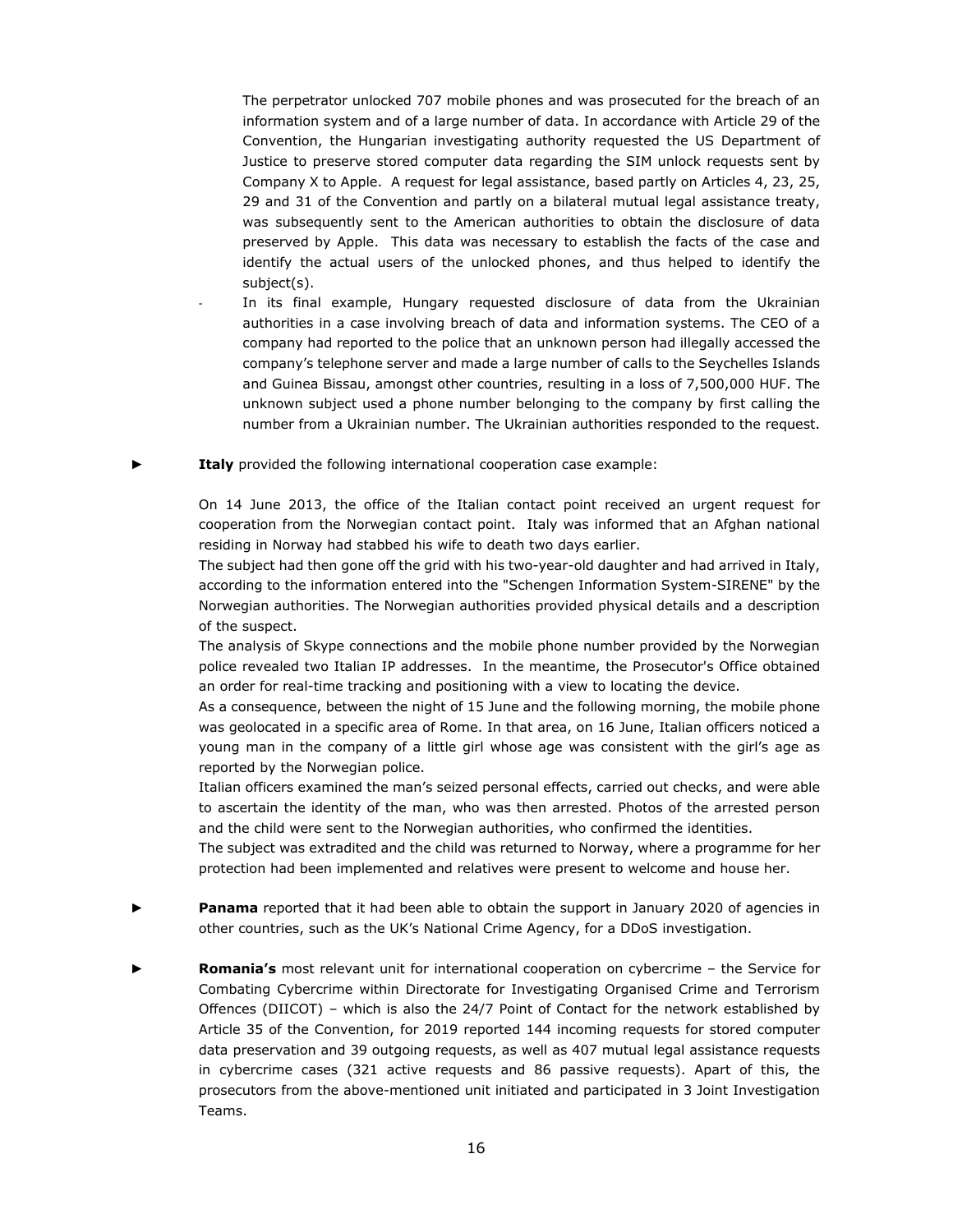The perpetrator unlocked 707 mobile phones and was prosecuted for the breach of an information system and of a large number of data. In accordance with Article 29 of the Convention, the Hungarian investigating authority requested the US Department of Justice to preserve stored computer data regarding the SIM unlock requests sent by Company X to Apple. A request for legal assistance, based partly on Articles 4, 23, 25, 29 and 31 of the Convention and partly on a bilateral mutual legal assistance treaty, was subsequently sent to the American authorities to obtain the disclosure of data preserved by Apple. This data was necessary to establish the facts of the case and identify the actual users of the unlocked phones, and thus helped to identify the subject(s).

- In its final example, Hungary requested disclosure of data from the Ukrainian authorities in a case involving breach of data and information systems. The CEO of a company had reported to the police that an unknown person had illegally accessed the company's telephone server and made a large number of calls to the Seychelles Islands and Guinea Bissau, amongst other countries, resulting in a loss of 7,500,000 HUF. The unknown subject used a phone number belonging to the company by first calling the number from a Ukrainian number. The Ukrainian authorities responded to the request.

► **Italy** provided the following international cooperation case example:

On 14 June 2013, the office of the Italian contact point received an urgent request for cooperation from the Norwegian contact point. Italy was informed that an Afghan national residing in Norway had stabbed his wife to death two days earlier.
The subject had then gone off the grid with his two-year-old daughter and had arrived in Italy, according to the information entered into the "Schengen Information System-SIRENE" by the Norwegian authorities. The Norwegian authorities provided physical details and a description of the suspect.
The analysis of Skype connections and the mobile phone number provided by the Norwegian police revealed two Italian IP addresses. In the meantime, the Prosecutor's Office obtained an order for real-time tracking and positioning with a view to locating the device.
As a consequence, between the night of 15 June and the following morning, the mobile phone was geolocated in a specific area of Rome. In that area, on 16 June, Italian officers noticed a young man in the company of a little girl whose age was consistent with the girl's age as reported by the Norwegian police.
Italian officers examined the man's seized personal effects, carried out checks, and were able to ascertain the identity of the man, who was then arrested. Photos of the arrested person and the child were sent to the Norwegian authorities, who confirmed the identities.
The subject was extradited and the child was returned to Norway, where a programme for her protection had been implemented and relatives were present to welcome and house her.

► **Panama** reported that it had been able to obtain the support in January 2020 of agencies in other countries, such as the UK's National Crime Agency, for a DDoS investigation.

► **Romania's** most relevant unit for international cooperation on cybercrime – the Service for Combating Cybercrime within Directorate for Investigating Organised Crime and Terrorism Offences (DIICOT) – which is also the 24/7 Point of Contact for the network established by Article 35 of the Convention, for 2019 reported 144 incoming requests for stored computer data preservation and 39 outgoing requests, as well as 407 mutual legal assistance requests in cybercrime cases (321 active requests and 86 passive requests). Apart of this, the prosecutors from the above-mentioned unit initiated and participated in 3 Joint Investigation Teams.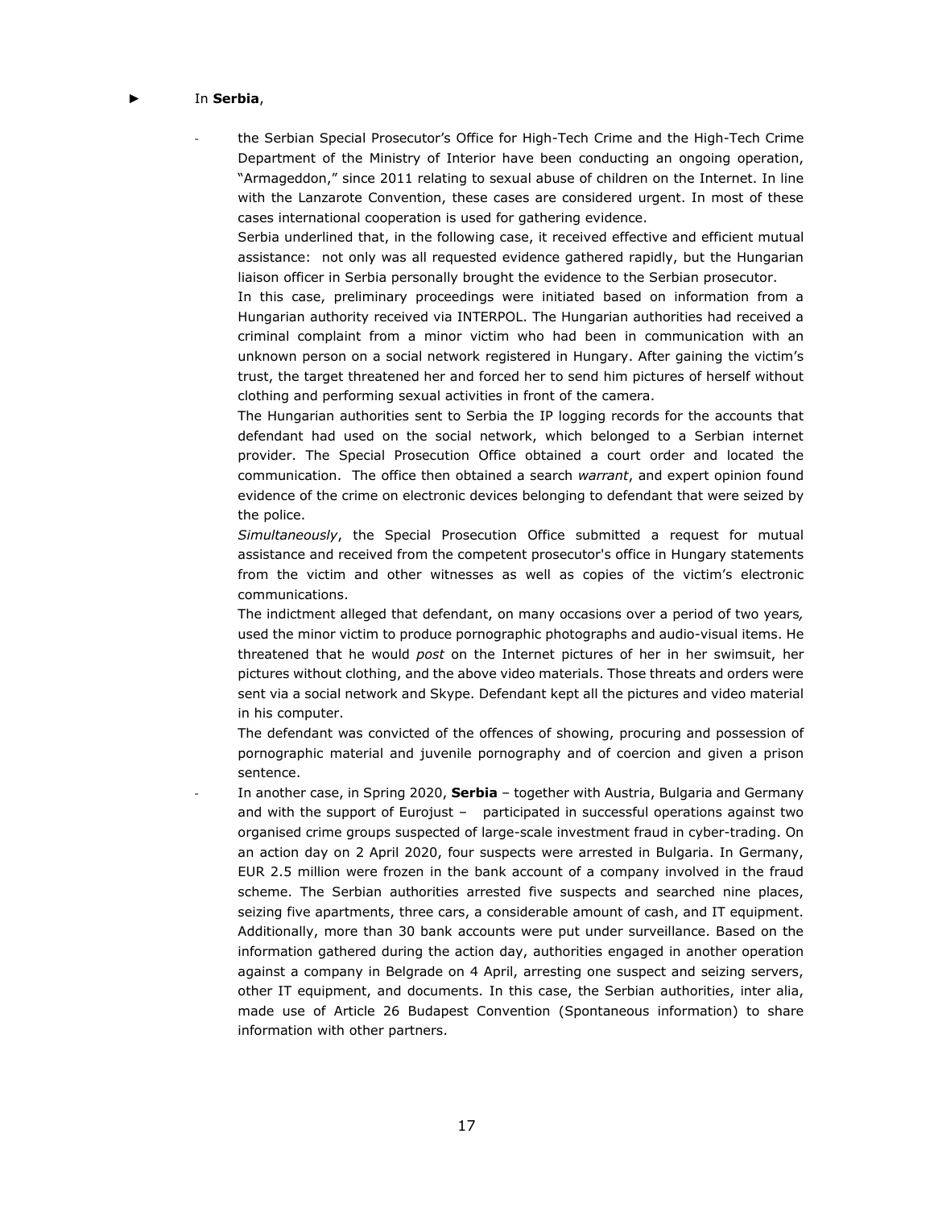► In **Serbia**,

- the Serbian Special Prosecutor's Office for High-Tech Crime and the High-Tech Crime Department of the Ministry of Interior have been conducting an ongoing operation, "Armageddon," since 2011 relating to sexual abuse of children on the Internet. In line with the Lanzarote Convention, these cases are considered urgent. In most of these cases international cooperation is used for gathering evidence.

  Serbia underlined that, in the following case, it received effective and efficient mutual assistance: not only was all requested evidence gathered rapidly, but the Hungarian liaison officer in Serbia personally brought the evidence to the Serbian prosecutor.

  In this case, preliminary proceedings were initiated based on information from a Hungarian authority received via INTERPOL. The Hungarian authorities had received a criminal complaint from a minor victim who had been in communication with an unknown person on a social network registered in Hungary. After gaining the victim's trust, the target threatened her and forced her to send him pictures of herself without clothing and performing sexual activities in front of the camera.

  The Hungarian authorities sent to Serbia the IP logging records for the accounts that defendant had used on the social network, which belonged to a Serbian internet provider. The Special Prosecution Office obtained a court order and located the communication. The office then obtained a search *warrant*, and expert opinion found evidence of the crime on electronic devices belonging to defendant that were seized by the police.

  *Simultaneously*, the Special Prosecution Office submitted a request for mutual assistance and received from the competent prosecutor's office in Hungary statements from the victim and other witnesses as well as copies of the victim's electronic communications.

  The indictment alleged that defendant, on many occasions over a period of two years*,* used the minor victim to produce pornographic photographs and audio-visual items. He threatened that he would *post* on the Internet pictures of her in her swimsuit, her pictures without clothing, and the above video materials. Those threats and orders were sent via a social network and Skype. Defendant kept all the pictures and video material in his computer.

  The defendant was convicted of the offences of showing, procuring and possession of pornographic material and juvenile pornography and of coercion and given a prison sentence.

- In another case, in Spring 2020, **Serbia** – together with Austria, Bulgaria and Germany and with the support of Eurojust – participated in successful operations against two organised crime groups suspected of large-scale investment fraud in cyber-trading. On an action day on 2 April 2020, four suspects were arrested in Bulgaria. In Germany, EUR 2.5 million were frozen in the bank account of a company involved in the fraud scheme. The Serbian authorities arrested five suspects and searched nine places, seizing five apartments, three cars, a considerable amount of cash, and IT equipment. Additionally, more than 30 bank accounts were put under surveillance. Based on the information gathered during the action day, authorities engaged in another operation against a company in Belgrade on 4 April, arresting one suspect and seizing servers, other IT equipment, and documents. In this case, the Serbian authorities, inter alia, made use of Article 26 Budapest Convention (Spontaneous information) to share information with other partners.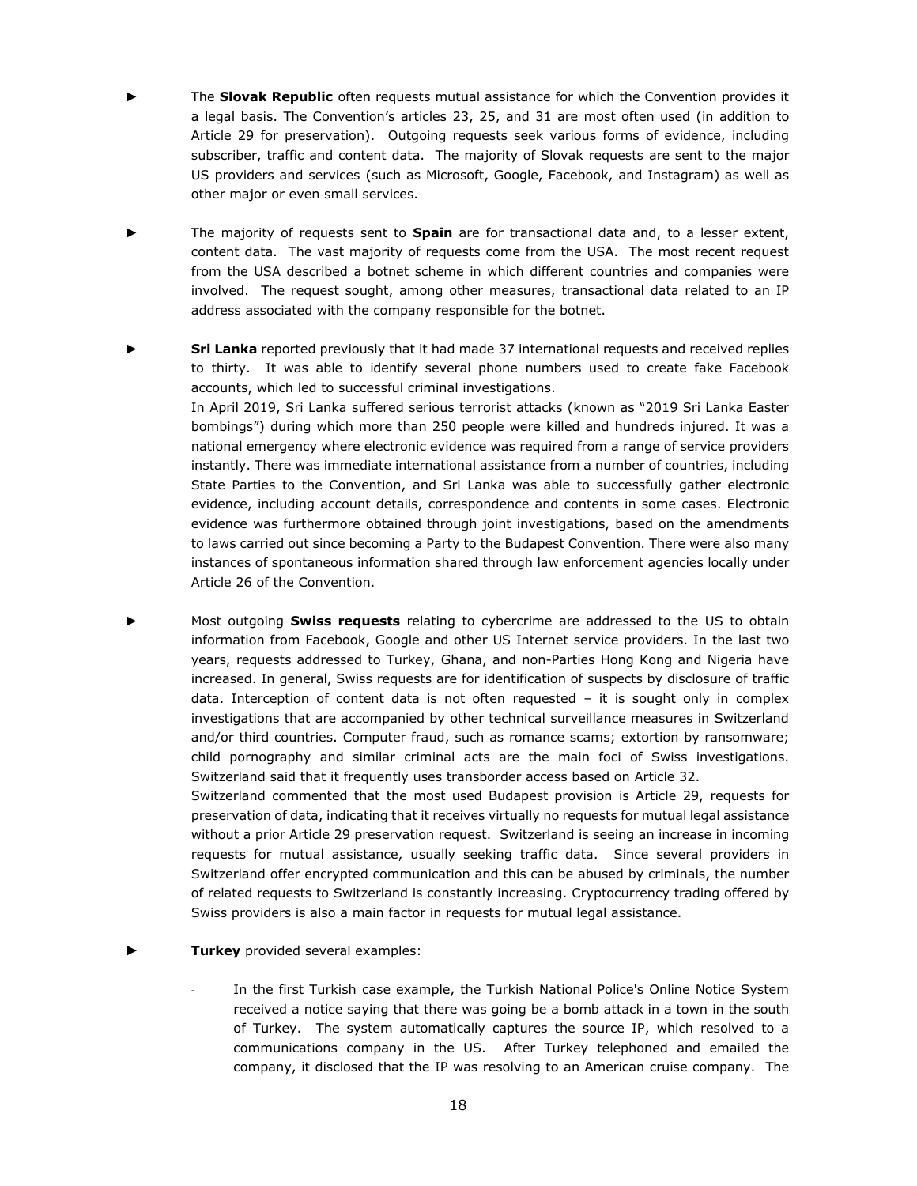- ► The **Slovak Republic** often requests mutual assistance for which the Convention provides it a legal basis. The Convention's articles 23, 25, and 31 are most often used (in addition to Article 29 for preservation). Outgoing requests seek various forms of evidence, including subscriber, traffic and content data. The majority of Slovak requests are sent to the major US providers and services (such as Microsoft, Google, Facebook, and Instagram) as well as other major or even small services.

- ► The majority of requests sent to **Spain** are for transactional data and, to a lesser extent, content data. The vast majority of requests come from the USA. The most recent request from the USA described a botnet scheme in which different countries and companies were involved. The request sought, among other measures, transactional data related to an IP address associated with the company responsible for the botnet.

- ► **Sri Lanka** reported previously that it had made 37 international requests and received replies to thirty. It was able to identify several phone numbers used to create fake Facebook accounts, which led to successful criminal investigations.
  In April 2019, Sri Lanka suffered serious terrorist attacks (known as "2019 Sri Lanka Easter bombings") during which more than 250 people were killed and hundreds injured. It was a national emergency where electronic evidence was required from a range of service providers instantly. There was immediate international assistance from a number of countries, including State Parties to the Convention, and Sri Lanka was able to successfully gather electronic evidence, including account details, correspondence and contents in some cases. Electronic evidence was furthermore obtained through joint investigations, based on the amendments to laws carried out since becoming a Party to the Budapest Convention. There were also many instances of spontaneous information shared through law enforcement agencies locally under Article 26 of the Convention.

- ► Most outgoing **Swiss requests** relating to cybercrime are addressed to the US to obtain information from Facebook, Google and other US Internet service providers. In the last two years, requests addressed to Turkey, Ghana, and non-Parties Hong Kong and Nigeria have increased. In general, Swiss requests are for identification of suspects by disclosure of traffic data. Interception of content data is not often requested – it is sought only in complex investigations that are accompanied by other technical surveillance measures in Switzerland and/or third countries. Computer fraud, such as romance scams; extortion by ransomware; child pornography and similar criminal acts are the main foci of Swiss investigations. Switzerland said that it frequently uses transborder access based on Article 32.
  Switzerland commented that the most used Budapest provision is Article 29, requests for preservation of data, indicating that it receives virtually no requests for mutual legal assistance without a prior Article 29 preservation request. Switzerland is seeing an increase in incoming requests for mutual assistance, usually seeking traffic data. Since several providers in Switzerland offer encrypted communication and this can be abused by criminals, the number of related requests to Switzerland is constantly increasing. Cryptocurrency trading offered by Swiss providers is also a main factor in requests for mutual legal assistance.

- ► **Turkey** provided several examples:

  - In the first Turkish case example, the Turkish National Police's Online Notice System received a notice saying that there was going be a bomb attack in a town in the south of Turkey. The system automatically captures the source IP, which resolved to a communications company in the US. After Turkey telephoned and emailed the company, it disclosed that the IP was resolving to an American cruise company. The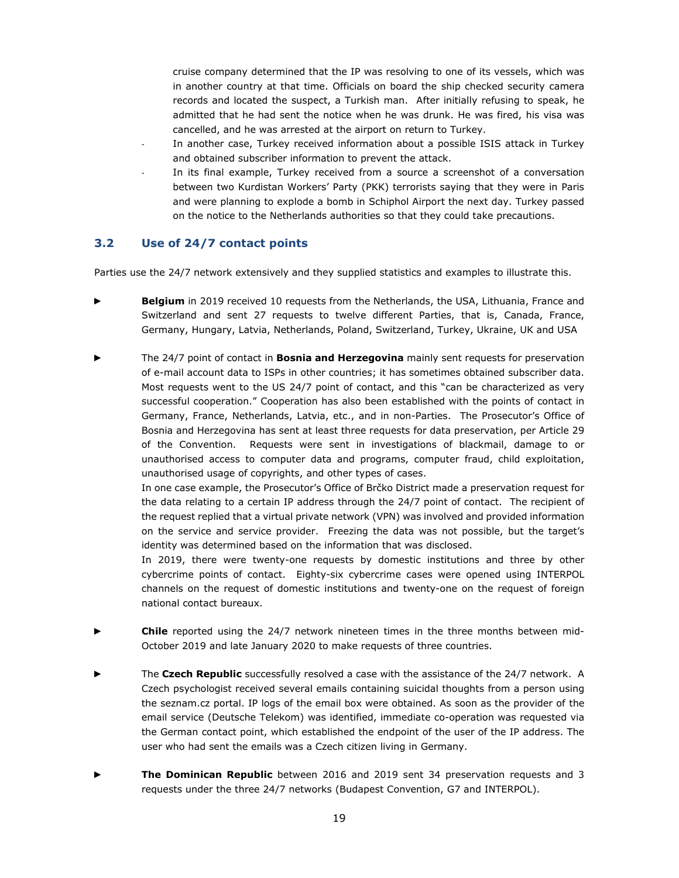cruise company determined that the IP was resolving to one of its vessels, which was in another country at that time. Officials on board the ship checked security camera records and located the suspect, a Turkish man. After initially refusing to speak, he admitted that he had sent the notice when he was drunk. He was fired, his visa was cancelled, and he was arrested at the airport on return to Turkey.

- In another case, Turkey received information about a possible ISIS attack in Turkey and obtained subscriber information to prevent the attack.
- In its final example, Turkey received from a source a screenshot of a conversation between two Kurdistan Workers' Party (PKK) terrorists saying that they were in Paris and were planning to explode a bomb in Schiphol Airport the next day. Turkey passed on the notice to the Netherlands authorities so that they could take precautions.

### 3.2 Use of 24/7 contact points

Parties use the 24/7 network extensively and they supplied statistics and examples to illustrate this.

- **Belgium** in 2019 received 10 requests from the Netherlands, the USA, Lithuania, France and Switzerland and sent 27 requests to twelve different Parties, that is, Canada, France, Germany, Hungary, Latvia, Netherlands, Poland, Switzerland, Turkey, Ukraine, UK and USA

- The 24/7 point of contact in **Bosnia and Herzegovina** mainly sent requests for preservation of e-mail account data to ISPs in other countries; it has sometimes obtained subscriber data. Most requests went to the US 24/7 point of contact, and this "can be characterized as very successful cooperation." Cooperation has also been established with the points of contact in Germany, France, Netherlands, Latvia, etc., and in non-Parties. The Prosecutor's Office of Bosnia and Herzegovina has sent at least three requests for data preservation, per Article 29 of the Convention. Requests were sent in investigations of blackmail, damage to or unauthorised access to computer data and programs, computer fraud, child exploitation, unauthorised usage of copyrights, and other types of cases.

  In one case example, the Prosecutor's Office of Brčko District made a preservation request for the data relating to a certain IP address through the 24/7 point of contact. The recipient of the request replied that a virtual private network (VPN) was involved and provided information on the service and service provider. Freezing the data was not possible, but the target's identity was determined based on the information that was disclosed.

  In 2019, there were twenty-one requests by domestic institutions and three by other cybercrime points of contact. Eighty-six cybercrime cases were opened using INTERPOL channels on the request of domestic institutions and twenty-one on the request of foreign national contact bureaux.

- **Chile** reported using the 24/7 network nineteen times in the three months between mid-October 2019 and late January 2020 to make requests of three countries.

- The **Czech Republic** successfully resolved a case with the assistance of the 24/7 network. A Czech psychologist received several emails containing suicidal thoughts from a person using the seznam.cz portal. IP logs of the email box were obtained. As soon as the provider of the email service (Deutsche Telekom) was identified, immediate co-operation was requested via the German contact point, which established the endpoint of the user of the IP address. The user who had sent the emails was a Czech citizen living in Germany.

- **The Dominican Republic** between 2016 and 2019 sent 34 preservation requests and 3 requests under the three 24/7 networks (Budapest Convention, G7 and INTERPOL).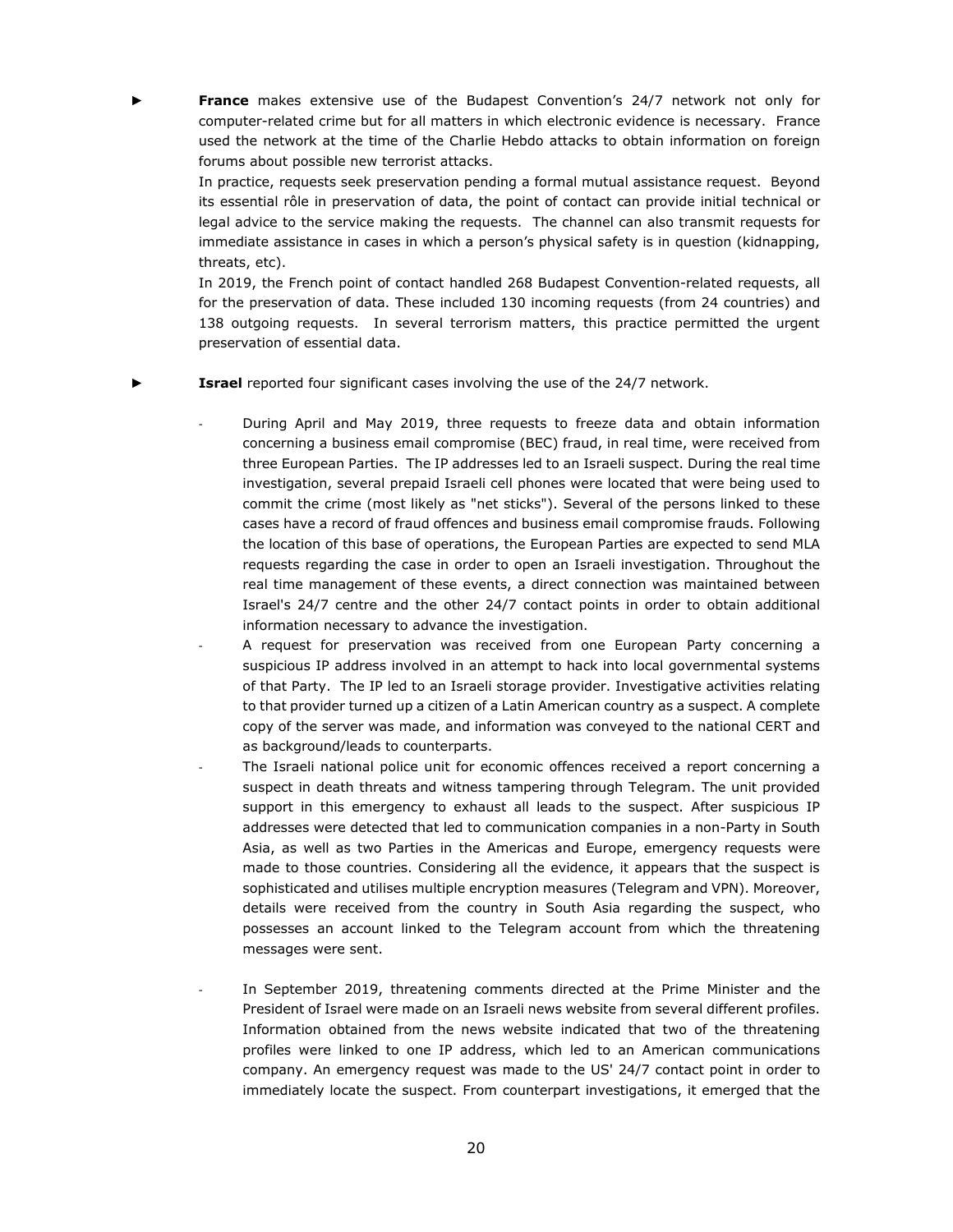► **France** makes extensive use of the Budapest Convention's 24/7 network not only for computer-related crime but for all matters in which electronic evidence is necessary. France used the network at the time of the Charlie Hebdo attacks to obtain information on foreign forums about possible new terrorist attacks.

In practice, requests seek preservation pending a formal mutual assistance request. Beyond its essential rôle in preservation of data, the point of contact can provide initial technical or legal advice to the service making the requests. The channel can also transmit requests for immediate assistance in cases in which a person's physical safety is in question (kidnapping, threats, etc).

In 2019, the French point of contact handled 268 Budapest Convention-related requests, all for the preservation of data. These included 130 incoming requests (from 24 countries) and 138 outgoing requests. In several terrorism matters, this practice permitted the urgent preservation of essential data.

► **Israel** reported four significant cases involving the use of the 24/7 network.

- During April and May 2019, three requests to freeze data and obtain information concerning a business email compromise (BEC) fraud, in real time, were received from three European Parties. The IP addresses led to an Israeli suspect. During the real time investigation, several prepaid Israeli cell phones were located that were being used to commit the crime (most likely as "net sticks"). Several of the persons linked to these cases have a record of fraud offences and business email compromise frauds. Following the location of this base of operations, the European Parties are expected to send MLA requests regarding the case in order to open an Israeli investigation. Throughout the real time management of these events, a direct connection was maintained between Israel's 24/7 centre and the other 24/7 contact points in order to obtain additional information necessary to advance the investigation.
- A request for preservation was received from one European Party concerning a suspicious IP address involved in an attempt to hack into local governmental systems of that Party. The IP led to an Israeli storage provider. Investigative activities relating to that provider turned up a citizen of a Latin American country as a suspect. A complete copy of the server was made, and information was conveyed to the national CERT and as background/leads to counterparts.
- The Israeli national police unit for economic offences received a report concerning a suspect in death threats and witness tampering through Telegram. The unit provided support in this emergency to exhaust all leads to the suspect. After suspicious IP addresses were detected that led to communication companies in a non-Party in South Asia, as well as two Parties in the Americas and Europe, emergency requests were made to those countries. Considering all the evidence, it appears that the suspect is sophisticated and utilises multiple encryption measures (Telegram and VPN). Moreover, details were received from the country in South Asia regarding the suspect, who possesses an account linked to the Telegram account from which the threatening messages were sent.
- In September 2019, threatening comments directed at the Prime Minister and the President of Israel were made on an Israeli news website from several different profiles. Information obtained from the news website indicated that two of the threatening profiles were linked to one IP address, which led to an American communications company. An emergency request was made to the US' 24/7 contact point in order to immediately locate the suspect. From counterpart investigations, it emerged that the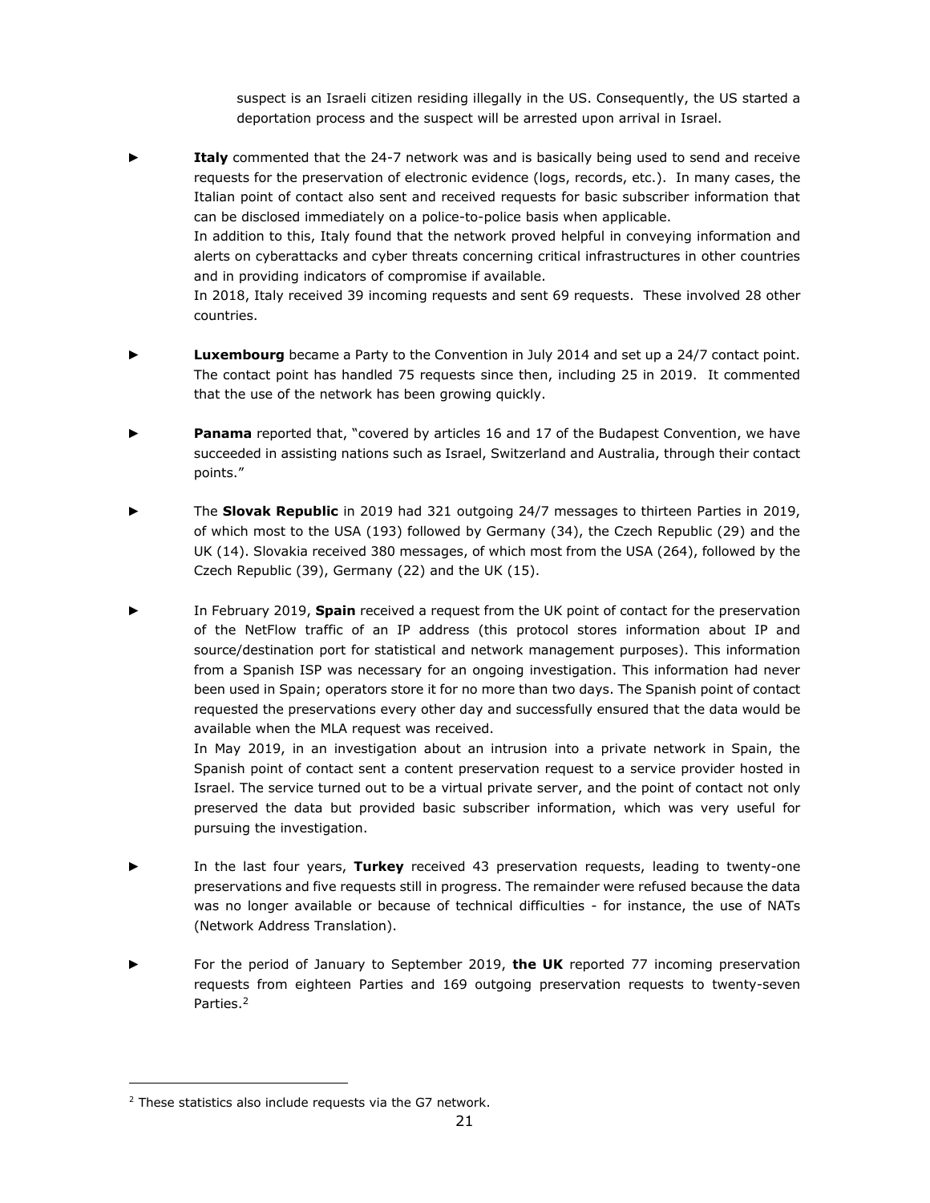suspect is an Israeli citizen residing illegally in the US. Consequently, the US started a deportation process and the suspect will be arrested upon arrival in Israel.

- **Italy** commented that the 24-7 network was and is basically being used to send and receive requests for the preservation of electronic evidence (logs, records, etc.). In many cases, the Italian point of contact also sent and received requests for basic subscriber information that can be disclosed immediately on a police-to-police basis when applicable.
  In addition to this, Italy found that the network proved helpful in conveying information and alerts on cyberattacks and cyber threats concerning critical infrastructures in other countries and in providing indicators of compromise if available.
  In 2018, Italy received 39 incoming requests and sent 69 requests. These involved 28 other countries.

- **Luxembourg** became a Party to the Convention in July 2014 and set up a 24/7 contact point. The contact point has handled 75 requests since then, including 25 in 2019. It commented that the use of the network has been growing quickly.

- **Panama** reported that, "covered by articles 16 and 17 of the Budapest Convention, we have succeeded in assisting nations such as Israel, Switzerland and Australia, through their contact points."

- The **Slovak Republic** in 2019 had 321 outgoing 24/7 messages to thirteen Parties in 2019, of which most to the USA (193) followed by Germany (34), the Czech Republic (29) and the UK (14). Slovakia received 380 messages, of which most from the USA (264), followed by the Czech Republic (39), Germany (22) and the UK (15).

- In February 2019, **Spain** received a request from the UK point of contact for the preservation of the NetFlow traffic of an IP address (this protocol stores information about IP and source/destination port for statistical and network management purposes). This information from a Spanish ISP was necessary for an ongoing investigation. This information had never been used in Spain; operators store it for no more than two days. The Spanish point of contact requested the preservations every other day and successfully ensured that the data would be available when the MLA request was received.
  In May 2019, in an investigation about an intrusion into a private network in Spain, the Spanish point of contact sent a content preservation request to a service provider hosted in Israel. The service turned out to be a virtual private server, and the point of contact not only preserved the data but provided basic subscriber information, which was very useful for pursuing the investigation.

- In the last four years, **Turkey** received 43 preservation requests, leading to twenty-one preservations and five requests still in progress. The remainder were refused because the data was no longer available or because of technical difficulties - for instance, the use of NATs (Network Address Translation).

- For the period of January to September 2019, **the UK** reported 77 incoming preservation requests from eighteen Parties and 169 outgoing preservation requests to twenty-seven Parties.[2]

[2] These statistics also include requests via the G7 network.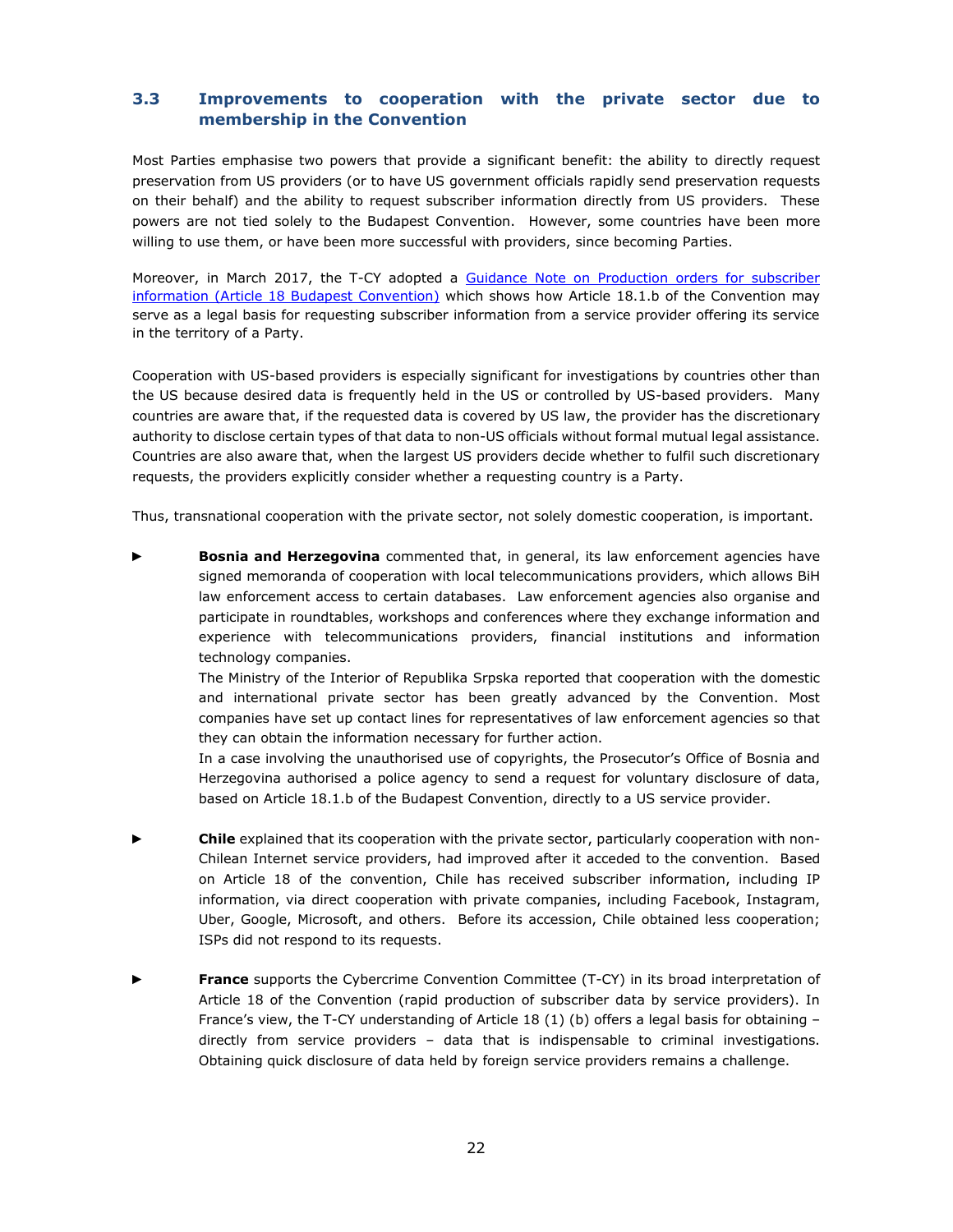### 3.3 Improvements to cooperation with the private sector due to membership in the Convention

Most Parties emphasise two powers that provide a significant benefit: the ability to directly request preservation from US providers (or to have US government officials rapidly send preservation requests on their behalf) and the ability to request subscriber information directly from US providers. These powers are not tied solely to the Budapest Convention. However, some countries have been more willing to use them, or have been more successful with providers, since becoming Parties.

Moreover, in March 2017, the T-CY adopted a [Guidance Note on Production orders for subscriber information (Article 18 Budapest Convention)]() which shows how Article 18.1.b of the Convention may serve as a legal basis for requesting subscriber information from a service provider offering its service in the territory of a Party.

Cooperation with US-based providers is especially significant for investigations by countries other than the US because desired data is frequently held in the US or controlled by US-based providers. Many countries are aware that, if the requested data is covered by US law, the provider has the discretionary authority to disclose certain types of that data to non-US officials without formal mutual legal assistance. Countries are also aware that, when the largest US providers decide whether to fulfil such discretionary requests, the providers explicitly consider whether a requesting country is a Party.

Thus, transnational cooperation with the private sector, not solely domestic cooperation, is important.

- **Bosnia and Herzegovina** commented that, in general, its law enforcement agencies have signed memoranda of cooperation with local telecommunications providers, which allows BiH law enforcement access to certain databases. Law enforcement agencies also organise and participate in roundtables, workshops and conferences where they exchange information and experience with telecommunications providers, financial institutions and information technology companies.
  The Ministry of the Interior of Republika Srpska reported that cooperation with the domestic and international private sector has been greatly advanced by the Convention. Most companies have set up contact lines for representatives of law enforcement agencies so that they can obtain the information necessary for further action.
  In a case involving the unauthorised use of copyrights, the Prosecutor's Office of Bosnia and Herzegovina authorised a police agency to send a request for voluntary disclosure of data, based on Article 18.1.b of the Budapest Convention, directly to a US service provider.

- **Chile** explained that its cooperation with the private sector, particularly cooperation with non-Chilean Internet service providers, had improved after it acceded to the convention. Based on Article 18 of the convention, Chile has received subscriber information, including IP information, via direct cooperation with private companies, including Facebook, Instagram, Uber, Google, Microsoft, and others. Before its accession, Chile obtained less cooperation; ISPs did not respond to its requests.

- **France** supports the Cybercrime Convention Committee (T-CY) in its broad interpretation of Article 18 of the Convention (rapid production of subscriber data by service providers). In France's view, the T-CY understanding of Article 18 (1) (b) offers a legal basis for obtaining – directly from service providers – data that is indispensable to criminal investigations. Obtaining quick disclosure of data held by foreign service providers remains a challenge.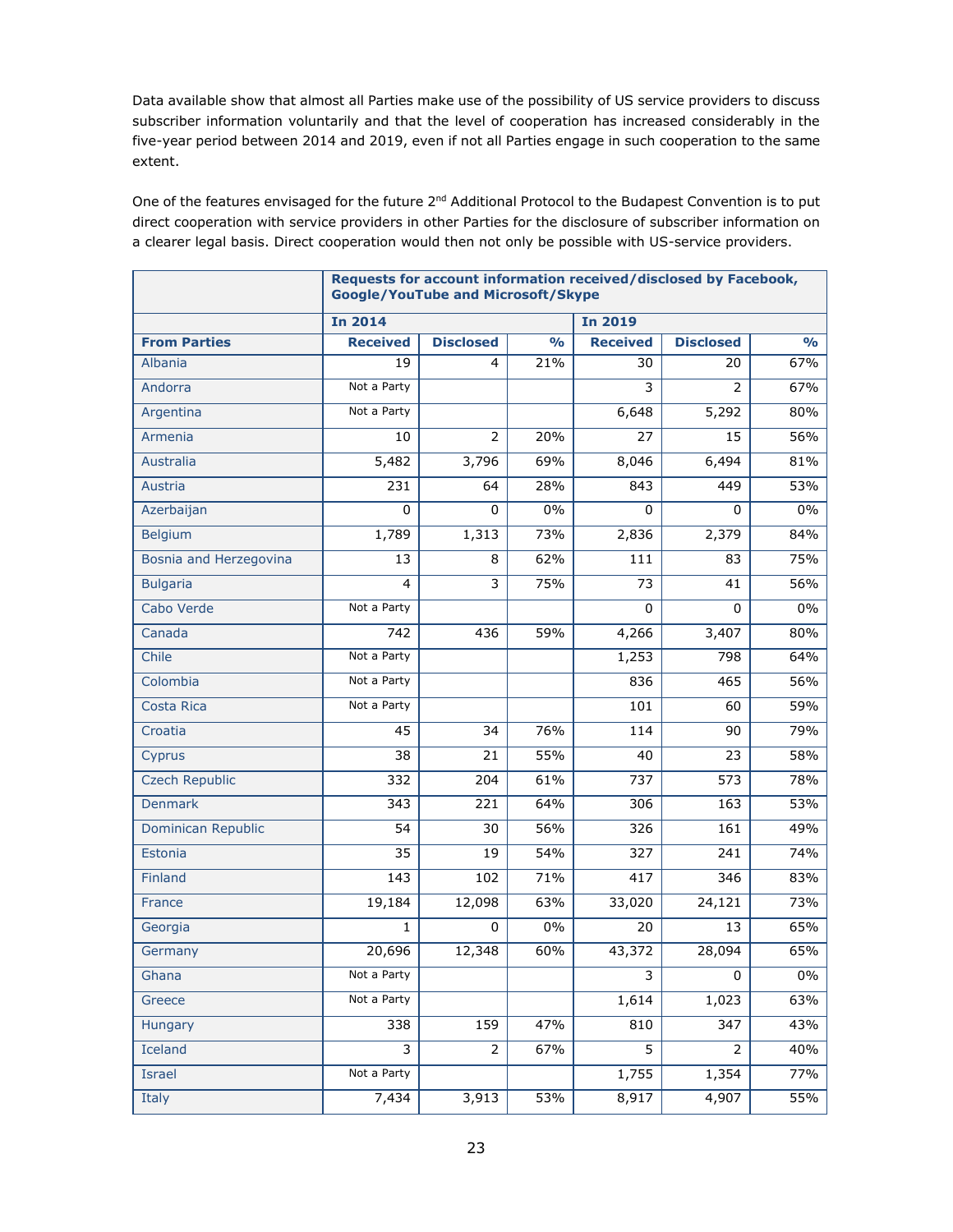Data available show that almost all Parties make use of the possibility of US service providers to discuss subscriber information voluntarily and that the level of cooperation has increased considerably in the five-year period between 2014 and 2019, even if not all Parties engage in such cooperation to the same extent.

One of the features envisaged for the future 2nd Additional Protocol to the Budapest Convention is to put direct cooperation with service providers in other Parties for the disclosure of subscriber information on a clearer legal basis. Direct cooperation would then not only be possible with US-service providers.

| | Requests for account information received/disclosed by Facebook, Google/YouTube and Microsoft/Skype | | | | | |
|---|---|---|---|---|---|---|
| | In 2014 | | | In 2019 | | |
| From Parties | Received | Disclosed | % | Received | Disclosed | % |
| Albania | 19 | 4 | 21% | 30 | 20 | 67% |
| Andorra | Not a Party | | | 3 | 2 | 67% |
| Argentina | Not a Party | | | 6,648 | 5,292 | 80% |
| Armenia | 10 | 2 | 20% | 27 | 15 | 56% |
| Australia | 5,482 | 3,796 | 69% | 8,046 | 6,494 | 81% |
| Austria | 231 | 64 | 28% | 843 | 449 | 53% |
| Azerbaijan | 0 | 0 | 0% | 0 | 0 | 0% |
| Belgium | 1,789 | 1,313 | 73% | 2,836 | 2,379 | 84% |
| Bosnia and Herzegovina | 13 | 8 | 62% | 111 | 83 | 75% |
| Bulgaria | 4 | 3 | 75% | 73 | 41 | 56% |
| Cabo Verde | Not a Party | | | 0 | 0 | 0% |
| Canada | 742 | 436 | 59% | 4,266 | 3,407 | 80% |
| Chile | Not a Party | | | 1,253 | 798 | 64% |
| Colombia | Not a Party | | | 836 | 465 | 56% |
| Costa Rica | Not a Party | | | 101 | 60 | 59% |
| Croatia | 45 | 34 | 76% | 114 | 90 | 79% |
| Cyprus | 38 | 21 | 55% | 40 | 23 | 58% |
| Czech Republic | 332 | 204 | 61% | 737 | 573 | 78% |
| Denmark | 343 | 221 | 64% | 306 | 163 | 53% |
| Dominican Republic | 54 | 30 | 56% | 326 | 161 | 49% |
| Estonia | 35 | 19 | 54% | 327 | 241 | 74% |
| Finland | 143 | 102 | 71% | 417 | 346 | 83% |
| France | 19,184 | 12,098 | 63% | 33,020 | 24,121 | 73% |
| Georgia | 1 | 0 | 0% | 20 | 13 | 65% |
| Germany | 20,696 | 12,348 | 60% | 43,372 | 28,094 | 65% |
| Ghana | Not a Party | | | 3 | 0 | 0% |
| Greece | Not a Party | | | 1,614 | 1,023 | 63% |
| Hungary | 338 | 159 | 47% | 810 | 347 | 43% |
| Iceland | 3 | 2 | 67% | 5 | 2 | 40% |
| Israel | Not a Party | | | 1,755 | 1,354 | 77% |
| Italy | 7,434 | 3,913 | 53% | 8,917 | 4,907 | 55% |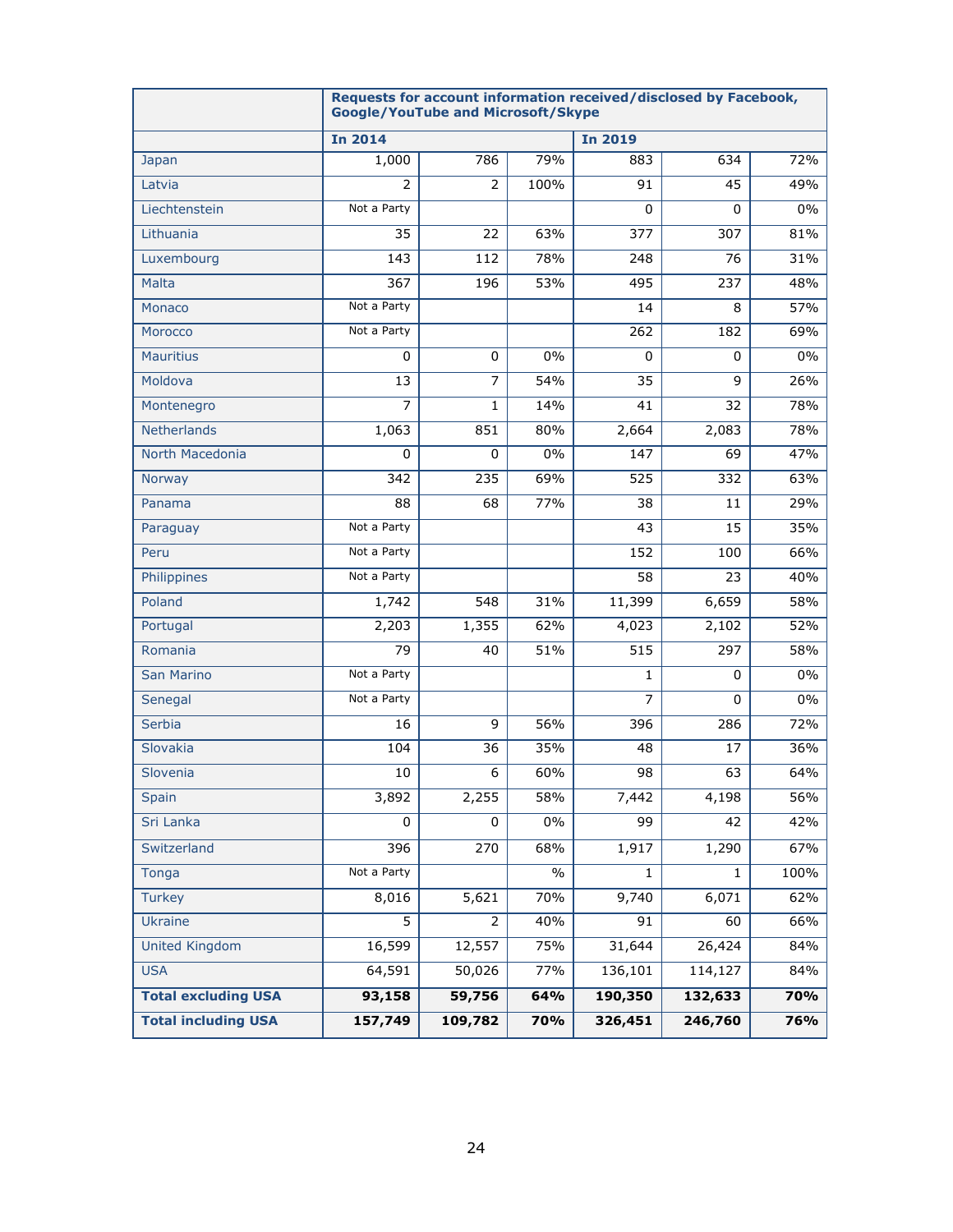| | Requests for account information received/disclosed by Facebook, Google/YouTube and Microsoft/Skype | | | | | |
|---|---|---|---|---|---|---|
| | In 2014 | | | In 2019 | | |
| Japan | 1,000 | 786 | 79% | 883 | 634 | 72% |
| Latvia | 2 | 2 | 100% | 91 | 45 | 49% |
| Liechtenstein | Not a Party | | | 0 | 0 | 0% |
| Lithuania | 35 | 22 | 63% | 377 | 307 | 81% |
| Luxembourg | 143 | 112 | 78% | 248 | 76 | 31% |
| Malta | 367 | 196 | 53% | 495 | 237 | 48% |
| Monaco | Not a Party | | | 14 | 8 | 57% |
| Morocco | Not a Party | | | 262 | 182 | 69% |
| Mauritius | 0 | 0 | 0% | 0 | 0 | 0% |
| Moldova | 13 | 7 | 54% | 35 | 9 | 26% |
| Montenegro | 7 | 1 | 14% | 41 | 32 | 78% |
| Netherlands | 1,063 | 851 | 80% | 2,664 | 2,083 | 78% |
| North Macedonia | 0 | 0 | 0% | 147 | 69 | 47% |
| Norway | 342 | 235 | 69% | 525 | 332 | 63% |
| Panama | 88 | 68 | 77% | 38 | 11 | 29% |
| Paraguay | Not a Party | | | 43 | 15 | 35% |
| Peru | Not a Party | | | 152 | 100 | 66% |
| Philippines | Not a Party | | | 58 | 23 | 40% |
| Poland | 1,742 | 548 | 31% | 11,399 | 6,659 | 58% |
| Portugal | 2,203 | 1,355 | 62% | 4,023 | 2,102 | 52% |
| Romania | 79 | 40 | 51% | 515 | 297 | 58% |
| San Marino | Not a Party | | | 1 | 0 | 0% |
| Senegal | Not a Party | | | 7 | 0 | 0% |
| Serbia | 16 | 9 | 56% | 396 | 286 | 72% |
| Slovakia | 104 | 36 | 35% | 48 | 17 | 36% |
| Slovenia | 10 | 6 | 60% | 98 | 63 | 64% |
| Spain | 3,892 | 2,255 | 58% | 7,442 | 4,198 | 56% |
| Sri Lanka | 0 | 0 | 0% | 99 | 42 | 42% |
| Switzerland | 396 | 270 | 68% | 1,917 | 1,290 | 67% |
| Tonga | Not a Party | | % | 1 | 1 | 100% |
| Turkey | 8,016 | 5,621 | 70% | 9,740 | 6,071 | 62% |
| Ukraine | 5 | 2 | 40% | 91 | 60 | 66% |
| United Kingdom | 16,599 | 12,557 | 75% | 31,644 | 26,424 | 84% |
| USA | 64,591 | 50,026 | 77% | 136,101 | 114,127 | 84% |
| **Total excluding USA** | **93,158** | **59,756** | **64%** | **190,350** | **132,633** | **70%** |
| **Total including USA** | **157,749** | **109,782** | **70%** | **326,451** | **246,760** | **76%** |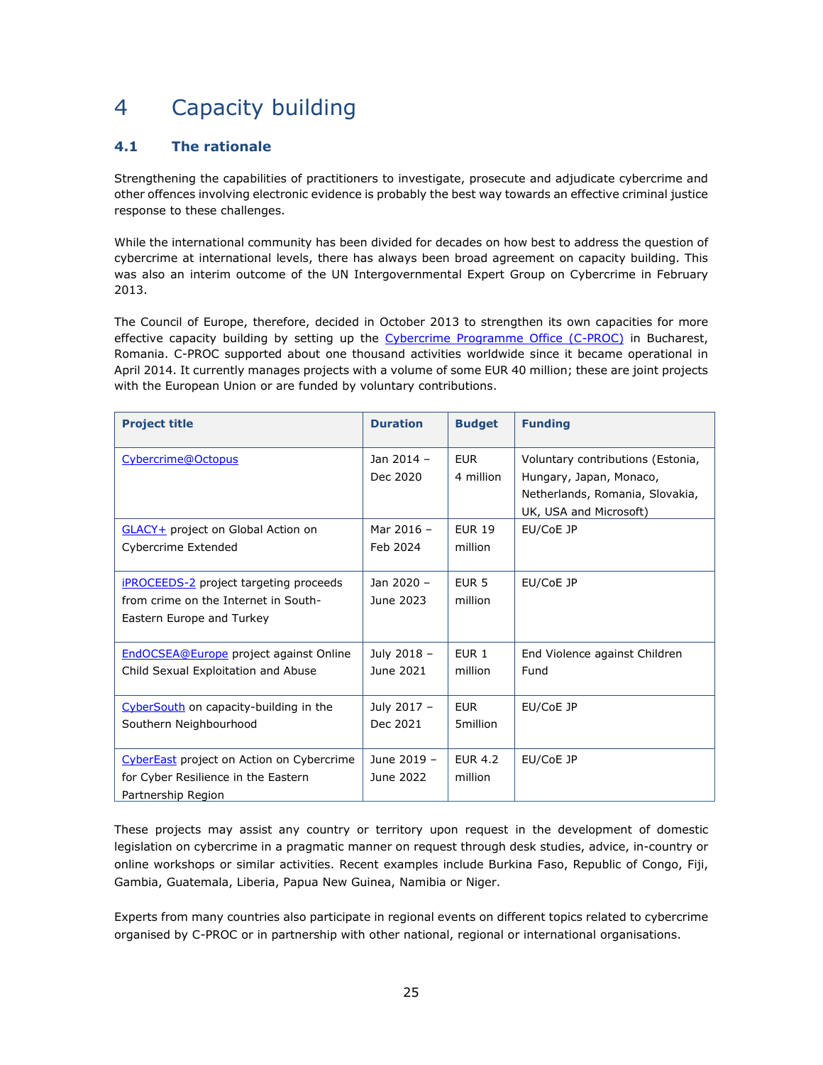# 4 Capacity building

## 4.1 The rationale

Strengthening the capabilities of practitioners to investigate, prosecute and adjudicate cybercrime and other offences involving electronic evidence is probably the best way towards an effective criminal justice response to these challenges.

While the international community has been divided for decades on how best to address the question of cybercrime at international levels, there has always been broad agreement on capacity building. This was also an interim outcome of the UN Intergovernmental Expert Group on Cybercrime in February 2013.

The Council of Europe, therefore, decided in October 2013 to strengthen its own capacities for more effective capacity building by setting up the Cybercrime Programme Office (C-PROC) in Bucharest, Romania. C-PROC supported about one thousand activities worldwide since it became operational in April 2014. It currently manages projects with a volume of some EUR 40 million; these are joint projects with the European Union or are funded by voluntary contributions.

| Project title | Duration | Budget | Funding |
|---|---|---|---|
| Cybercrime@Octopus | Jan 2014 – Dec 2020 | EUR 4 million | Voluntary contributions (Estonia, Hungary, Japan, Monaco, Netherlands, Romania, Slovakia, UK, USA and Microsoft) |
| GLACY+ project on Global Action on Cybercrime Extended | Mar 2016 – Feb 2024 | EUR 19 million | EU/CoE JP |
| iPROCEEDS-2 project targeting proceeds from crime on the Internet in South-Eastern Europe and Turkey | Jan 2020 – June 2023 | EUR 5 million | EU/CoE JP |
| EndOCSEA@Europe project against Online Child Sexual Exploitation and Abuse | July 2018 – June 2021 | EUR 1 million | End Violence against Children Fund |
| CyberSouth on capacity-building in the Southern Neighbourhood | July 2017 – Dec 2021 | EUR 5million | EU/CoE JP |
| CyberEast project on Action on Cybercrime for Cyber Resilience in the Eastern Partnership Region | June 2019 – June 2022 | EUR 4.2 million | EU/CoE JP |

These projects may assist any country or territory upon request in the development of domestic legislation on cybercrime in a pragmatic manner on request through desk studies, advice, in-country or online workshops or similar activities. Recent examples include Burkina Faso, Republic of Congo, Fiji, Gambia, Guatemala, Liberia, Papua New Guinea, Namibia or Niger.

Experts from many countries also participate in regional events on different topics related to cybercrime organised by C-PROC or in partnership with other national, regional or international organisations.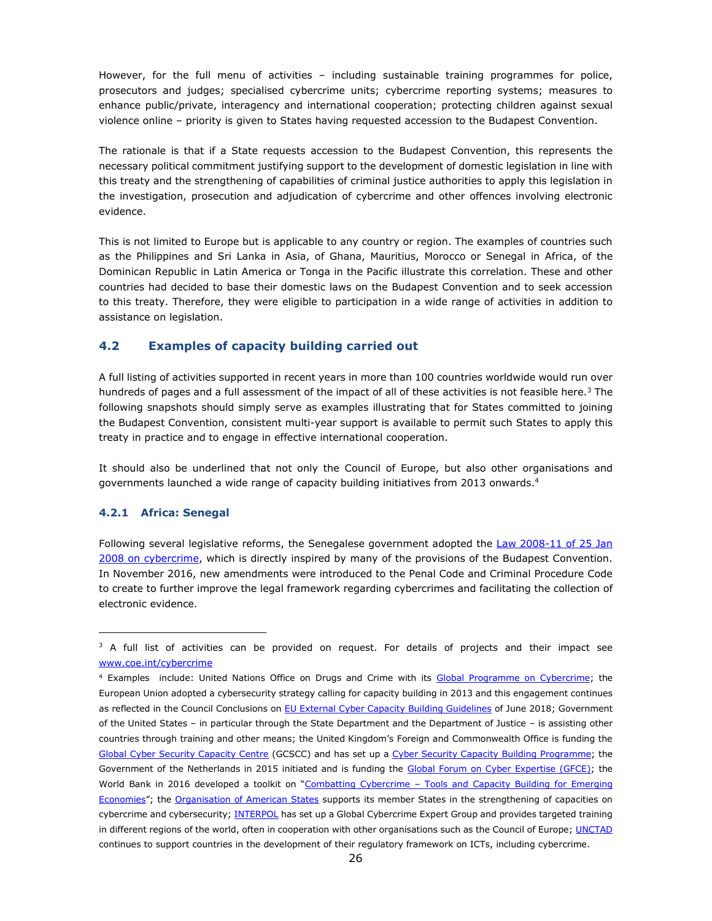However, for the full menu of activities – including sustainable training programmes for police, prosecutors and judges; specialised cybercrime units; cybercrime reporting systems; measures to enhance public/private, interagency and international cooperation; protecting children against sexual violence online – priority is given to States having requested accession to the Budapest Convention.

The rationale is that if a State requests accession to the Budapest Convention, this represents the necessary political commitment justifying support to the development of domestic legislation in line with this treaty and the strengthening of capabilities of criminal justice authorities to apply this legislation in the investigation, prosecution and adjudication of cybercrime and other offences involving electronic evidence.

This is not limited to Europe but is applicable to any country or region. The examples of countries such as the Philippines and Sri Lanka in Asia, of Ghana, Mauritius, Morocco or Senegal in Africa, of the Dominican Republic in Latin America or Tonga in the Pacific illustrate this correlation. These and other countries had decided to base their domestic laws on the Budapest Convention and to seek accession to this treaty. Therefore, they were eligible to participation in a wide range of activities in addition to assistance on legislation.

## 4.2 Examples of capacity building carried out

A full listing of activities supported in recent years in more than 100 countries worldwide would run over hundreds of pages and a full assessment of the impact of all of these activities is not feasible here.[3] The following snapshots should simply serve as examples illustrating that for States committed to joining the Budapest Convention, consistent multi-year support is available to permit such States to apply this treaty in practice and to engage in effective international cooperation.

It should also be underlined that not only the Council of Europe, but also other organisations and governments launched a wide range of capacity building initiatives from 2013 onwards.[4]

### 4.2.1 Africa: Senegal

Following several legislative reforms, the Senegalese government adopted the Law 2008-11 of 25 Jan 2008 on cybercrime, which is directly inspired by many of the provisions of the Budapest Convention. In November 2016, new amendments were introduced to the Penal Code and Criminal Procedure Code to create to further improve the legal framework regarding cybercrimes and facilitating the collection of electronic evidence.

---

[3] A full list of activities can be provided on request. For details of projects and their impact see www.coe.int/cybercrime

[4] Examples include: United Nations Office on Drugs and Crime with its Global Programme on Cybercrime; the European Union adopted a cybersecurity strategy calling for capacity building in 2013 and this engagement continues as reflected in the Council Conclusions on EU External Cyber Capacity Building Guidelines of June 2018; Government of the United States – in particular through the State Department and the Department of Justice – is assisting other countries through training and other means; the United Kingdom's Foreign and Commonwealth Office is funding the Global Cyber Security Capacity Centre (GCSCC) and has set up a Cyber Security Capacity Building Programme; the Government of the Netherlands in 2015 initiated and is funding the Global Forum on Cyber Expertise (GFCE); the World Bank in 2016 developed a toolkit on "Combatting Cybercrime – Tools and Capacity Building for Emerging Economies"; the Organisation of American States supports its member States in the strengthening of capacities on cybercrime and cybersecurity; INTERPOL has set up a Global Cybercrime Expert Group and provides targeted training in different regions of the world, often in cooperation with other organisations such as the Council of Europe; UNCTAD continues to support countries in the development of their regulatory framework on ICTs, including cybercrime.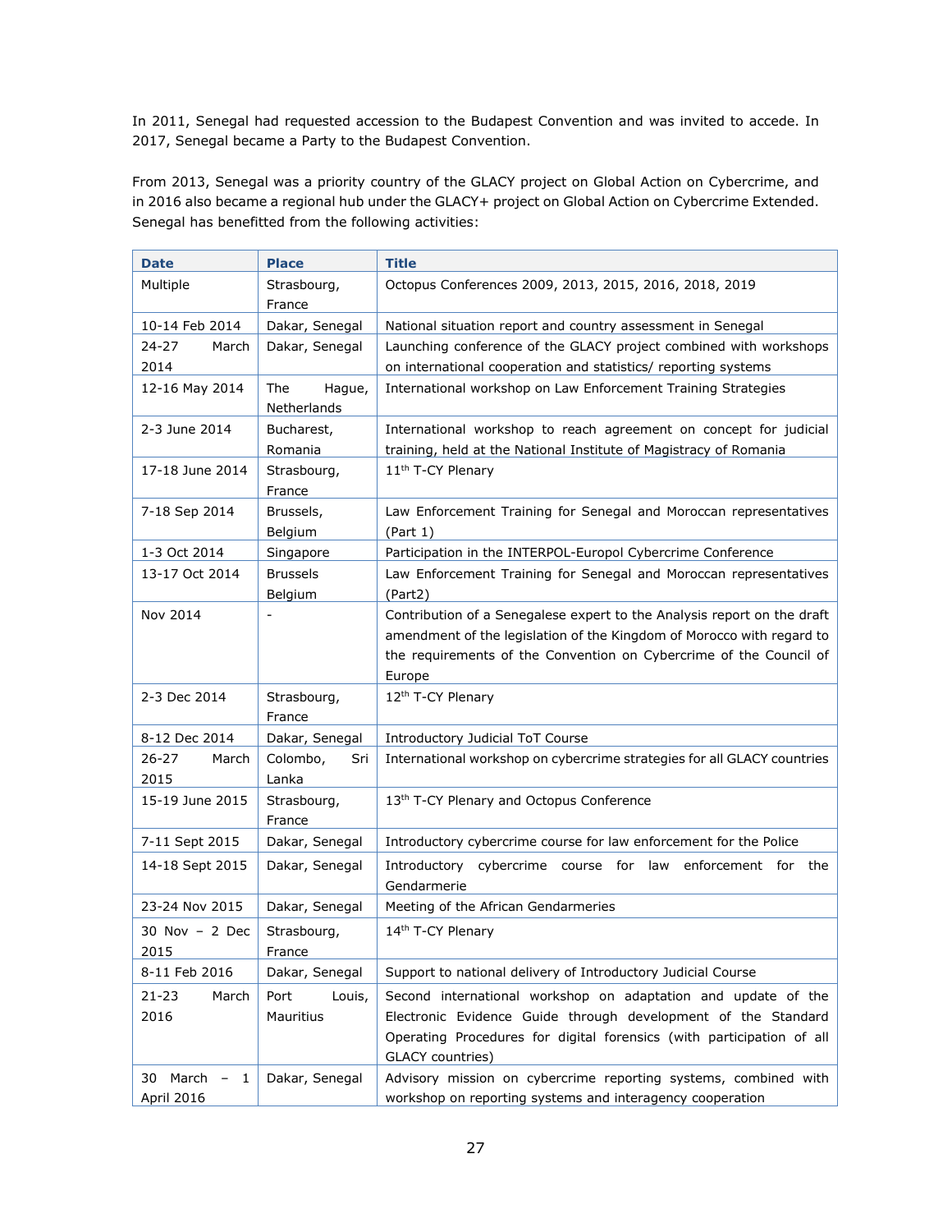In 2011, Senegal had requested accession to the Budapest Convention and was invited to accede. In 2017, Senegal became a Party to the Budapest Convention.

From 2013, Senegal was a priority country of the GLACY project on Global Action on Cybercrime, and in 2016 also became a regional hub under the GLACY+ project on Global Action on Cybercrime Extended. Senegal has benefitted from the following activities:

| Date | Place | Title |
|---|---|---|
| Multiple | Strasbourg, France | Octopus Conferences 2009, 2013, 2015, 2016, 2018, 2019 |
| 10-14 Feb 2014 | Dakar, Senegal | National situation report and country assessment in Senegal |
| 24-27 March 2014 | Dakar, Senegal | Launching conference of the GLACY project combined with workshops on international cooperation and statistics/ reporting systems |
| 12-16 May 2014 | The Hague, Netherlands | International workshop on Law Enforcement Training Strategies |
| 2-3 June 2014 | Bucharest, Romania | International workshop to reach agreement on concept for judicial training, held at the National Institute of Magistracy of Romania |
| 17-18 June 2014 | Strasbourg, France | 11th T-CY Plenary |
| 7-18 Sep 2014 | Brussels, Belgium | Law Enforcement Training for Senegal and Moroccan representatives (Part 1) |
| 1-3 Oct 2014 | Singapore | Participation in the INTERPOL-Europol Cybercrime Conference |
| 13-17 Oct 2014 | Brussels Belgium | Law Enforcement Training for Senegal and Moroccan representatives (Part2) |
| Nov 2014 | - | Contribution of a Senegalese expert to the Analysis report on the draft amendment of the legislation of the Kingdom of Morocco with regard to the requirements of the Convention on Cybercrime of the Council of Europe |
| 2-3 Dec 2014 | Strasbourg, France | 12th T-CY Plenary |
| 8-12 Dec 2014 | Dakar, Senegal | Introductory Judicial ToT Course |
| 26-27 March 2015 | Colombo, Sri Lanka | International workshop on cybercrime strategies for all GLACY countries |
| 15-19 June 2015 | Strasbourg, France | 13th T-CY Plenary and Octopus Conference |
| 7-11 Sept 2015 | Dakar, Senegal | Introductory cybercrime course for law enforcement for the Police |
| 14-18 Sept 2015 | Dakar, Senegal | Introductory cybercrime course for law enforcement for the Gendarmerie |
| 23-24 Nov 2015 | Dakar, Senegal | Meeting of the African Gendarmeries |
| 30 Nov – 2 Dec 2015 | Strasbourg, France | 14th T-CY Plenary |
| 8-11 Feb 2016 | Dakar, Senegal | Support to national delivery of Introductory Judicial Course |
| 21-23 March 2016 | Port Louis, Mauritius | Second international workshop on adaptation and update of the Electronic Evidence Guide through development of the Standard Operating Procedures for digital forensics (with participation of all GLACY countries) |
| 30 March – 1 April 2016 | Dakar, Senegal | Advisory mission on cybercrime reporting systems, combined with workshop on reporting systems and interagency cooperation |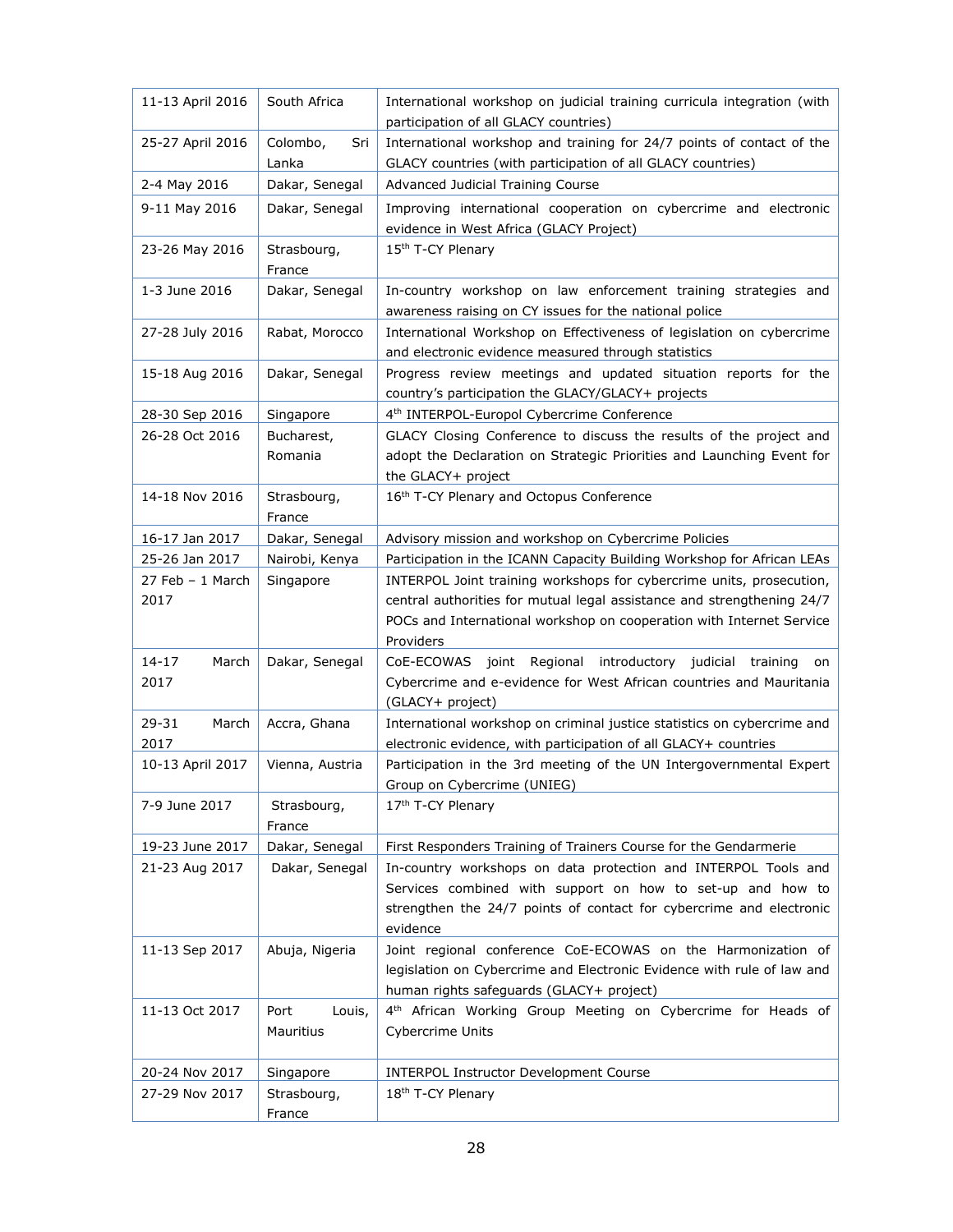| | | |
|---|---|---|
| 11-13 April 2016 | South Africa | International workshop on judicial training curricula integration (with participation of all GLACY countries) |
| 25-27 April 2016 | Colombo, Sri Lanka | International workshop and training for 24/7 points of contact of the GLACY countries (with participation of all GLACY countries) |
| 2-4 May 2016 | Dakar, Senegal | Advanced Judicial Training Course |
| 9-11 May 2016 | Dakar, Senegal | Improving international cooperation on cybercrime and electronic evidence in West Africa (GLACY Project) |
| 23-26 May 2016 | Strasbourg, France | 15th T-CY Plenary |
| 1-3 June 2016 | Dakar, Senegal | In-country workshop on law enforcement training strategies and awareness raising on CY issues for the national police |
| 27-28 July 2016 | Rabat, Morocco | International Workshop on Effectiveness of legislation on cybercrime and electronic evidence measured through statistics |
| 15-18 Aug 2016 | Dakar, Senegal | Progress review meetings and updated situation reports for the country's participation the GLACY/GLACY+ projects |
| 28-30 Sep 2016 | Singapore | 4th INTERPOL-Europol Cybercrime Conference |
| 26-28 Oct 2016 | Bucharest, Romania | GLACY Closing Conference to discuss the results of the project and adopt the Declaration on Strategic Priorities and Launching Event for the GLACY+ project |
| 14-18 Nov 2016 | Strasbourg, France | 16th T-CY Plenary and Octopus Conference |
| 16-17 Jan 2017 | Dakar, Senegal | Advisory mission and workshop on Cybercrime Policies |
| 25-26 Jan 2017 | Nairobi, Kenya | Participation in the ICANN Capacity Building Workshop for African LEAs |
| 27 Feb – 1 March 2017 | Singapore | INTERPOL Joint training workshops for cybercrime units, prosecution, central authorities for mutual legal assistance and strengthening 24/7 POCs and International workshop on cooperation with Internet Service Providers |
| 14-17 March 2017 | Dakar, Senegal | CoE-ECOWAS joint Regional introductory judicial training on Cybercrime and e-evidence for West African countries and Mauritania (GLACY+ project) |
| 29-31 March 2017 | Accra, Ghana | International workshop on criminal justice statistics on cybercrime and electronic evidence, with participation of all GLACY+ countries |
| 10-13 April 2017 | Vienna, Austria | Participation in the 3rd meeting of the UN Intergovernmental Expert Group on Cybercrime (UNIEG) |
| 7-9 June 2017 | Strasbourg, France | 17th T-CY Plenary |
| 19-23 June 2017 | Dakar, Senegal | First Responders Training of Trainers Course for the Gendarmerie |
| 21-23 Aug 2017 | Dakar, Senegal | In-country workshops on data protection and INTERPOL Tools and Services combined with support on how to set-up and how to strengthen the 24/7 points of contact for cybercrime and electronic evidence |
| 11-13 Sep 2017 | Abuja, Nigeria | Joint regional conference CoE-ECOWAS on the Harmonization of legislation on Cybercrime and Electronic Evidence with rule of law and human rights safeguards (GLACY+ project) |
| 11-13 Oct 2017 | Port Louis, Mauritius | 4th African Working Group Meeting on Cybercrime for Heads of Cybercrime Units |
| 20-24 Nov 2017 | Singapore | INTERPOL Instructor Development Course |
| 27-29 Nov 2017 | Strasbourg, France | 18th T-CY Plenary |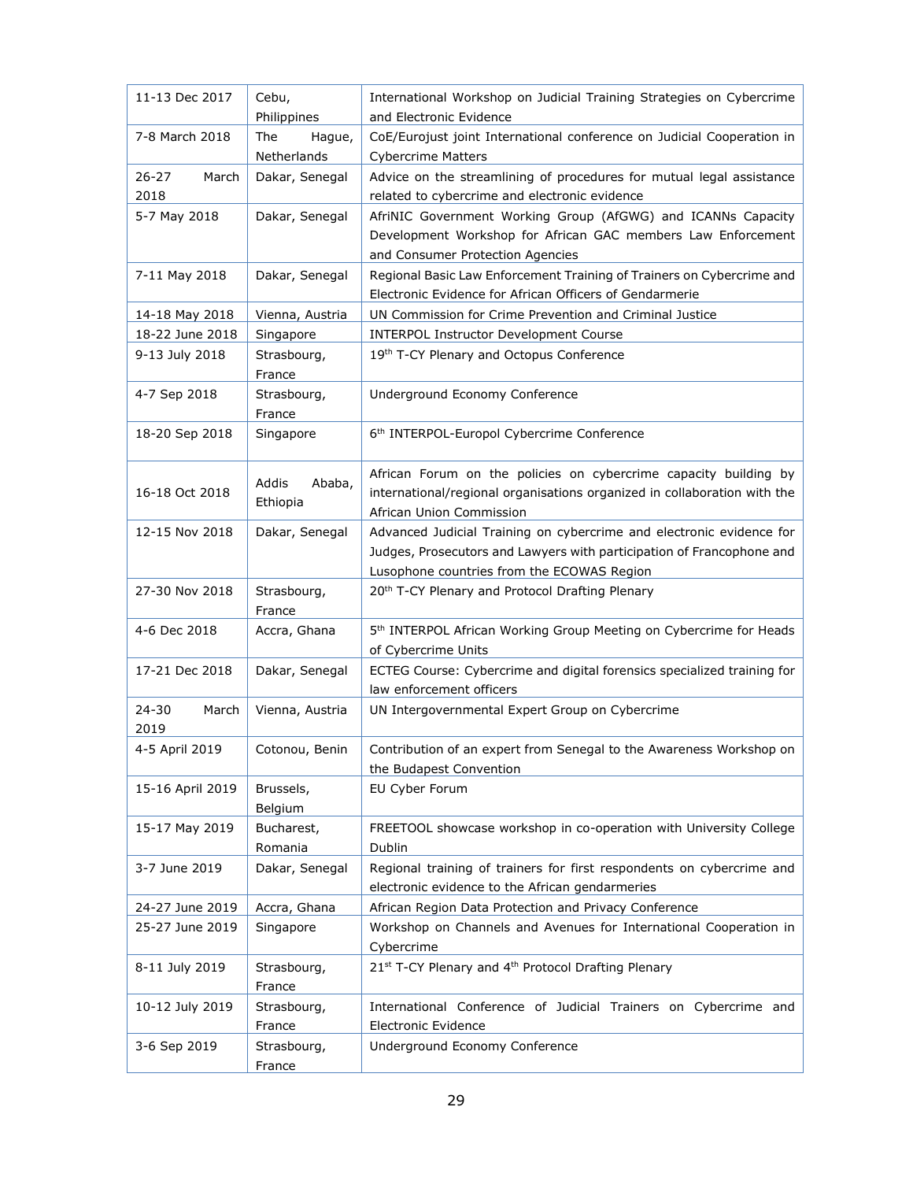| | | |
|---|---|---|
| 11-13 Dec 2017 | Cebu, Philippines | International Workshop on Judicial Training Strategies on Cybercrime and Electronic Evidence |
| 7-8 March 2018 | The Hague, Netherlands | CoE/Eurojust joint International conference on Judicial Cooperation in Cybercrime Matters |
| 26-27 March 2018 | Dakar, Senegal | Advice on the streamlining of procedures for mutual legal assistance related to cybercrime and electronic evidence |
| 5-7 May 2018 | Dakar, Senegal | AfriNIC Government Working Group (AfGWG) and ICANNs Capacity Development Workshop for African GAC members Law Enforcement and Consumer Protection Agencies |
| 7-11 May 2018 | Dakar, Senegal | Regional Basic Law Enforcement Training of Trainers on Cybercrime and Electronic Evidence for African Officers of Gendarmerie |
| 14-18 May 2018 | Vienna, Austria | UN Commission for Crime Prevention and Criminal Justice |
| 18-22 June 2018 | Singapore | INTERPOL Instructor Development Course |
| 9-13 July 2018 | Strasbourg, France | 19th T-CY Plenary and Octopus Conference |
| 4-7 Sep 2018 | Strasbourg, France | Underground Economy Conference |
| 18-20 Sep 2018 | Singapore | 6th INTERPOL-Europol Cybercrime Conference |
| 16-18 Oct 2018 | Addis Ababa, Ethiopia | African Forum on the policies on cybercrime capacity building by international/regional organisations organized in collaboration with the African Union Commission |
| 12-15 Nov 2018 | Dakar, Senegal | Advanced Judicial Training on cybercrime and electronic evidence for Judges, Prosecutors and Lawyers with participation of Francophone and Lusophone countries from the ECOWAS Region |
| 27-30 Nov 2018 | Strasbourg, France | 20th T-CY Plenary and Protocol Drafting Plenary |
| 4-6 Dec 2018 | Accra, Ghana | 5th INTERPOL African Working Group Meeting on Cybercrime for Heads of Cybercrime Units |
| 17-21 Dec 2018 | Dakar, Senegal | ECTEG Course: Cybercrime and digital forensics specialized training for law enforcement officers |
| 24-30 March 2019 | Vienna, Austria | UN Intergovernmental Expert Group on Cybercrime |
| 4-5 April 2019 | Cotonou, Benin | Contribution of an expert from Senegal to the Awareness Workshop on the Budapest Convention |
| 15-16 April 2019 | Brussels, Belgium | EU Cyber Forum |
| 15-17 May 2019 | Bucharest, Romania | FREETOOL showcase workshop in co-operation with University College Dublin |
| 3-7 June 2019 | Dakar, Senegal | Regional training of trainers for first respondents on cybercrime and electronic evidence to the African gendarmeries |
| 24-27 June 2019 | Accra, Ghana | African Region Data Protection and Privacy Conference |
| 25-27 June 2019 | Singapore | Workshop on Channels and Avenues for International Cooperation in Cybercrime |
| 8-11 July 2019 | Strasbourg, France | 21st T-CY Plenary and 4th Protocol Drafting Plenary |
| 10-12 July 2019 | Strasbourg, France | International Conference of Judicial Trainers on Cybercrime and Electronic Evidence |
| 3-6 Sep 2019 | Strasbourg, France | Underground Economy Conference |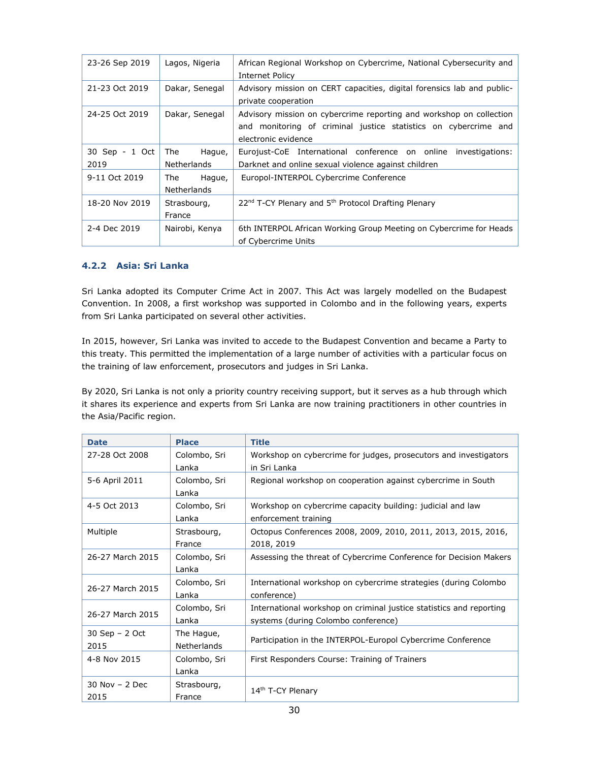| | | |
|---|---|---|
| 23-26 Sep 2019 | Lagos, Nigeria | African Regional Workshop on Cybercrime, National Cybersecurity and Internet Policy |
| 21-23 Oct 2019 | Dakar, Senegal | Advisory mission on CERT capacities, digital forensics lab and public-private cooperation |
| 24-25 Oct 2019 | Dakar, Senegal | Advisory mission on cybercrime reporting and workshop on collection and monitoring of criminal justice statistics on cybercrime and electronic evidence |
| 30 Sep - 1 Oct 2019 | The Hague, Netherlands | Eurojust-CoE International conference on online investigations: Darknet and online sexual violence against children |
| 9-11 Oct 2019 | The Hague, Netherlands | Europol-INTERPOL Cybercrime Conference |
| 18-20 Nov 2019 | Strasbourg, France | 22nd T-CY Plenary and 5th Protocol Drafting Plenary |
| 2-4 Dec 2019 | Nairobi, Kenya | 6th INTERPOL African Working Group Meeting on Cybercrime for Heads of Cybercrime Units |

### 4.2.2 Asia: Sri Lanka

Sri Lanka adopted its Computer Crime Act in 2007. This Act was largely modelled on the Budapest Convention. In 2008, a first workshop was supported in Colombo and in the following years, experts from Sri Lanka participated on several other activities.

In 2015, however, Sri Lanka was invited to accede to the Budapest Convention and became a Party to this treaty. This permitted the implementation of a large number of activities with a particular focus on the training of law enforcement, prosecutors and judges in Sri Lanka.

By 2020, Sri Lanka is not only a priority country receiving support, but it serves as a hub through which it shares its experience and experts from Sri Lanka are now training practitioners in other countries in the Asia/Pacific region.

| Date | Place | Title |
|---|---|---|
| 27-28 Oct 2008 | Colombo, Sri Lanka | Workshop on cybercrime for judges, prosecutors and investigators in Sri Lanka |
| 5-6 April 2011 | Colombo, Sri Lanka | Regional workshop on cooperation against cybercrime in South |
| 4-5 Oct 2013 | Colombo, Sri Lanka | Workshop on cybercrime capacity building: judicial and law enforcement training |
| Multiple | Strasbourg, France | Octopus Conferences 2008, 2009, 2010, 2011, 2013, 2015, 2016, 2018, 2019 |
| 26-27 March 2015 | Colombo, Sri Lanka | Assessing the threat of Cybercrime Conference for Decision Makers |
| 26-27 March 2015 | Colombo, Sri Lanka | International workshop on cybercrime strategies (during Colombo conference) |
| 26-27 March 2015 | Colombo, Sri Lanka | International workshop on criminal justice statistics and reporting systems (during Colombo conference) |
| 30 Sep – 2 Oct 2015 | The Hague, Netherlands | Participation in the INTERPOL-Europol Cybercrime Conference |
| 4-8 Nov 2015 | Colombo, Sri Lanka | First Responders Course: Training of Trainers |
| 30 Nov – 2 Dec 2015 | Strasbourg, France | 14th T-CY Plenary |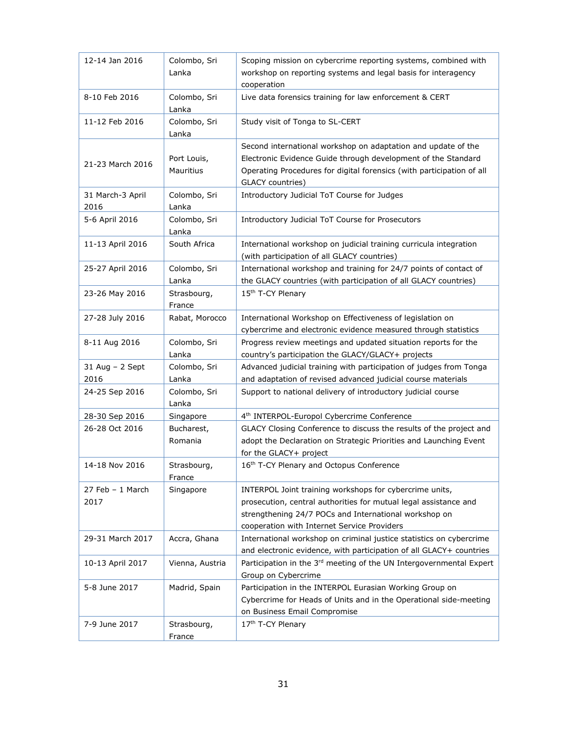| | | |
|---|---|---|
| 12-14 Jan 2016 | Colombo, Sri Lanka | Scoping mission on cybercrime reporting systems, combined with workshop on reporting systems and legal basis for interagency cooperation |
| 8-10 Feb 2016 | Colombo, Sri Lanka | Live data forensics training for law enforcement & CERT |
| 11-12 Feb 2016 | Colombo, Sri Lanka | Study visit of Tonga to SL-CERT |
| 21-23 March 2016 | Port Louis, Mauritius | Second international workshop on adaptation and update of the Electronic Evidence Guide through development of the Standard Operating Procedures for digital forensics (with participation of all GLACY countries) |
| 31 March-3 April 2016 | Colombo, Sri Lanka | Introductory Judicial ToT Course for Judges |
| 5-6 April 2016 | Colombo, Sri Lanka | Introductory Judicial ToT Course for Prosecutors |
| 11-13 April 2016 | South Africa | International workshop on judicial training curricula integration (with participation of all GLACY countries) |
| 25-27 April 2016 | Colombo, Sri Lanka | International workshop and training for 24/7 points of contact of the GLACY countries (with participation of all GLACY countries) |
| 23-26 May 2016 | Strasbourg, France | 15th T-CY Plenary |
| 27-28 July 2016 | Rabat, Morocco | International Workshop on Effectiveness of legislation on cybercrime and electronic evidence measured through statistics |
| 8-11 Aug 2016 | Colombo, Sri Lanka | Progress review meetings and updated situation reports for the country's participation the GLACY/GLACY+ projects |
| 31 Aug – 2 Sept 2016 | Colombo, Sri Lanka | Advanced judicial training with participation of judges from Tonga and adaptation of revised advanced judicial course materials |
| 24-25 Sep 2016 | Colombo, Sri Lanka | Support to national delivery of introductory judicial course |
| 28-30 Sep 2016 | Singapore | 4th INTERPOL-Europol Cybercrime Conference |
| 26-28 Oct 2016 | Bucharest, Romania | GLACY Closing Conference to discuss the results of the project and adopt the Declaration on Strategic Priorities and Launching Event for the GLACY+ project |
| 14-18 Nov 2016 | Strasbourg, France | 16th T-CY Plenary and Octopus Conference |
| 27 Feb – 1 March 2017 | Singapore | INTERPOL Joint training workshops for cybercrime units, prosecution, central authorities for mutual legal assistance and strengthening 24/7 POCs and International workshop on cooperation with Internet Service Providers |
| 29-31 March 2017 | Accra, Ghana | International workshop on criminal justice statistics on cybercrime and electronic evidence, with participation of all GLACY+ countries |
| 10-13 April 2017 | Vienna, Austria | Participation in the 3rd meeting of the UN Intergovernmental Expert Group on Cybercrime |
| 5-8 June 2017 | Madrid, Spain | Participation in the INTERPOL Eurasian Working Group on Cybercrime for Heads of Units and in the Operational side-meeting on Business Email Compromise |
| 7-9 June 2017 | Strasbourg, France | 17th T-CY Plenary |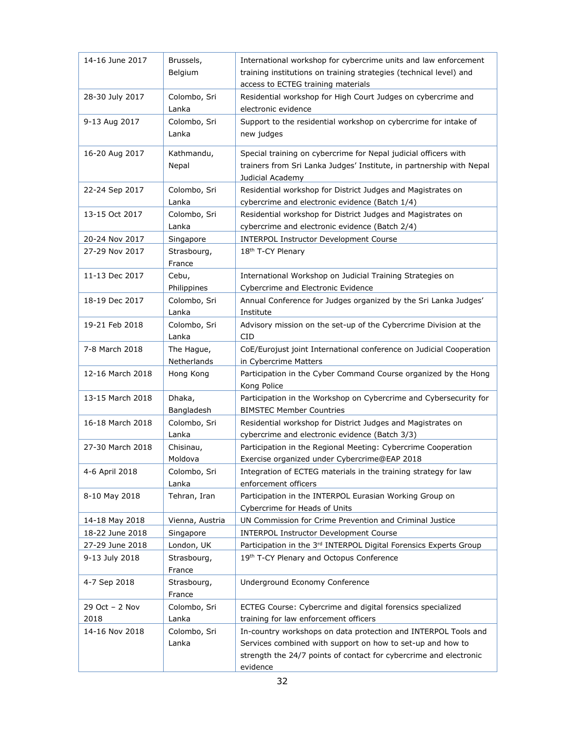| | | |
|---|---|---|
| 14-16 June 2017 | Brussels, Belgium | International workshop for cybercrime units and law enforcement training institutions on training strategies (technical level) and access to ECTEG training materials |
| 28-30 July 2017 | Colombo, Sri Lanka | Residential workshop for High Court Judges on cybercrime and electronic evidence |
| 9-13 Aug 2017 | Colombo, Sri Lanka | Support to the residential workshop on cybercrime for intake of new judges |
| 16-20 Aug 2017 | Kathmandu, Nepal | Special training on cybercrime for Nepal judicial officers with trainers from Sri Lanka Judges' Institute, in partnership with Nepal Judicial Academy |
| 22-24 Sep 2017 | Colombo, Sri Lanka | Residential workshop for District Judges and Magistrates on cybercrime and electronic evidence (Batch 1/4) |
| 13-15 Oct 2017 | Colombo, Sri Lanka | Residential workshop for District Judges and Magistrates on cybercrime and electronic evidence (Batch 2/4) |
| 20-24 Nov 2017 | Singapore | INTERPOL Instructor Development Course |
| 27-29 Nov 2017 | Strasbourg, France | 18th T-CY Plenary |
| 11-13 Dec 2017 | Cebu, Philippines | International Workshop on Judicial Training Strategies on Cybercrime and Electronic Evidence |
| 18-19 Dec 2017 | Colombo, Sri Lanka | Annual Conference for Judges organized by the Sri Lanka Judges' Institute |
| 19-21 Feb 2018 | Colombo, Sri Lanka | Advisory mission on the set-up of the Cybercrime Division at the CID |
| 7-8 March 2018 | The Hague, Netherlands | CoE/Eurojust joint International conference on Judicial Cooperation in Cybercrime Matters |
| 12-16 March 2018 | Hong Kong | Participation in the Cyber Command Course organized by the Hong Kong Police |
| 13-15 March 2018 | Dhaka, Bangladesh | Participation in the Workshop on Cybercrime and Cybersecurity for BIMSTEC Member Countries |
| 16-18 March 2018 | Colombo, Sri Lanka | Residential workshop for District Judges and Magistrates on cybercrime and electronic evidence (Batch 3/3) |
| 27-30 March 2018 | Chisinau, Moldova | Participation in the Regional Meeting: Cybercrime Cooperation Exercise organized under Cybercrime@EAP 2018 |
| 4-6 April 2018 | Colombo, Sri Lanka | Integration of ECTEG materials in the training strategy for law enforcement officers |
| 8-10 May 2018 | Tehran, Iran | Participation in the INTERPOL Eurasian Working Group on Cybercrime for Heads of Units |
| 14-18 May 2018 | Vienna, Austria | UN Commission for Crime Prevention and Criminal Justice |
| 18-22 June 2018 | Singapore | INTERPOL Instructor Development Course |
| 27-29 June 2018 | London, UK | Participation in the 3rd INTERPOL Digital Forensics Experts Group |
| 9-13 July 2018 | Strasbourg, France | 19th T-CY Plenary and Octopus Conference |
| 4-7 Sep 2018 | Strasbourg, France | Underground Economy Conference |
| 29 Oct – 2 Nov 2018 | Colombo, Sri Lanka | ECTEG Course: Cybercrime and digital forensics specialized training for law enforcement officers |
| 14-16 Nov 2018 | Colombo, Sri Lanka | In-country workshops on data protection and INTERPOL Tools and Services combined with support on how to set-up and how to strength the 24/7 points of contact for cybercrime and electronic evidence |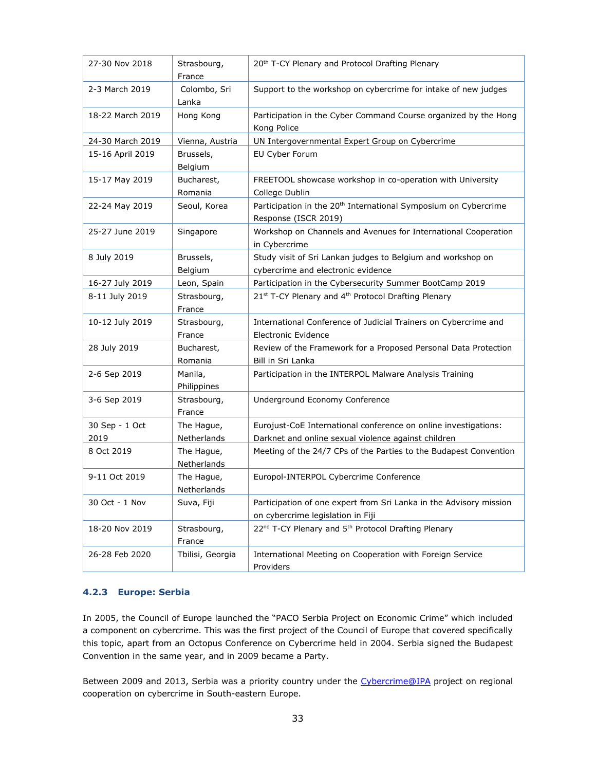| | | |
|---|---|---|
| 27-30 Nov 2018 | Strasbourg, France | 20th T-CY Plenary and Protocol Drafting Plenary |
| 2-3 March 2019 | Colombo, Sri Lanka | Support to the workshop on cybercrime for intake of new judges |
| 18-22 March 2019 | Hong Kong | Participation in the Cyber Command Course organized by the Hong Kong Police |
| 24-30 March 2019 | Vienna, Austria | UN Intergovernmental Expert Group on Cybercrime |
| 15-16 April 2019 | Brussels, Belgium | EU Cyber Forum |
| 15-17 May 2019 | Bucharest, Romania | FREETOOL showcase workshop in co-operation with University College Dublin |
| 22-24 May 2019 | Seoul, Korea | Participation in the 20th International Symposium on Cybercrime Response (ISCR 2019) |
| 25-27 June 2019 | Singapore | Workshop on Channels and Avenues for International Cooperation in Cybercrime |
| 8 July 2019 | Brussels, Belgium | Study visit of Sri Lankan judges to Belgium and workshop on cybercrime and electronic evidence |
| 16-27 July 2019 | Leon, Spain | Participation in the Cybersecurity Summer BootCamp 2019 |
| 8-11 July 2019 | Strasbourg, France | 21st T-CY Plenary and 4th Protocol Drafting Plenary |
| 10-12 July 2019 | Strasbourg, France | International Conference of Judicial Trainers on Cybercrime and Electronic Evidence |
| 28 July 2019 | Bucharest, Romania | Review of the Framework for a Proposed Personal Data Protection Bill in Sri Lanka |
| 2-6 Sep 2019 | Manila, Philippines | Participation in the INTERPOL Malware Analysis Training |
| 3-6 Sep 2019 | Strasbourg, France | Underground Economy Conference |
| 30 Sep - 1 Oct 2019 | The Hague, Netherlands | Eurojust-CoE International conference on online investigations: Darknet and online sexual violence against children |
| 8 Oct 2019 | The Hague, Netherlands | Meeting of the 24/7 CPs of the Parties to the Budapest Convention |
| 9-11 Oct 2019 | The Hague, Netherlands | Europol-INTERPOL Cybercrime Conference |
| 30 Oct - 1 Nov | Suva, Fiji | Participation of one expert from Sri Lanka in the Advisory mission on cybercrime legislation in Fiji |
| 18-20 Nov 2019 | Strasbourg, France | 22nd T-CY Plenary and 5th Protocol Drafting Plenary |
| 26-28 Feb 2020 | Tbilisi, Georgia | International Meeting on Cooperation with Foreign Service Providers |

### 4.2.3 Europe: Serbia

In 2005, the Council of Europe launched the "PACO Serbia Project on Economic Crime" which included a component on cybercrime. This was the first project of the Council of Europe that covered specifically this topic, apart from an Octopus Conference on Cybercrime held in 2004. Serbia signed the Budapest Convention in the same year, and in 2009 became a Party.

Between 2009 and 2013, Serbia was a priority country under the Cybercrime@IPA project on regional cooperation on cybercrime in South-eastern Europe.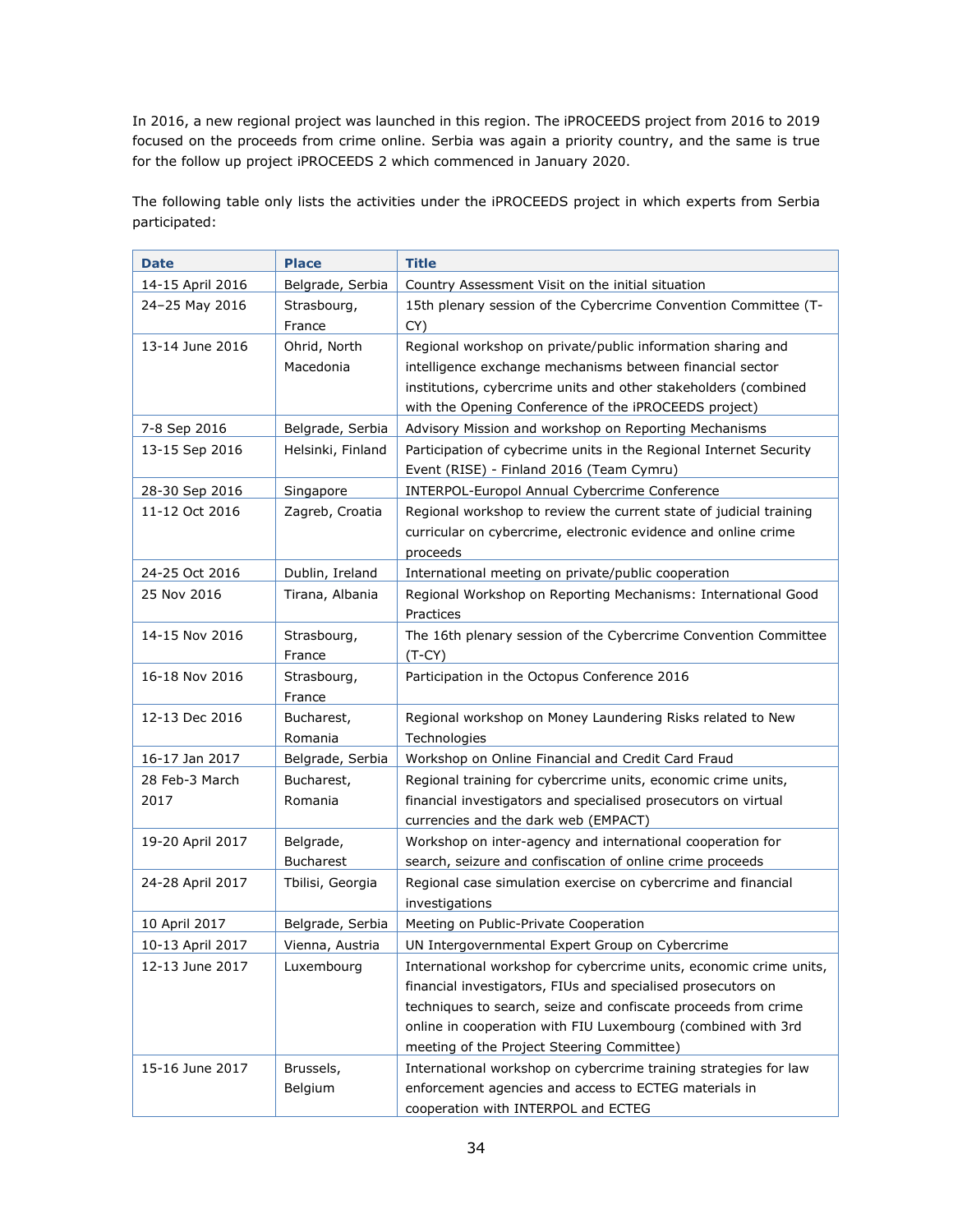In 2016, a new regional project was launched in this region. The iPROCEEDS project from 2016 to 2019 focused on the proceeds from crime online. Serbia was again a priority country, and the same is true for the follow up project iPROCEEDS 2 which commenced in January 2020.

The following table only lists the activities under the iPROCEEDS project in which experts from Serbia participated:

| Date | Place | Title |
|---|---|---|
| 14-15 April 2016 | Belgrade, Serbia | Country Assessment Visit on the initial situation |
| 24–25 May 2016 | Strasbourg, France | 15th plenary session of the Cybercrime Convention Committee (T-CY) |
| 13-14 June 2016 | Ohrid, North Macedonia | Regional workshop on private/public information sharing and intelligence exchange mechanisms between financial sector institutions, cybercrime units and other stakeholders (combined with the Opening Conference of the iPROCEEDS project) |
| 7-8 Sep 2016 | Belgrade, Serbia | Advisory Mission and workshop on Reporting Mechanisms |
| 13-15 Sep 2016 | Helsinki, Finland | Participation of cybecrime units in the Regional Internet Security Event (RISE) - Finland 2016 (Team Cymru) |
| 28-30 Sep 2016 | Singapore | INTERPOL-Europol Annual Cybercrime Conference |
| 11-12 Oct 2016 | Zagreb, Croatia | Regional workshop to review the current state of judicial training curricular on cybercrime, electronic evidence and online crime proceeds |
| 24-25 Oct 2016 | Dublin, Ireland | International meeting on private/public cooperation |
| 25 Nov 2016 | Tirana, Albania | Regional Workshop on Reporting Mechanisms: International Good Practices |
| 14-15 Nov 2016 | Strasbourg, France | The 16th plenary session of the Cybercrime Convention Committee (T-CY) |
| 16-18 Nov 2016 | Strasbourg, France | Participation in the Octopus Conference 2016 |
| 12-13 Dec 2016 | Bucharest, Romania | Regional workshop on Money Laundering Risks related to New Technologies |
| 16-17 Jan 2017 | Belgrade, Serbia | Workshop on Online Financial and Credit Card Fraud |
| 28 Feb-3 March 2017 | Bucharest, Romania | Regional training for cybercrime units, economic crime units, financial investigators and specialised prosecutors on virtual currencies and the dark web (EMPACT) |
| 19-20 April 2017 | Belgrade, Bucharest | Workshop on inter-agency and international cooperation for search, seizure and confiscation of online crime proceeds |
| 24-28 April 2017 | Tbilisi, Georgia | Regional case simulation exercise on cybercrime and financial investigations |
| 10 April 2017 | Belgrade, Serbia | Meeting on Public-Private Cooperation |
| 10-13 April 2017 | Vienna, Austria | UN Intergovernmental Expert Group on Cybercrime |
| 12-13 June 2017 | Luxembourg | International workshop for cybercrime units, economic crime units, financial investigators, FIUs and specialised prosecutors on techniques to search, seize and confiscate proceeds from crime online in cooperation with FIU Luxembourg (combined with 3rd meeting of the Project Steering Committee) |
| 15-16 June 2017 | Brussels, Belgium | International workshop on cybercrime training strategies for law enforcement agencies and access to ECTEG materials in cooperation with INTERPOL and ECTEG |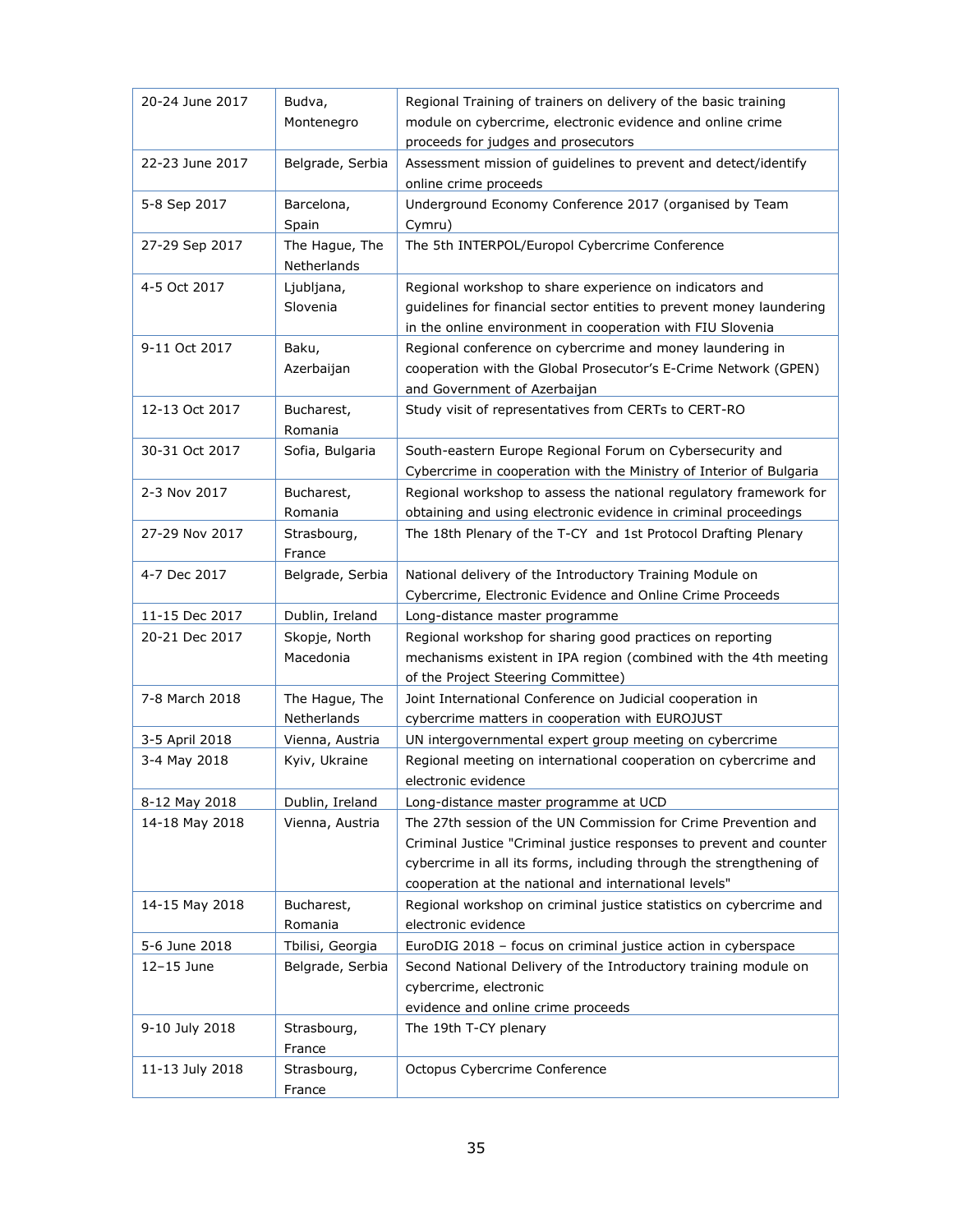| | | |
|---|---|---|
| 20-24 June 2017 | Budva, Montenegro | Regional Training of trainers on delivery of the basic training module on cybercrime, electronic evidence and online crime proceeds for judges and prosecutors |
| 22-23 June 2017 | Belgrade, Serbia | Assessment mission of guidelines to prevent and detect/identify online crime proceeds |
| 5-8 Sep 2017 | Barcelona, Spain | Underground Economy Conference 2017 (organised by Team Cymru) |
| 27-29 Sep 2017 | The Hague, The Netherlands | The 5th INTERPOL/Europol Cybercrime Conference |
| 4-5 Oct 2017 | Ljubljana, Slovenia | Regional workshop to share experience on indicators and guidelines for financial sector entities to prevent money laundering in the online environment in cooperation with FIU Slovenia |
| 9-11 Oct 2017 | Baku, Azerbaijan | Regional conference on cybercrime and money laundering in cooperation with the Global Prosecutor's E-Crime Network (GPEN) and Government of Azerbaijan |
| 12-13 Oct 2017 | Bucharest, Romania | Study visit of representatives from CERTs to CERT-RO |
| 30-31 Oct 2017 | Sofia, Bulgaria | South-eastern Europe Regional Forum on Cybersecurity and Cybercrime in cooperation with the Ministry of Interior of Bulgaria |
| 2-3 Nov 2017 | Bucharest, Romania | Regional workshop to assess the national regulatory framework for obtaining and using electronic evidence in criminal proceedings |
| 27-29 Nov 2017 | Strasbourg, France | The 18th Plenary of the T-CY and 1st Protocol Drafting Plenary |
| 4-7 Dec 2017 | Belgrade, Serbia | National delivery of the Introductory Training Module on Cybercrime, Electronic Evidence and Online Crime Proceeds |
| 11-15 Dec 2017 | Dublin, Ireland | Long-distance master programme |
| 20-21 Dec 2017 | Skopje, North Macedonia | Regional workshop for sharing good practices on reporting mechanisms existent in IPA region (combined with the 4th meeting of the Project Steering Committee) |
| 7-8 March 2018 | The Hague, The Netherlands | Joint International Conference on Judicial cooperation in cybercrime matters in cooperation with EUROJUST |
| 3-5 April 2018 | Vienna, Austria | UN intergovernmental expert group meeting on cybercrime |
| 3-4 May 2018 | Kyiv, Ukraine | Regional meeting on international cooperation on cybercrime and electronic evidence |
| 8-12 May 2018 | Dublin, Ireland | Long-distance master programme at UCD |
| 14-18 May 2018 | Vienna, Austria | The 27th session of the UN Commission for Crime Prevention and Criminal Justice "Criminal justice responses to prevent and counter cybercrime in all its forms, including through the strengthening of cooperation at the national and international levels" |
| 14-15 May 2018 | Bucharest, Romania | Regional workshop on criminal justice statistics on cybercrime and electronic evidence |
| 5-6 June 2018 | Tbilisi, Georgia | EuroDIG 2018 – focus on criminal justice action in cyberspace |
| 12–15 June | Belgrade, Serbia | Second National Delivery of the Introductory training module on cybercrime, electronic evidence and online crime proceeds |
| 9-10 July 2018 | Strasbourg, France | The 19th T-CY plenary |
| 11-13 July 2018 | Strasbourg, France | Octopus Cybercrime Conference |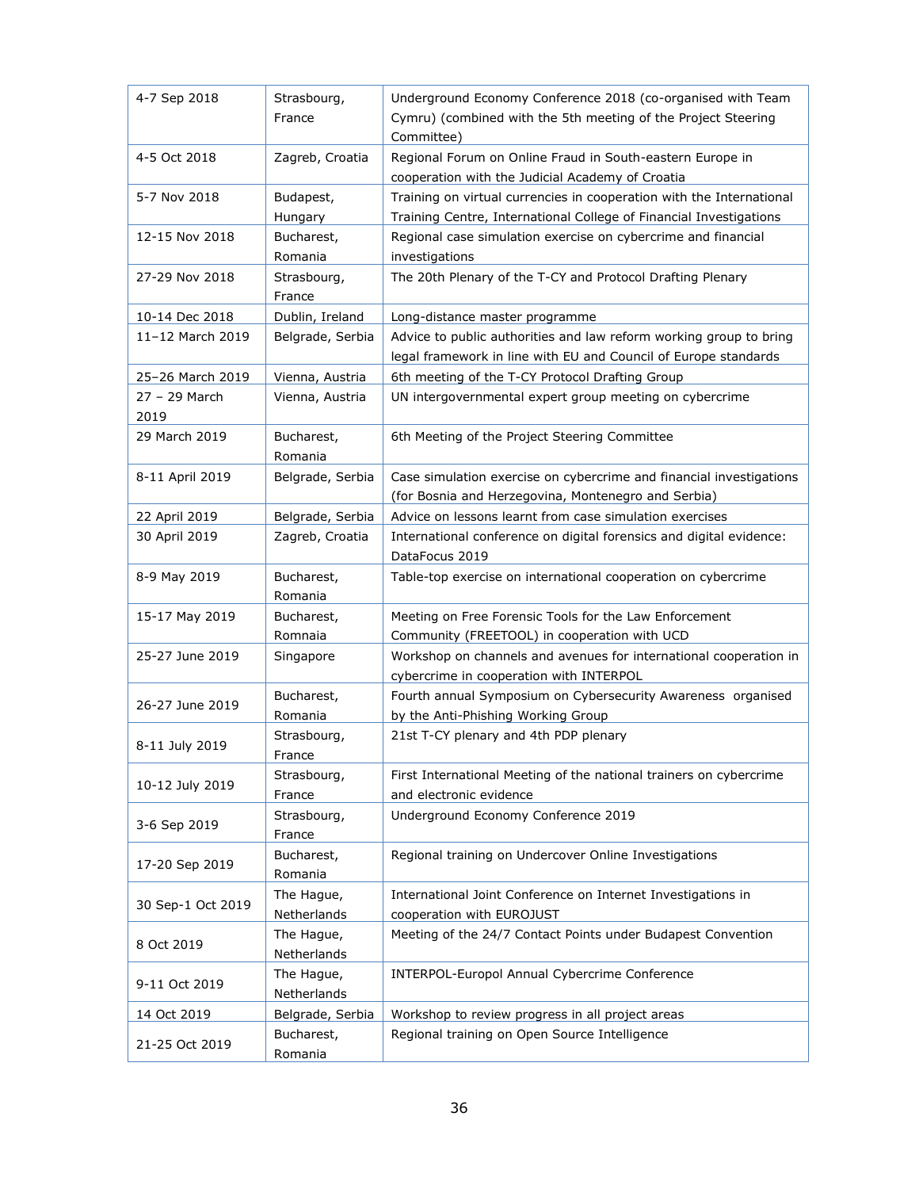| | | |
|---|---|---|
| 4-7 Sep 2018 | Strasbourg, France | Underground Economy Conference 2018 (co-organised with Team Cymru) (combined with the 5th meeting of the Project Steering Committee) |
| 4-5 Oct 2018 | Zagreb, Croatia | Regional Forum on Online Fraud in South-eastern Europe in cooperation with the Judicial Academy of Croatia |
| 5-7 Nov 2018 | Budapest, Hungary | Training on virtual currencies in cooperation with the International Training Centre, International College of Financial Investigations |
| 12-15 Nov 2018 | Bucharest, Romania | Regional case simulation exercise on cybercrime and financial investigations |
| 27-29 Nov 2018 | Strasbourg, France | The 20th Plenary of the T-CY and Protocol Drafting Plenary |
| 10-14 Dec 2018 | Dublin, Ireland | Long-distance master programme |
| 11–12 March 2019 | Belgrade, Serbia | Advice to public authorities and law reform working group to bring legal framework in line with EU and Council of Europe standards |
| 25–26 March 2019 | Vienna, Austria | 6th meeting of the T-CY Protocol Drafting Group |
| 27 – 29 March 2019 | Vienna, Austria | UN intergovernmental expert group meeting on cybercrime |
| 29 March 2019 | Bucharest, Romania | 6th Meeting of the Project Steering Committee |
| 8-11 April 2019 | Belgrade, Serbia | Case simulation exercise on cybercrime and financial investigations (for Bosnia and Herzegovina, Montenegro and Serbia) |
| 22 April 2019 | Belgrade, Serbia | Advice on lessons learnt from case simulation exercises |
| 30 April 2019 | Zagreb, Croatia | International conference on digital forensics and digital evidence: DataFocus 2019 |
| 8-9 May 2019 | Bucharest, Romania | Table-top exercise on international cooperation on cybercrime |
| 15-17 May 2019 | Bucharest, Romnaia | Meeting on Free Forensic Tools for the Law Enforcement Community (FREETOOL) in cooperation with UCD |
| 25-27 June 2019 | Singapore | Workshop on channels and avenues for international cooperation in cybercrime in cooperation with INTERPOL |
| 26-27 June 2019 | Bucharest, Romania | Fourth annual Symposium on Cybersecurity Awareness organised by the Anti-Phishing Working Group |
| 8-11 July 2019 | Strasbourg, France | 21st T-CY plenary and 4th PDP plenary |
| 10-12 July 2019 | Strasbourg, France | First International Meeting of the national trainers on cybercrime and electronic evidence |
| 3-6 Sep 2019 | Strasbourg, France | Underground Economy Conference 2019 |
| 17-20 Sep 2019 | Bucharest, Romania | Regional training on Undercover Online Investigations |
| 30 Sep-1 Oct 2019 | The Hague, Netherlands | International Joint Conference on Internet Investigations in cooperation with EUROJUST |
| 8 Oct 2019 | The Hague, Netherlands | Meeting of the 24/7 Contact Points under Budapest Convention |
| 9-11 Oct 2019 | The Hague, Netherlands | INTERPOL-Europol Annual Cybercrime Conference |
| 14 Oct 2019 | Belgrade, Serbia | Workshop to review progress in all project areas |
| 21-25 Oct 2019 | Bucharest, Romania | Regional training on Open Source Intelligence |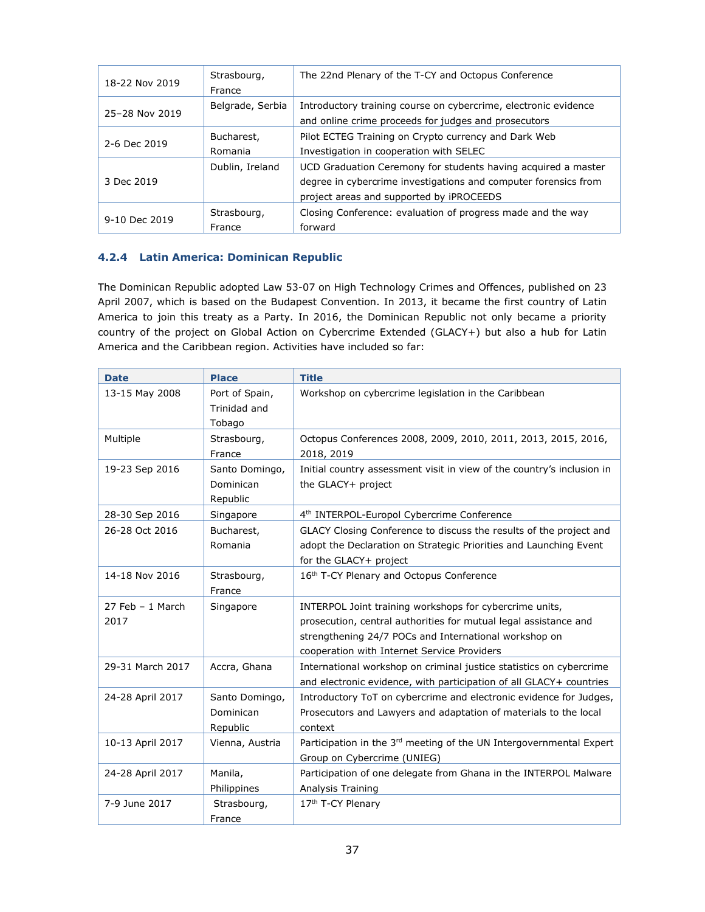| 18-22 Nov 2019 | Strasbourg, France | The 22nd Plenary of the T-CY and Octopus Conference |
|---|---|---|
| 25–28 Nov 2019 | Belgrade, Serbia | Introductory training course on cybercrime, electronic evidence and online crime proceeds for judges and prosecutors |
| 2-6 Dec 2019 | Bucharest, Romania | Pilot ECTEG Training on Crypto currency and Dark Web Investigation in cooperation with SELEC |
| 3 Dec 2019 | Dublin, Ireland | UCD Graduation Ceremony for students having acquired a master degree in cybercrime investigations and computer forensics from project areas and supported by iPROCEEDS |
| 9-10 Dec 2019 | Strasbourg, France | Closing Conference: evaluation of progress made and the way forward |

### 4.2.4 Latin America: Dominican Republic

The Dominican Republic adopted Law 53-07 on High Technology Crimes and Offences, published on 23 April 2007, which is based on the Budapest Convention. In 2013, it became the first country of Latin America to join this treaty as a Party. In 2016, the Dominican Republic not only became a priority country of the project on Global Action on Cybercrime Extended (GLACY+) but also a hub for Latin America and the Caribbean region. Activities have included so far:

| Date | Place | Title |
|---|---|---|
| 13-15 May 2008 | Port of Spain, Trinidad and Tobago | Workshop on cybercrime legislation in the Caribbean |
| Multiple | Strasbourg, France | Octopus Conferences 2008, 2009, 2010, 2011, 2013, 2015, 2016, 2018, 2019 |
| 19-23 Sep 2016 | Santo Domingo, Dominican Republic | Initial country assessment visit in view of the country's inclusion in the GLACY+ project |
| 28-30 Sep 2016 | Singapore | 4th INTERPOL-Europol Cybercrime Conference |
| 26-28 Oct 2016 | Bucharest, Romania | GLACY Closing Conference to discuss the results of the project and adopt the Declaration on Strategic Priorities and Launching Event for the GLACY+ project |
| 14-18 Nov 2016 | Strasbourg, France | 16th T-CY Plenary and Octopus Conference |
| 27 Feb – 1 March 2017 | Singapore | INTERPOL Joint training workshops for cybercrime units, prosecution, central authorities for mutual legal assistance and strengthening 24/7 POCs and International workshop on cooperation with Internet Service Providers |
| 29-31 March 2017 | Accra, Ghana | International workshop on criminal justice statistics on cybercrime and electronic evidence, with participation of all GLACY+ countries |
| 24-28 April 2017 | Santo Domingo, Dominican Republic | Introductory ToT on cybercrime and electronic evidence for Judges, Prosecutors and Lawyers and adaptation of materials to the local context |
| 10-13 April 2017 | Vienna, Austria | Participation in the 3rd meeting of the UN Intergovernmental Expert Group on Cybercrime (UNIEG) |
| 24-28 April 2017 | Manila, Philippines | Participation of one delegate from Ghana in the INTERPOL Malware Analysis Training |
| 7-9 June 2017 | Strasbourg, France | 17th T-CY Plenary |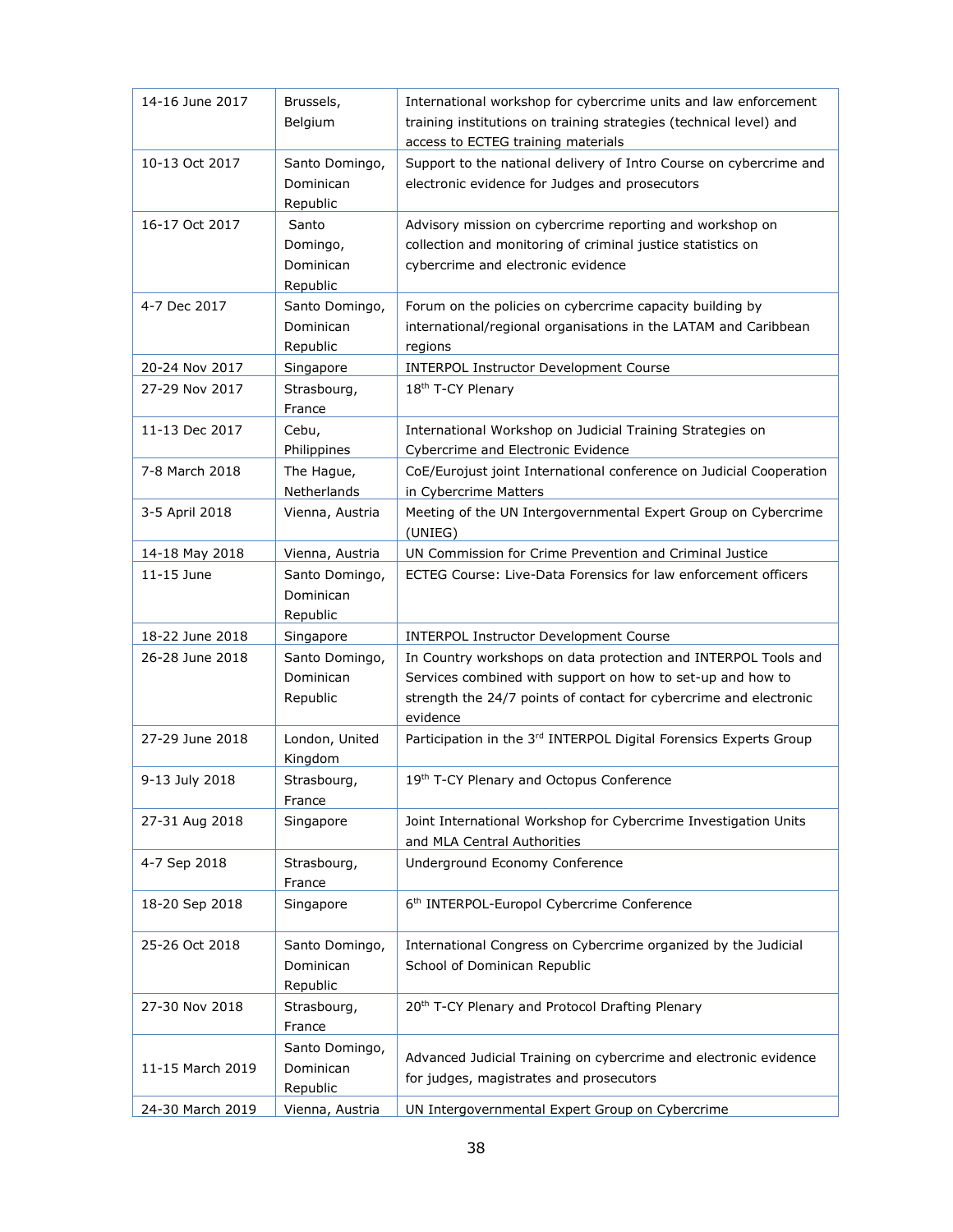| 14-16 June 2017 | Brussels, Belgium | International workshop for cybercrime units and law enforcement training institutions on training strategies (technical level) and access to ECTEG training materials |
|---|---|---|
| 10-13 Oct 2017 | Santo Domingo, Dominican Republic | Support to the national delivery of Intro Course on cybercrime and electronic evidence for Judges and prosecutors |
| 16-17 Oct 2017 | Santo Domingo, Dominican Republic | Advisory mission on cybercrime reporting and workshop on collection and monitoring of criminal justice statistics on cybercrime and electronic evidence |
| 4-7 Dec 2017 | Santo Domingo, Dominican Republic | Forum on the policies on cybercrime capacity building by international/regional organisations in the LATAM and Caribbean regions |
| 20-24 Nov 2017 | Singapore | INTERPOL Instructor Development Course |
| 27-29 Nov 2017 | Strasbourg, France | 18th T-CY Plenary |
| 11-13 Dec 2017 | Cebu, Philippines | International Workshop on Judicial Training Strategies on Cybercrime and Electronic Evidence |
| 7-8 March 2018 | The Hague, Netherlands | CoE/Eurojust joint International conference on Judicial Cooperation in Cybercrime Matters |
| 3-5 April 2018 | Vienna, Austria | Meeting of the UN Intergovernmental Expert Group on Cybercrime (UNIEG) |
| 14-18 May 2018 | Vienna, Austria | UN Commission for Crime Prevention and Criminal Justice |
| 11-15 June | Santo Domingo, Dominican Republic | ECTEG Course: Live-Data Forensics for law enforcement officers |
| 18-22 June 2018 | Singapore | INTERPOL Instructor Development Course |
| 26-28 June 2018 | Santo Domingo, Dominican Republic | In Country workshops on data protection and INTERPOL Tools and Services combined with support on how to set-up and how to strength the 24/7 points of contact for cybercrime and electronic evidence |
| 27-29 June 2018 | London, United Kingdom | Participation in the 3rd INTERPOL Digital Forensics Experts Group |
| 9-13 July 2018 | Strasbourg, France | 19th T-CY Plenary and Octopus Conference |
| 27-31 Aug 2018 | Singapore | Joint International Workshop for Cybercrime Investigation Units and MLA Central Authorities |
| 4-7 Sep 2018 | Strasbourg, France | Underground Economy Conference |
| 18-20 Sep 2018 | Singapore | 6th INTERPOL-Europol Cybercrime Conference |
| 25-26 Oct 2018 | Santo Domingo, Dominican Republic | International Congress on Cybercrime organized by the Judicial School of Dominican Republic |
| 27-30 Nov 2018 | Strasbourg, France | 20th T-CY Plenary and Protocol Drafting Plenary |
| 11-15 March 2019 | Santo Domingo, Dominican Republic | Advanced Judicial Training on cybercrime and electronic evidence for judges, magistrates and prosecutors |
| 24-30 March 2019 | Vienna, Austria | UN Intergovernmental Expert Group on Cybercrime |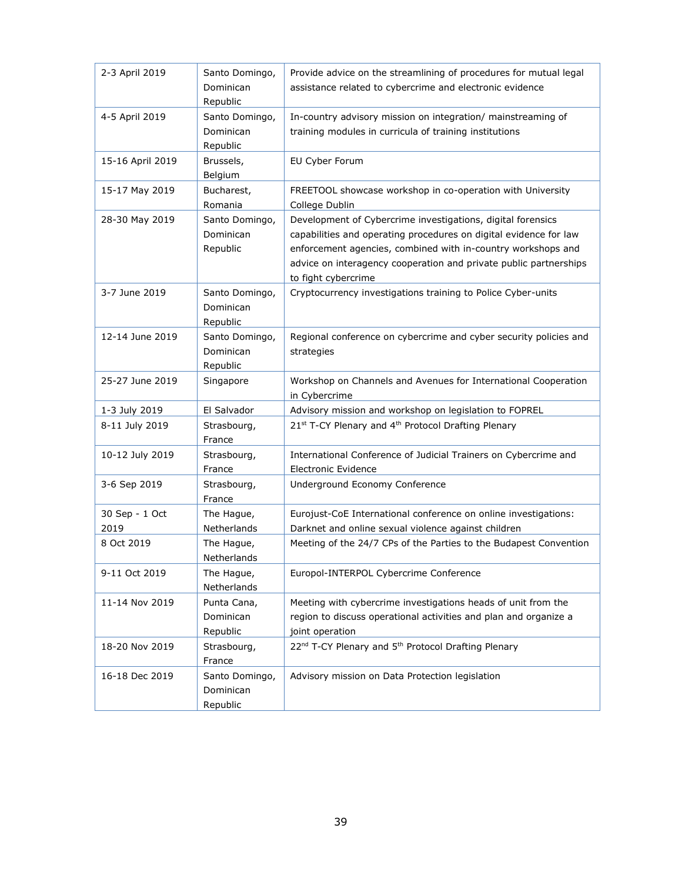| 2-3 April 2019 | Santo Domingo, Dominican Republic | Provide advice on the streamlining of procedures for mutual legal assistance related to cybercrime and electronic evidence |
|---|---|---|
| 4-5 April 2019 | Santo Domingo, Dominican Republic | In-country advisory mission on integration/ mainstreaming of training modules in curricula of training institutions |
| 15-16 April 2019 | Brussels, Belgium | EU Cyber Forum |
| 15-17 May 2019 | Bucharest, Romania | FREETOOL showcase workshop in co-operation with University College Dublin |
| 28-30 May 2019 | Santo Domingo, Dominican Republic | Development of Cybercrime investigations, digital forensics capabilities and operating procedures on digital evidence for law enforcement agencies, combined with in-country workshops and advice on interagency cooperation and private public partnerships to fight cybercrime |
| 3-7 June 2019 | Santo Domingo, Dominican Republic | Cryptocurrency investigations training to Police Cyber-units |
| 12-14 June 2019 | Santo Domingo, Dominican Republic | Regional conference on cybercrime and cyber security policies and strategies |
| 25-27 June 2019 | Singapore | Workshop on Channels and Avenues for International Cooperation in Cybercrime |
| 1-3 July 2019 | El Salvador | Advisory mission and workshop on legislation to FOPREL |
| 8-11 July 2019 | Strasbourg, France | 21st T-CY Plenary and 4th Protocol Drafting Plenary |
| 10-12 July 2019 | Strasbourg, France | International Conference of Judicial Trainers on Cybercrime and Electronic Evidence |
| 3-6 Sep 2019 | Strasbourg, France | Underground Economy Conference |
| 30 Sep - 1 Oct 2019 | The Hague, Netherlands | Eurojust-CoE International conference on online investigations: Darknet and online sexual violence against children |
| 8 Oct 2019 | The Hague, Netherlands | Meeting of the 24/7 CPs of the Parties to the Budapest Convention |
| 9-11 Oct 2019 | The Hague, Netherlands | Europol-INTERPOL Cybercrime Conference |
| 11-14 Nov 2019 | Punta Cana, Dominican Republic | Meeting with cybercrime investigations heads of unit from the region to discuss operational activities and plan and organize a joint operation |
| 18-20 Nov 2019 | Strasbourg, France | 22nd T-CY Plenary and 5th Protocol Drafting Plenary |
| 16-18 Dec 2019 | Santo Domingo, Dominican Republic | Advisory mission on Data Protection legislation |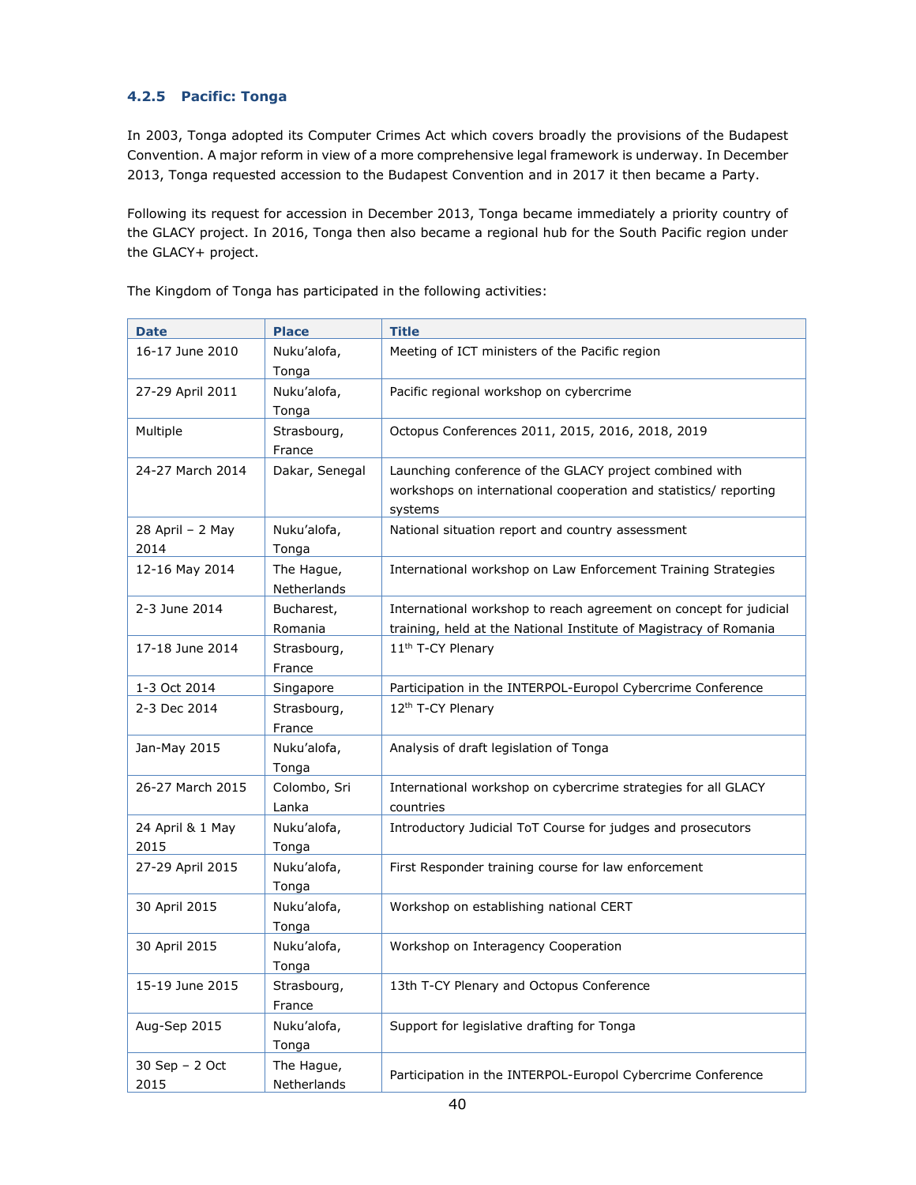#### 4.2.5 Pacific: Tonga

In 2003, Tonga adopted its Computer Crimes Act which covers broadly the provisions of the Budapest Convention. A major reform in view of a more comprehensive legal framework is underway. In December 2013, Tonga requested accession to the Budapest Convention and in 2017 it then became a Party.

Following its request for accession in December 2013, Tonga became immediately a priority country of the GLACY project. In 2016, Tonga then also became a regional hub for the South Pacific region under the GLACY+ project.

The Kingdom of Tonga has participated in the following activities:

| Date | Place | Title |
|---|---|---|
| 16-17 June 2010 | Nuku'alofa, Tonga | Meeting of ICT ministers of the Pacific region |
| 27-29 April 2011 | Nuku'alofa, Tonga | Pacific regional workshop on cybercrime |
| Multiple | Strasbourg, France | Octopus Conferences 2011, 2015, 2016, 2018, 2019 |
| 24-27 March 2014 | Dakar, Senegal | Launching conference of the GLACY project combined with workshops on international cooperation and statistics/ reporting systems |
| 28 April – 2 May 2014 | Nuku'alofa, Tonga | National situation report and country assessment |
| 12-16 May 2014 | The Hague, Netherlands | International workshop on Law Enforcement Training Strategies |
| 2-3 June 2014 | Bucharest, Romania | International workshop to reach agreement on concept for judicial training, held at the National Institute of Magistracy of Romania |
| 17-18 June 2014 | Strasbourg, France | 11th T-CY Plenary |
| 1-3 Oct 2014 | Singapore | Participation in the INTERPOL-Europol Cybercrime Conference |
| 2-3 Dec 2014 | Strasbourg, France | 12th T-CY Plenary |
| Jan-May 2015 | Nuku'alofa, Tonga | Analysis of draft legislation of Tonga |
| 26-27 March 2015 | Colombo, Sri Lanka | International workshop on cybercrime strategies for all GLACY countries |
| 24 April & 1 May 2015 | Nuku'alofa, Tonga | Introductory Judicial ToT Course for judges and prosecutors |
| 27-29 April 2015 | Nuku'alofa, Tonga | First Responder training course for law enforcement |
| 30 April 2015 | Nuku'alofa, Tonga | Workshop on establishing national CERT |
| 30 April 2015 | Nuku'alofa, Tonga | Workshop on Interagency Cooperation |
| 15-19 June 2015 | Strasbourg, France | 13th T-CY Plenary and Octopus Conference |
| Aug-Sep 2015 | Nuku'alofa, Tonga | Support for legislative drafting for Tonga |
| 30 Sep – 2 Oct 2015 | The Hague, Netherlands | Participation in the INTERPOL-Europol Cybercrime Conference |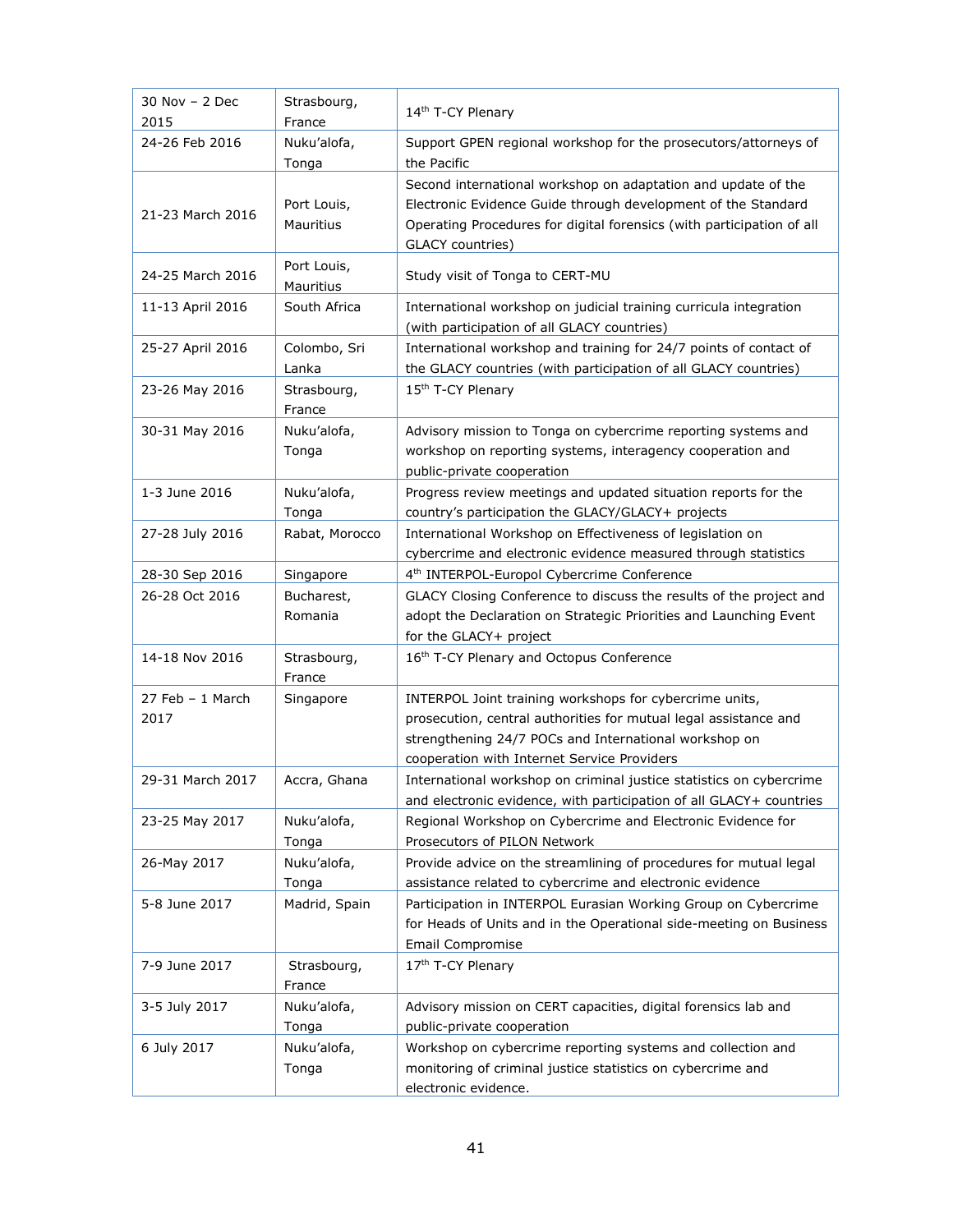| | | |
|---|---|---|
| 30 Nov – 2 Dec 2015 | Strasbourg, France | 14th T-CY Plenary |
| 24-26 Feb 2016 | Nuku'alofa, Tonga | Support GPEN regional workshop for the prosecutors/attorneys of the Pacific |
| 21-23 March 2016 | Port Louis, Mauritius | Second international workshop on adaptation and update of the Electronic Evidence Guide through development of the Standard Operating Procedures for digital forensics (with participation of all GLACY countries) |
| 24-25 March 2016 | Port Louis, Mauritius | Study visit of Tonga to CERT-MU |
| 11-13 April 2016 | South Africa | International workshop on judicial training curricula integration (with participation of all GLACY countries) |
| 25-27 April 2016 | Colombo, Sri Lanka | International workshop and training for 24/7 points of contact of the GLACY countries (with participation of all GLACY countries) |
| 23-26 May 2016 | Strasbourg, France | 15th T-CY Plenary |
| 30-31 May 2016 | Nuku'alofa, Tonga | Advisory mission to Tonga on cybercrime reporting systems and workshop on reporting systems, interagency cooperation and public-private cooperation |
| 1-3 June 2016 | Nuku'alofa, Tonga | Progress review meetings and updated situation reports for the country's participation the GLACY/GLACY+ projects |
| 27-28 July 2016 | Rabat, Morocco | International Workshop on Effectiveness of legislation on cybercrime and electronic evidence measured through statistics |
| 28-30 Sep 2016 | Singapore | 4th INTERPOL-Europol Cybercrime Conference |
| 26-28 Oct 2016 | Bucharest, Romania | GLACY Closing Conference to discuss the results of the project and adopt the Declaration on Strategic Priorities and Launching Event for the GLACY+ project |
| 14-18 Nov 2016 | Strasbourg, France | 16th T-CY Plenary and Octopus Conference |
| 27 Feb – 1 March 2017 | Singapore | INTERPOL Joint training workshops for cybercrime units, prosecution, central authorities for mutual legal assistance and strengthening 24/7 POCs and International workshop on cooperation with Internet Service Providers |
| 29-31 March 2017 | Accra, Ghana | International workshop on criminal justice statistics on cybercrime and electronic evidence, with participation of all GLACY+ countries |
| 23-25 May 2017 | Nuku'alofa, Tonga | Regional Workshop on Cybercrime and Electronic Evidence for Prosecutors of PILON Network |
| 26-May 2017 | Nuku'alofa, Tonga | Provide advice on the streamlining of procedures for mutual legal assistance related to cybercrime and electronic evidence |
| 5-8 June 2017 | Madrid, Spain | Participation in INTERPOL Eurasian Working Group on Cybercrime for Heads of Units and in the Operational side-meeting on Business Email Compromise |
| 7-9 June 2017 | Strasbourg, France | 17th T-CY Plenary |
| 3-5 July 2017 | Nuku'alofa, Tonga | Advisory mission on CERT capacities, digital forensics lab and public-private cooperation |
| 6 July 2017 | Nuku'alofa, Tonga | Workshop on cybercrime reporting systems and collection and monitoring of criminal justice statistics on cybercrime and electronic evidence. |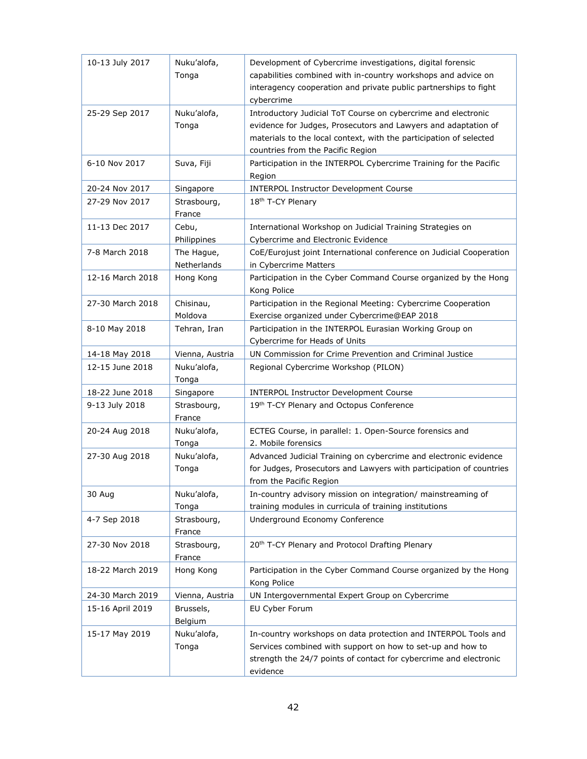| 10-13 July 2017 | Nuku'alofa, Tonga | Development of Cybercrime investigations, digital forensic capabilities combined with in-country workshops and advice on interagency cooperation and private public partnerships to fight cybercrime |
|---|---|---|
| 25-29 Sep 2017 | Nuku'alofa, Tonga | Introductory Judicial ToT Course on cybercrime and electronic evidence for Judges, Prosecutors and Lawyers and adaptation of materials to the local context, with the participation of selected countries from the Pacific Region |
| 6-10 Nov 2017 | Suva, Fiji | Participation in the INTERPOL Cybercrime Training for the Pacific Region |
| 20-24 Nov 2017 | Singapore | INTERPOL Instructor Development Course |
| 27-29 Nov 2017 | Strasbourg, France | 18th T-CY Plenary |
| 11-13 Dec 2017 | Cebu, Philippines | International Workshop on Judicial Training Strategies on Cybercrime and Electronic Evidence |
| 7-8 March 2018 | The Hague, Netherlands | CoE/Eurojust joint International conference on Judicial Cooperation in Cybercrime Matters |
| 12-16 March 2018 | Hong Kong | Participation in the Cyber Command Course organized by the Hong Kong Police |
| 27-30 March 2018 | Chisinau, Moldova | Participation in the Regional Meeting: Cybercrime Cooperation Exercise organized under Cybercrime@EAP 2018 |
| 8-10 May 2018 | Tehran, Iran | Participation in the INTERPOL Eurasian Working Group on Cybercrime for Heads of Units |
| 14-18 May 2018 | Vienna, Austria | UN Commission for Crime Prevention and Criminal Justice |
| 12-15 June 2018 | Nuku'alofa, Tonga | Regional Cybercrime Workshop (PILON) |
| 18-22 June 2018 | Singapore | INTERPOL Instructor Development Course |
| 9-13 July 2018 | Strasbourg, France | 19th T-CY Plenary and Octopus Conference |
| 20-24 Aug 2018 | Nuku'alofa, Tonga | ECTEG Course, in parallel: 1. Open-Source forensics and 2. Mobile forensics |
| 27-30 Aug 2018 | Nuku'alofa, Tonga | Advanced Judicial Training on cybercrime and electronic evidence for Judges, Prosecutors and Lawyers with participation of countries from the Pacific Region |
| 30 Aug | Nuku'alofa, Tonga | In-country advisory mission on integration/ mainstreaming of training modules in curricula of training institutions |
| 4-7 Sep 2018 | Strasbourg, France | Underground Economy Conference |
| 27-30 Nov 2018 | Strasbourg, France | 20th T-CY Plenary and Protocol Drafting Plenary |
| 18-22 March 2019 | Hong Kong | Participation in the Cyber Command Course organized by the Hong Kong Police |
| 24-30 March 2019 | Vienna, Austria | UN Intergovernmental Expert Group on Cybercrime |
| 15-16 April 2019 | Brussels, Belgium | EU Cyber Forum |
| 15-17 May 2019 | Nuku'alofa, Tonga | In-country workshops on data protection and INTERPOL Tools and Services combined with support on how to set-up and how to strength the 24/7 points of contact for cybercrime and electronic evidence |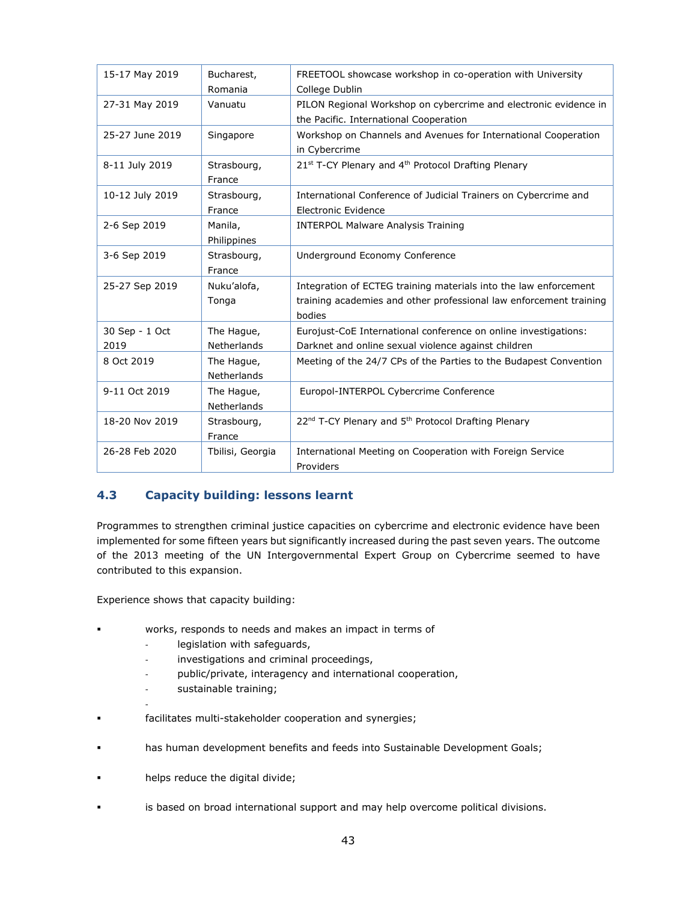| 15-17 May 2019 | Bucharest, Romania | FREETOOL showcase workshop in co-operation with University College Dublin |
|---|---|---|
| 27-31 May 2019 | Vanuatu | PILON Regional Workshop on cybercrime and electronic evidence in the Pacific. International Cooperation |
| 25-27 June 2019 | Singapore | Workshop on Channels and Avenues for International Cooperation in Cybercrime |
| 8-11 July 2019 | Strasbourg, France | 21st T-CY Plenary and 4th Protocol Drafting Plenary |
| 10-12 July 2019 | Strasbourg, France | International Conference of Judicial Trainers on Cybercrime and Electronic Evidence |
| 2-6 Sep 2019 | Manila, Philippines | INTERPOL Malware Analysis Training |
| 3-6 Sep 2019 | Strasbourg, France | Underground Economy Conference |
| 25-27 Sep 2019 | Nuku'alofa, Tonga | Integration of ECTEG training materials into the law enforcement training academies and other professional law enforcement training bodies |
| 30 Sep - 1 Oct 2019 | The Hague, Netherlands | Eurojust-CoE International conference on online investigations: Darknet and online sexual violence against children |
| 8 Oct 2019 | The Hague, Netherlands | Meeting of the 24/7 CPs of the Parties to the Budapest Convention |
| 9-11 Oct 2019 | The Hague, Netherlands | Europol-INTERPOL Cybercrime Conference |
| 18-20 Nov 2019 | Strasbourg, France | 22nd T-CY Plenary and 5th Protocol Drafting Plenary |
| 26-28 Feb 2020 | Tbilisi, Georgia | International Meeting on Cooperation with Foreign Service Providers |

### 4.3 Capacity building: lessons learnt

Programmes to strengthen criminal justice capacities on cybercrime and electronic evidence have been implemented for some fifteen years but significantly increased during the past seven years. The outcome of the 2013 meeting of the UN Intergovernmental Expert Group on Cybercrime seemed to have contributed to this expansion.

Experience shows that capacity building:

- works, responds to needs and makes an impact in terms of
  - legislation with safeguards,
  - investigations and criminal proceedings,
  - public/private, interagency and international cooperation,
  - sustainable training;
- facilitates multi-stakeholder cooperation and synergies;
- has human development benefits and feeds into Sustainable Development Goals;
- helps reduce the digital divide;
- is based on broad international support and may help overcome political divisions.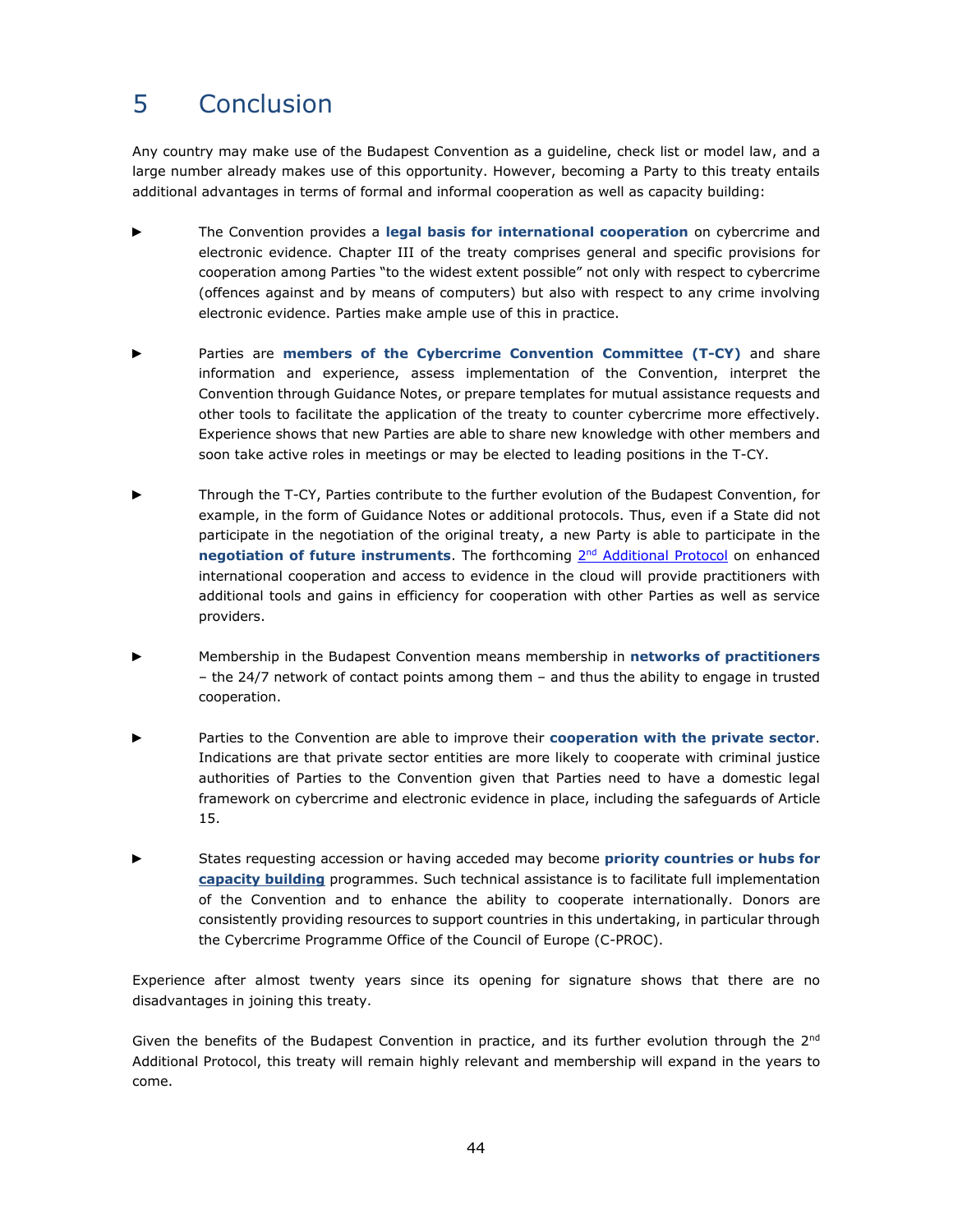# 5 Conclusion

Any country may make use of the Budapest Convention as a guideline, check list or model law, and a large number already makes use of this opportunity. However, becoming a Party to this treaty entails additional advantages in terms of formal and informal cooperation as well as capacity building:

- The Convention provides a **legal basis for international cooperation** on cybercrime and electronic evidence. Chapter III of the treaty comprises general and specific provisions for cooperation among Parties "to the widest extent possible" not only with respect to cybercrime (offences against and by means of computers) but also with respect to any crime involving electronic evidence. Parties make ample use of this in practice.

- Parties are **members of the Cybercrime Convention Committee (T-CY)** and share information and experience, assess implementation of the Convention, interpret the Convention through Guidance Notes, or prepare templates for mutual assistance requests and other tools to facilitate the application of the treaty to counter cybercrime more effectively. Experience shows that new Parties are able to share new knowledge with other members and soon take active roles in meetings or may be elected to leading positions in the T-CY.

- Through the T-CY, Parties contribute to the further evolution of the Budapest Convention, for example, in the form of Guidance Notes or additional protocols. Thus, even if a State did not participate in the negotiation of the original treaty, a new Party is able to participate in the **negotiation of future instruments**. The forthcoming 2nd Additional Protocol on enhanced international cooperation and access to evidence in the cloud will provide practitioners with additional tools and gains in efficiency for cooperation with other Parties as well as service providers.

- Membership in the Budapest Convention means membership in **networks of practitioners** – the 24/7 network of contact points among them – and thus the ability to engage in trusted cooperation.

- Parties to the Convention are able to improve their **cooperation with the private sector**. Indications are that private sector entities are more likely to cooperate with criminal justice authorities of Parties to the Convention given that Parties need to have a domestic legal framework on cybercrime and electronic evidence in place, including the safeguards of Article 15.

- States requesting accession or having acceded may become **priority countries or hubs for capacity building** programmes. Such technical assistance is to facilitate full implementation of the Convention and to enhance the ability to cooperate internationally. Donors are consistently providing resources to support countries in this undertaking, in particular through the Cybercrime Programme Office of the Council of Europe (C-PROC).

Experience after almost twenty years since its opening for signature shows that there are no disadvantages in joining this treaty.

Given the benefits of the Budapest Convention in practice, and its further evolution through the 2nd Additional Protocol, this treaty will remain highly relevant and membership will expand in the years to come.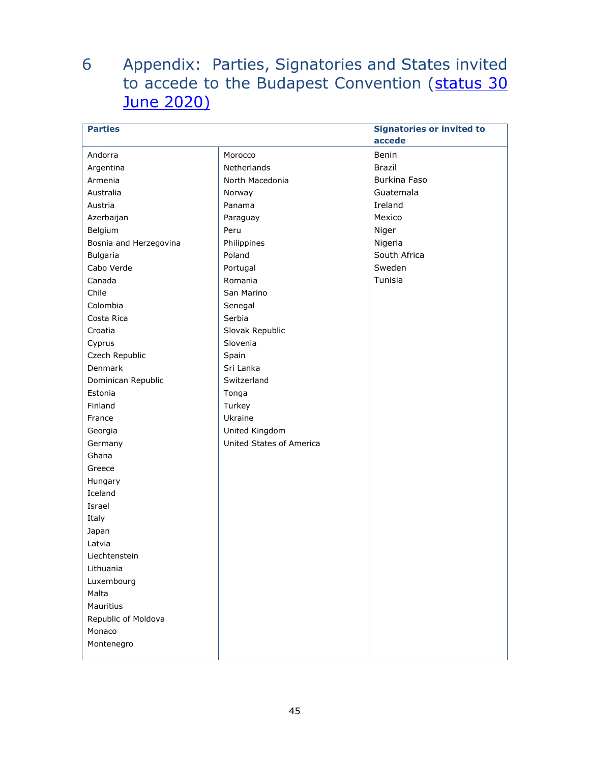# 6 Appendix: Parties, Signatories and States invited to accede to the Budapest Convention ([status 30 June 2020)]()

| **Parties** | | **Signatories or invited to accede** |
|---|---|---|
| Andorra | Morocco | Benin |
| Argentina | Netherlands | Brazil |
| Armenia | North Macedonia | Burkina Faso |
| Australia | Norway | Guatemala |
| Austria | Panama | Ireland |
| Azerbaijan | Paraguay | Mexico |
| Belgium | Peru | Niger |
| Bosnia and Herzegovina | Philippines | Nigeria |
| Bulgaria | Poland | South Africa |
| Cabo Verde | Portugal | Sweden |
| Canada | Romania | Tunisia |
| Chile | San Marino | |
| Colombia | Senegal | |
| Costa Rica | Serbia | |
| Croatia | Slovak Republic | |
| Cyprus | Slovenia | |
| Czech Republic | Spain | |
| Denmark | Sri Lanka | |
| Dominican Republic | Switzerland | |
| Estonia | Tonga | |
| Finland | Turkey | |
| France | Ukraine | |
| Georgia | United Kingdom | |
| Germany | United States of America | |
| Ghana | | |
| Greece | | |
| Hungary | | |
| Iceland | | |
| Israel | | |
| Italy | | |
| Japan | | |
| Latvia | | |
| Liechtenstein | | |
| Lithuania | | |
| Luxembourg | | |
| Malta | | |
| Mauritius | | |
| Republic of Moldova | | |
| Monaco | | |
| Montenegro | | |